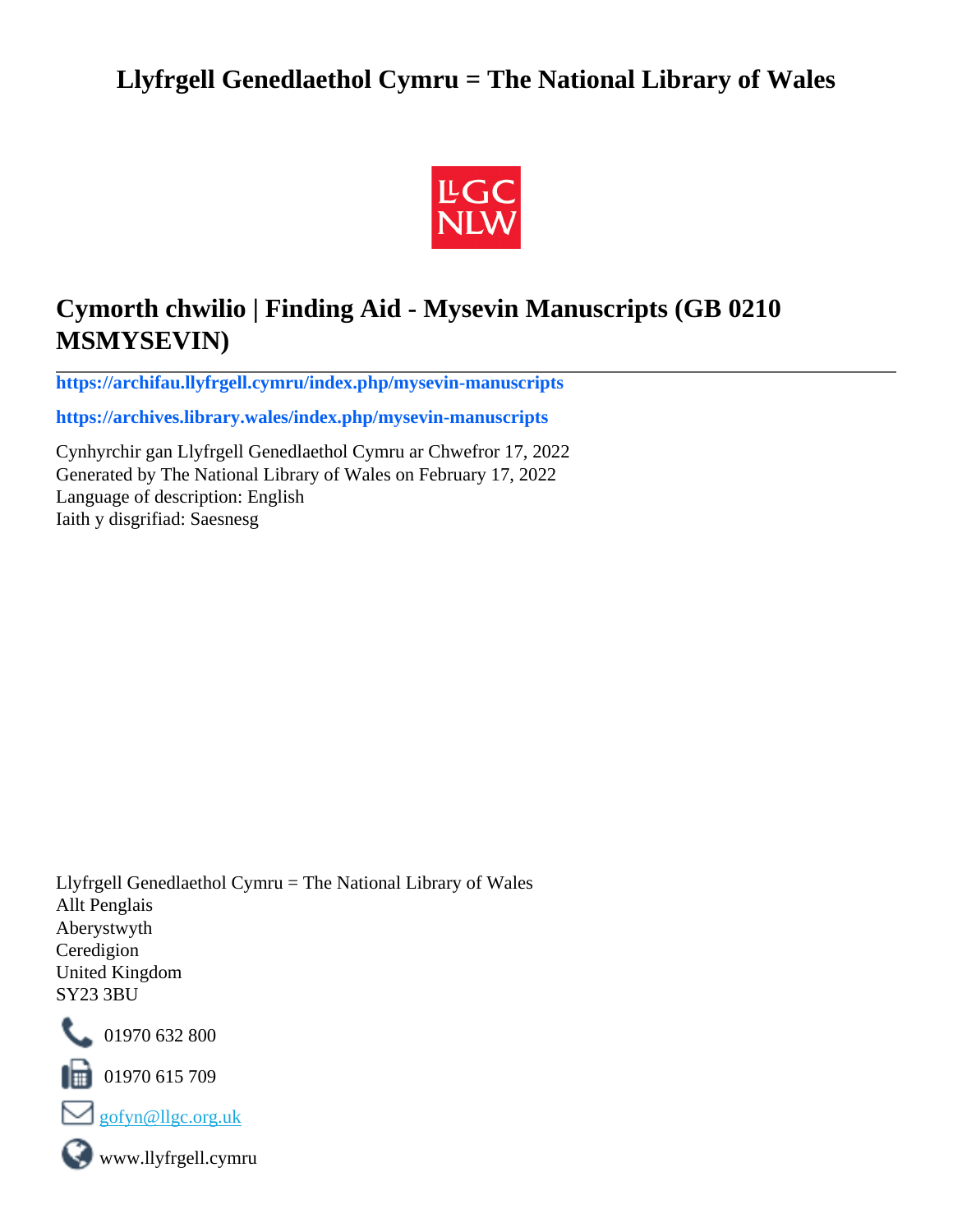# Llyfrgell Genedlaethol Cymru = The National Library of Wales

## Cymorth chwilio | Finding Aid - Mysevin Manuscripts (GB 0210 MSMYSEVIN)

**https://archifau.llyfrgell.cymru/index.php/mysevin-manuscripts**

**https://archives.library.wales/index.php/mysevin-manuscripts**

Cynhyrchir gan Llyfrgell Genedlaethol Cymru ar Chwefror 17, 2022
Generated by The National Library of Wales on February 17, 2022
Language of description: English
Iaith y disgrifiad: Saesnesg

Llyfrgell Genedlaethol Cymru = The National Library of Wales
Allt Penglais
Aberystwyth
Ceredigion
United Kingdom
SY23 3BU

01970 632 800

01970 615 709

gofyn@llgc.org.uk

www.llyfrgell.cymru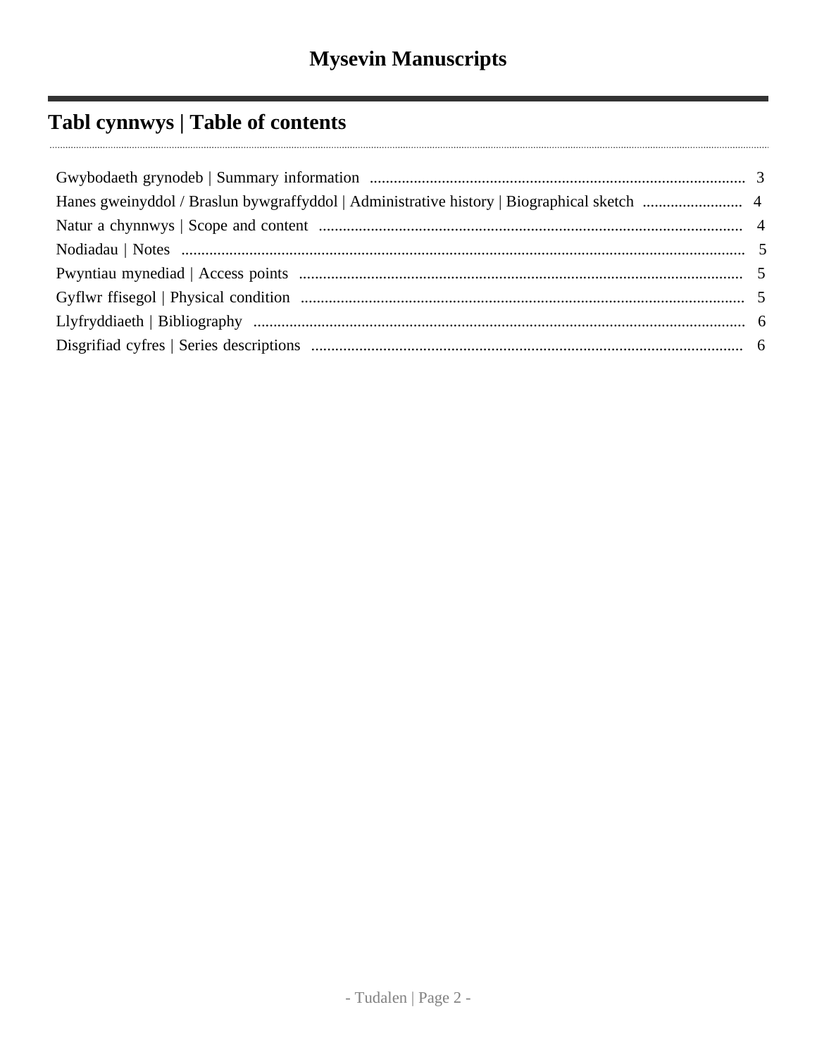# Mysevin Manuscripts

## Tabl cynnwys | Table of contents

- Gwybodaeth grynodeb | Summary information .......... 3
- Hanes gweinyddol / Braslun bywgraffyddol | Administrative history | Biographical sketch .......... 4
- Natur a chynnwys | Scope and content .......... 4
- Nodiadau | Notes .......... 5
- Pwyntiau mynediad | Access points .......... 5
- Gyflwr ffisegol | Physical condition .......... 5
- Llyfryddiaeth | Bibliography .......... 6
- Disgrifiad cyfres | Series descriptions .......... 6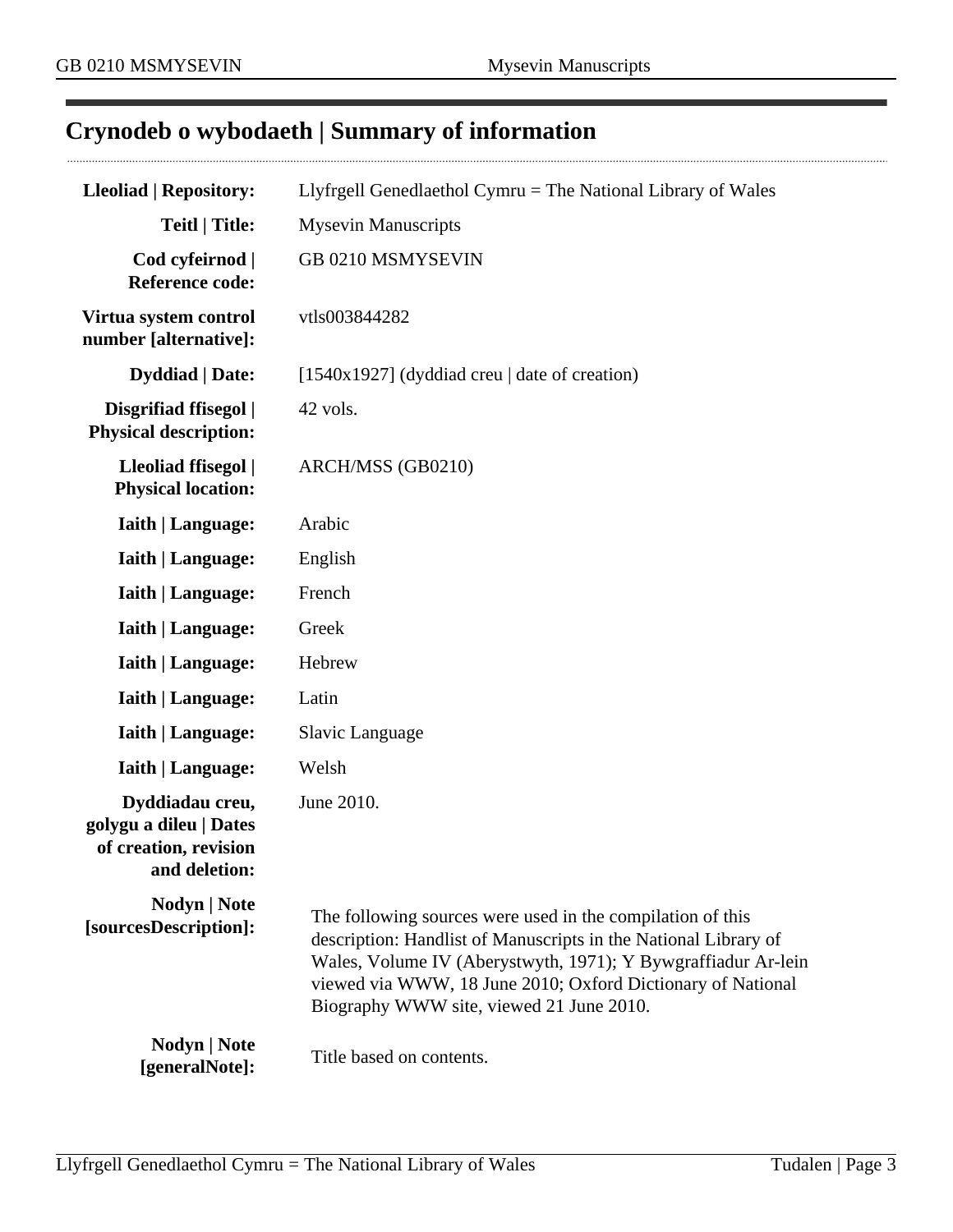# Crynodeb o wybodaeth | Summary of information

| | |
|---|---|
| **Lleoliad \| Repository:** | Llyfrgell Genedlaethol Cymru = The National Library of Wales |
| **Teitl \| Title:** | Mysevin Manuscripts |
| **Cod cyfeirnod \| Reference code:** | GB 0210 MSMYSEVIN |
| **Virtua system control number [alternative]:** | vtls003844282 |
| **Dyddiad \| Date:** | [1540x1927] (dyddiad creu \| date of creation) |
| **Disgrifiad ffisegol \| Physical description:** | 42 vols. |
| **Lleoliad ffisegol \| Physical location:** | ARCH/MSS (GB0210) |
| **Iaith \| Language:** | Arabic |
| **Iaith \| Language:** | English |
| **Iaith \| Language:** | French |
| **Iaith \| Language:** | Greek |
| **Iaith \| Language:** | Hebrew |
| **Iaith \| Language:** | Latin |
| **Iaith \| Language:** | Slavic Language |
| **Iaith \| Language:** | Welsh |
| **Dyddiadau creu, golygu a dileu \| Dates of creation, revision and deletion:** | June 2010. |
| **Nodyn \| Note [sourcesDescription]:** | The following sources were used in the compilation of this description: Handlist of Manuscripts in the National Library of Wales, Volume IV (Aberystwyth, 1971); Y Bywgraffiadur Ar-lein viewed via WWW, 18 June 2010; Oxford Dictionary of National Biography WWW site, viewed 21 June 2010. |
| **Nodyn \| Note [generalNote]:** | Title based on contents. |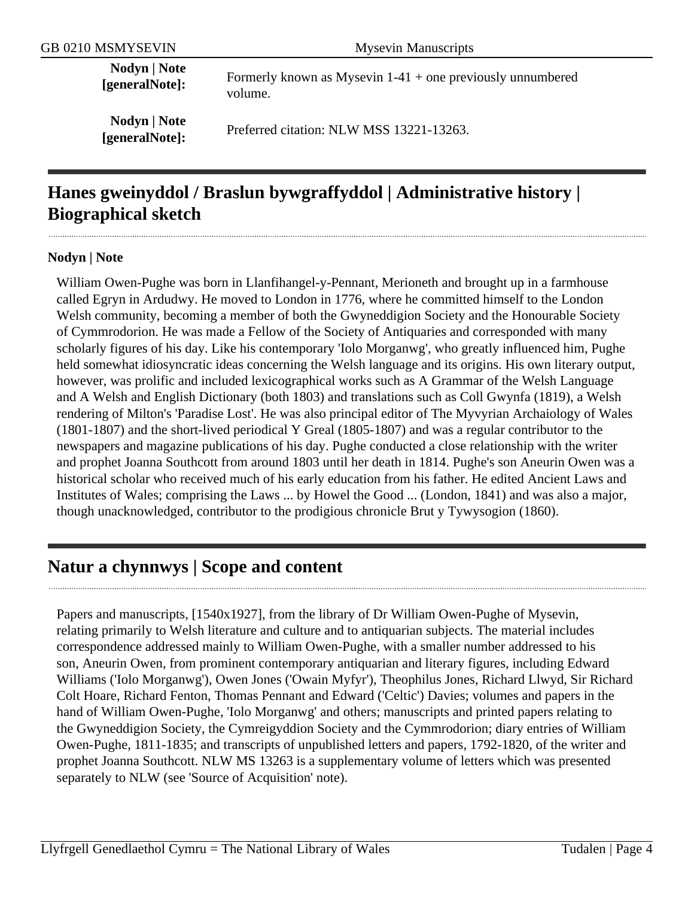**Nodyn | Note [generalNote]:** Formerly known as Mysevin 1-41 + one previously unnumbered volume.

**Nodyn | Note [generalNote]:** Preferred citation: NLW MSS 13221-13263.

## Hanes gweinyddol / Braslun bywgraffyddol | Administrative history | Biographical sketch

**Nodyn | Note**

William Owen-Pughe was born in Llanfihangel-y-Pennant, Merioneth and brought up in a farmhouse called Egryn in Ardudwy. He moved to London in 1776, where he committed himself to the London Welsh community, becoming a member of both the Gwyneddigion Society and the Honourable Society of Cymmrodorion. He was made a Fellow of the Society of Antiquaries and corresponded with many scholarly figures of his day. Like his contemporary 'Iolo Morganwg', who greatly influenced him, Pughe held somewhat idiosyncratic ideas concerning the Welsh language and its origins. His own literary output, however, was prolific and included lexicographical works such as A Grammar of the Welsh Language and A Welsh and English Dictionary (both 1803) and translations such as Coll Gwynfa (1819), a Welsh rendering of Milton's 'Paradise Lost'. He was also principal editor of The Myvyrian Archaiology of Wales (1801-1807) and the short-lived periodical Y Greal (1805-1807) and was a regular contributor to the newspapers and magazine publications of his day. Pughe conducted a close relationship with the writer and prophet Joanna Southcott from around 1803 until her death in 1814. Pughe's son Aneurin Owen was a historical scholar who received much of his early education from his father. He edited Ancient Laws and Institutes of Wales; comprising the Laws ... by Howel the Good ... (London, 1841) and was also a major, though unacknowledged, contributor to the prodigious chronicle Brut y Tywysogion (1860).

## Natur a chynnwys | Scope and content

Papers and manuscripts, [1540x1927], from the library of Dr William Owen-Pughe of Mysevin, relating primarily to Welsh literature and culture and to antiquarian subjects. The material includes correspondence addressed mainly to William Owen-Pughe, with a smaller number addressed to his son, Aneurin Owen, from prominent contemporary antiquarian and literary figures, including Edward Williams ('Iolo Morganwg'), Owen Jones ('Owain Myfyr'), Theophilus Jones, Richard Llwyd, Sir Richard Colt Hoare, Richard Fenton, Thomas Pennant and Edward ('Celtic') Davies; volumes and papers in the hand of William Owen-Pughe, 'Iolo Morganwg' and others; manuscripts and printed papers relating to the Gwyneddigion Society, the Cymreigyddion Society and the Cymmrodorion; diary entries of William Owen-Pughe, 1811-1835; and transcripts of unpublished letters and papers, 1792-1820, of the writer and prophet Joanna Southcott. NLW MS 13263 is a supplementary volume of letters which was presented separately to NLW (see 'Source of Acquisition' note).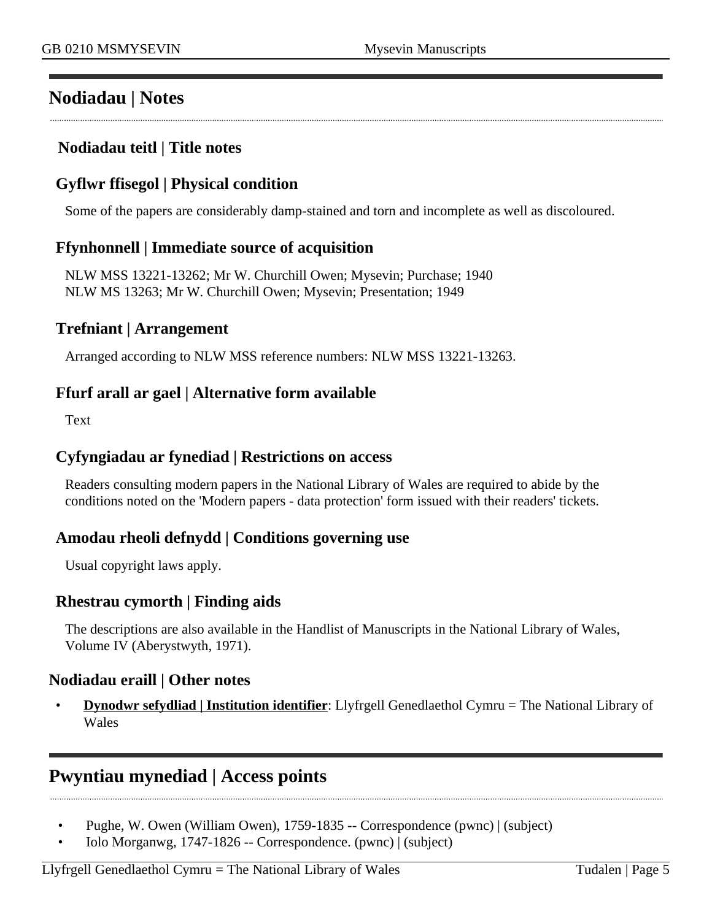## Nodiadau | Notes

### Nodiadau teitl | Title notes

### Gyflwr ffisegol | Physical condition

Some of the papers are considerably damp-stained and torn and incomplete as well as discoloured.

### Ffynhonnell | Immediate source of acquisition

NLW MSS 13221-13262; Mr W. Churchill Owen; Mysevin; Purchase; 1940
NLW MS 13263; Mr W. Churchill Owen; Mysevin; Presentation; 1949

### Trefniant | Arrangement

Arranged according to NLW MSS reference numbers: NLW MSS 13221-13263.

### Ffurf arall ar gael | Alternative form available

Text

### Cyfyngiadau ar fynediad | Restrictions on access

Readers consulting modern papers in the National Library of Wales are required to abide by the conditions noted on the 'Modern papers - data protection' form issued with their readers' tickets.

### Amodau rheoli defnydd | Conditions governing use

Usual copyright laws apply.

### Rhestrau cymorth | Finding aids

The descriptions are also available in the Handlist of Manuscripts in the National Library of Wales, Volume IV (Aberystwyth, 1971).

### Nodiadau eraill | Other notes

- **Dynodwr sefydliad | Institution identifier**: Llyfrgell Genedlaethol Cymru = The National Library of Wales

## Pwyntiau mynediad | Access points

- Pughe, W. Owen (William Owen), 1759-1835 -- Correspondence (pwnc) | (subject)
- Iolo Morganwg, 1747-1826 -- Correspondence. (pwnc) | (subject)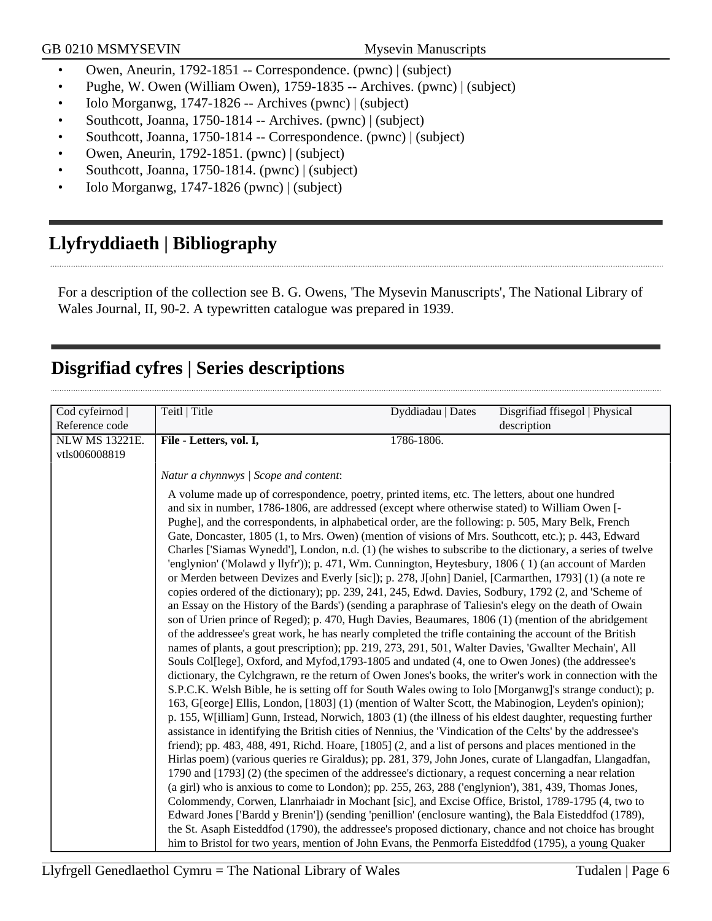- Owen, Aneurin, 1792-1851 -- Correspondence. (pwnc) | (subject)
- Pughe, W. Owen (William Owen), 1759-1835 -- Archives. (pwnc) | (subject)
- Iolo Morganwg, 1747-1826 -- Archives (pwnc) | (subject)
- Southcott, Joanna, 1750-1814 -- Archives. (pwnc) | (subject)
- Southcott, Joanna, 1750-1814 -- Correspondence. (pwnc) | (subject)
- Owen, Aneurin, 1792-1851. (pwnc) | (subject)
- Southcott, Joanna, 1750-1814. (pwnc) | (subject)
- Iolo Morganwg, 1747-1826 (pwnc) | (subject)

## Llyfryddiaeth | Bibliography

For a description of the collection see B. G. Owens, 'The Mysevin Manuscripts', The National Library of Wales Journal, II, 90-2. A typewritten catalogue was prepared in 1939.

## Disgrifiad cyfres | Series descriptions

| Cod cyfeirnod \| Reference code | Teitl \| Title | Dyddiadau \| Dates | Disgrifiad ffisegol \| Physical description |
|---|---|---|---|
| NLW MS 13221E. vtls006008819 | **File - Letters, vol. I,** | 1786-1806. | |

*Natur a chynnwys | Scope and content*:

A volume made up of correspondence, poetry, printed items, etc. The letters, about one hundred and six in number, 1786-1806, are addressed (except where otherwise stated) to William Owen [-Pughe], and the correspondents, in alphabetical order, are the following: p. 505, Mary Belk, French Gate, Doncaster, 1805 (1, to Mrs. Owen) (mention of visions of Mrs. Southcott, etc.); p. 443, Edward Charles ['Siamas Wynedd'], London, n.d. (1) (he wishes to subscribe to the dictionary, a series of twelve 'englynion' ('Molawd y llyfr')); p. 471, Wm. Cunnington, Heytesbury, 1806 ( 1) (an account of Marden or Merden between Devizes and Everly [sic]); p. 278, J[ohn] Daniel, [Carmarthen, 1793] (1) (a note re copies ordered of the dictionary); pp. 239, 241, 245, Edwd. Davies, Sodbury, 1792 (2, and 'Scheme of an Essay on the History of the Bards') (sending a paraphrase of Taliesin's elegy on the death of Owain son of Urien prince of Reged); p. 470, Hugh Davies, Beaumares, 1806 (1) (mention of the abridgement of the addressee's great work, he has nearly completed the trifle containing the account of the British names of plants, a gout prescription); pp. 219, 273, 291, 501, Walter Davies, 'Gwallter Mechain', All Souls Col[lege], Oxford, and Myfod,1793-1805 and undated (4, one to Owen Jones) (the addressee's dictionary, the Cylchgrawn, re the return of Owen Jones's books, the writer's work in connection with the S.P.C.K. Welsh Bible, he is setting off for South Wales owing to Iolo [Morganwg]'s strange conduct); p. 163, G[eorge] Ellis, London, [1803] (1) (mention of Walter Scott, the Mabinogion, Leyden's opinion); p. 155, W[illiam] Gunn, Irstead, Norwich, 1803 (1) (the illness of his eldest daughter, requesting further assistance in identifying the British cities of Nennius, the 'Vindication of the Celts' by the addressee's friend); pp. 483, 488, 491, Richd. Hoare, [1805] (2, and a list of persons and places mentioned in the Hirlas poem) (various queries re Giraldus); pp. 281, 379, John Jones, curate of Llangadfan, Llangadfan, 1790 and [1793] (2) (the specimen of the addressee's dictionary, a request concerning a near relation (a girl) who is anxious to come to London); pp. 255, 263, 288 ('englynion'), 381, 439, Thomas Jones, Colommendy, Corwen, Llanrhaiadr in Mochant [sic], and Excise Office, Bristol, 1789-1795 (4, two to Edward Jones ['Bardd y Brenin']) (sending 'penillion' (enclosure wanting), the Bala Eisteddfod (1789), the St. Asaph Eisteddfod (1790), the addressee's proposed dictionary, chance and not choice has brought him to Bristol for two years, mention of John Evans, the Penmorfa Eisteddfod (1795), a young Quaker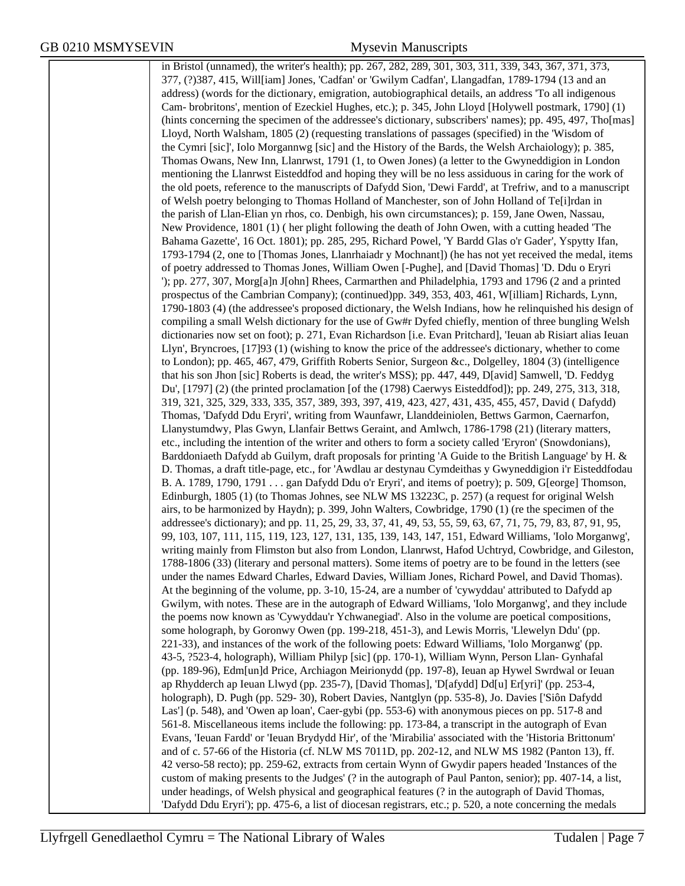in Bristol (unnamed), the writer's health); pp. 267, 282, 289, 301, 303, 311, 339, 343, 367, 371, 373, 377, (?)387, 415, Will[iam] Jones, 'Cadfan' or 'Gwilym Cadfan', Llangadfan, 1789-1794 (13 and an address) (words for the dictionary, emigration, autobiographical details, an address 'To all indigenous Cam- brobritons', mention of Ezeckiel Hughes, etc.); p. 345, John Lloyd [Holywell postmark, 1790] (1) (hints concerning the specimen of the addressee's dictionary, subscribers' names); pp. 495, 497, Tho[mas] Lloyd, North Walsham, 1805 (2) (requesting translations of passages (specified) in the 'Wisdom of the Cymri [sic]', Iolo Morgannwg [sic] and the History of the Bards, the Welsh Archaiology); p. 385, Thomas Owans, New Inn, Llanrwst, 1791 (1, to Owen Jones) (a letter to the Gwyneddigion in London mentioning the Llanrwst Eisteddfod and hoping they will be no less assiduous in caring for the work of the old poets, reference to the manuscripts of Dafydd Sion, 'Dewi Fardd', at Trefriw, and to a manuscript of Welsh poetry belonging to Thomas Holland of Manchester, son of John Holland of Te[i]rdan in the parish of Llan-Elian yn rhos, co. Denbigh, his own circumstances); p. 159, Jane Owen, Nassau, New Providence, 1801 (1) ( her plight following the death of John Owen, with a cutting headed 'The Bahama Gazette', 16 Oct. 1801); pp. 285, 295, Richard Powel, 'Y Bardd Glas o'r Gader', Yspytty Ifan, 1793-1794 (2, one to [Thomas Jones, Llanrhaiadr y Mochnant]) (he has not yet received the medal, items of poetry addressed to Thomas Jones, William Owen [-Pughe], and [David Thomas] 'D. Ddu o Eryri '); pp. 277, 307, Morg[a]n J[ohn] Rhees, Carmarthen and Philadelphia, 1793 and 1796 (2 and a printed prospectus of the Cambrian Company); (continued)pp. 349, 353, 403, 461, W[illiam] Richards, Lynn, 1790-1803 (4) (the addressee's proposed dictionary, the Welsh Indians, how he relinquished his design of compiling a small Welsh dictionary for the use of Gw#r Dyfed chiefly, mention of three bungling Welsh dictionaries now set on foot); p. 271, Evan Richardson [i.e. Evan Pritchard], 'Ieuan ab Risiart alias Ieuan Llyn', Bryncroes, [17]93 (1) (wishing to know the price of the addressee's dictionary, whether to come to London); pp. 465, 467, 479, Griffith Roberts Senior, Surgeon &c., Dolgelley, 1804 (3) (intelligence that his son Jhon [sic] Roberts is dead, the writer's MSS); pp. 447, 449, D[avid] Samwell, 'D. Feddyg Du', [1797] (2) (the printed proclamation [of the (1798) Caerwys Eisteddfod]); pp. 249, 275, 313, 318, 319, 321, 325, 329, 333, 335, 357, 389, 393, 397, 419, 423, 427, 431, 435, 455, 457, David ( Dafydd) Thomas, 'Dafydd Ddu Eryri', writing from Waunfawr, Llanddeiniolen, Bettws Garmon, Caernarfon, Llanystumdwy, Plas Gwyn, Llanfair Bettws Geraint, and Amlwch, 1786-1798 (21) (literary matters, etc., including the intention of the writer and others to form a society called 'Eryron' (Snowdonians), Barddoniaeth Dafydd ab Guilym, draft proposals for printing 'A Guide to the British Language' by H. & D. Thomas, a draft title-page, etc., for 'Awdlau ar destynau Cymdeithas y Gwyneddigion i'r Eisteddfodau B. A. 1789, 1790, 1791 . . . gan Dafydd Ddu o'r Eryri', and items of poetry); p. 509, G[eorge] Thomson, Edinburgh, 1805 (1) (to Thomas Johnes, see NLW MS 13223C, p. 257) (a request for original Welsh airs, to be harmonized by Haydn); p. 399, John Walters, Cowbridge, 1790 (1) (re the specimen of the addressee's dictionary); and pp. 11, 25, 29, 33, 37, 41, 49, 53, 55, 59, 63, 67, 71, 75, 79, 83, 87, 91, 95, 99, 103, 107, 111, 115, 119, 123, 127, 131, 135, 139, 143, 147, 151, Edward Williams, 'Iolo Morganwg', writing mainly from Flimston but also from London, Llanrwst, Hafod Uchtryd, Cowbridge, and Gileston, 1788-1806 (33) (literary and personal matters). Some items of poetry are to be found in the letters (see under the names Edward Charles, Edward Davies, William Jones, Richard Powel, and David Thomas). At the beginning of the volume, pp. 3-10, 15-24, are a number of 'cywyddau' attributed to Dafydd ap Gwilym, with notes. These are in the autograph of Edward Williams, 'Iolo Morganwg', and they include the poems now known as 'Cywyddau'r Ychwanegiad'. Also in the volume are poetical compositions, some holograph, by Goronwy Owen (pp. 199-218, 451-3), and Lewis Morris, 'Llewelyn Ddu' (pp. 221-33), and instances of the work of the following poets: Edward Williams, 'Iolo Morganwg' (pp. 43-5, ?523-4, holograph), William Philyp [sic] (pp. 170-1), William Wynn, Person Llan- Gynhafal (pp. 189-96), Edm[un]d Price, Archiagon Meirionydd (pp. 197-8), Ieuan ap Hywel Swrdwal or Ieuan ap Rhydderch ap Ieuan Llwyd (pp. 235-7), [David Thomas], 'D[afydd] Dd[u] Er[yri]' (pp. 253-4, holograph), D. Pugh (pp. 529- 30), Robert Davies, Nantglyn (pp. 535-8), Jo. Davies ['Siôn Dafydd Las'] (p. 548), and 'Owen ap loan', Caer-gybi (pp. 553-6) with anonymous pieces on pp. 517-8 and 561-8. Miscellaneous items include the following: pp. 173-84, a transcript in the autograph of Evan Evans, 'Ieuan Fardd' or 'Ieuan Brydydd Hir', of the 'Mirabilia' associated with the 'Historia Brittonum' and of c. 57-66 of the Historia (cf. NLW MS 7011D, pp. 202-12, and NLW MS 1982 (Panton 13), ff. 42 verso-58 recto); pp. 259-62, extracts from certain Wynn of Gwydir papers headed 'Instances of the custom of making presents to the Judges' (? in the autograph of Paul Panton, senior); pp. 407-14, a list, under headings, of Welsh physical and geographical features (? in the autograph of David Thomas, 'Dafydd Ddu Eryri'); pp. 475-6, a list of diocesan registrars, etc.; p. 520, a note concerning the medals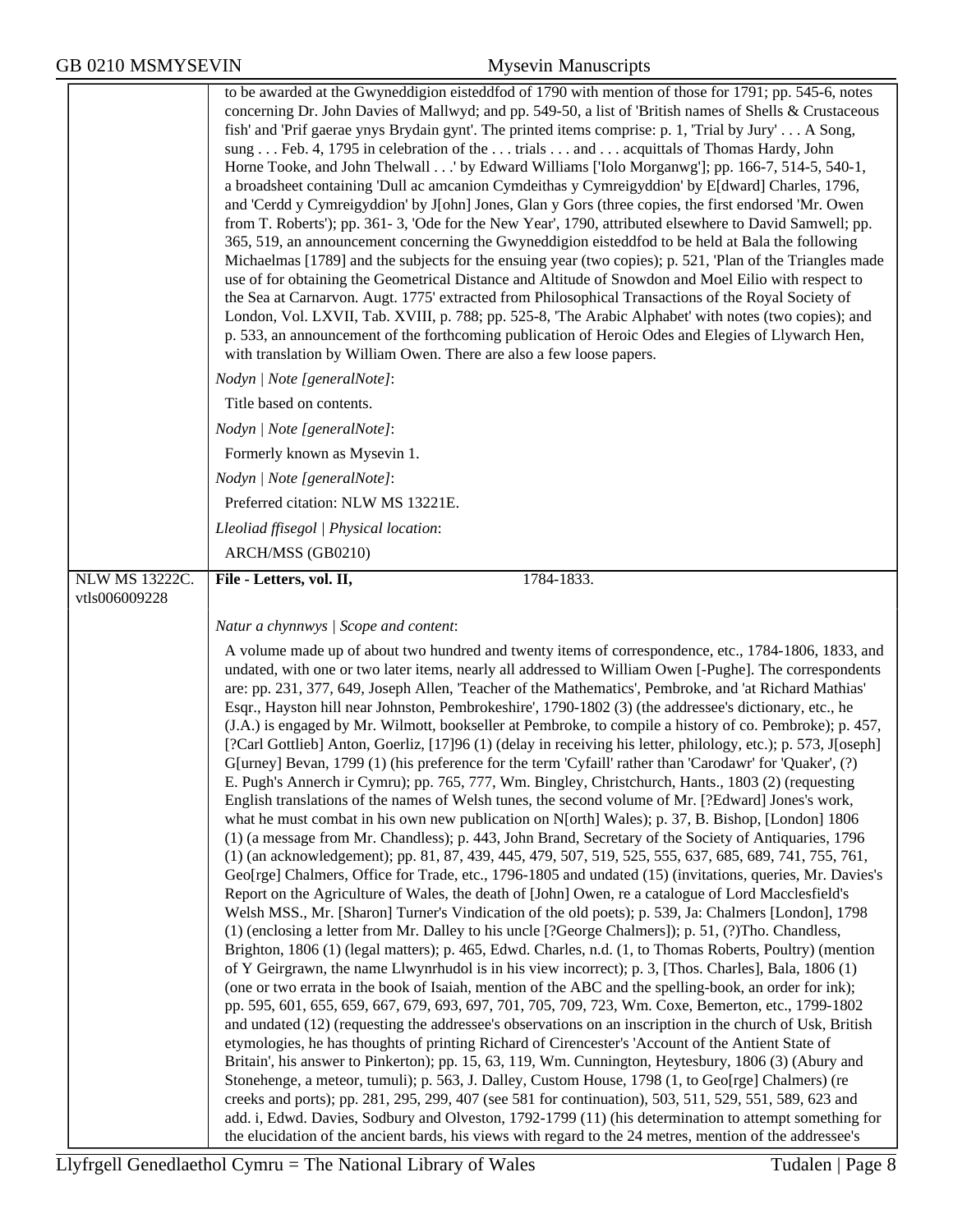to be awarded at the Gwyneddigion eisteddfod of 1790 with mention of those for 1791; pp. 545-6, notes concerning Dr. John Davies of Mallwyd; and pp. 549-50, a list of 'British names of Shells & Crustaceous fish' and 'Prif gaerae ynys Brydain gynt'. The printed items comprise: p. 1, 'Trial by Jury' . . . A Song, sung . . . Feb. 4, 1795 in celebration of the . . . trials . . . and . . . acquittals of Thomas Hardy, John Horne Tooke, and John Thelwall . . .' by Edward Williams ['Iolo Morganwg']; pp. 166-7, 514-5, 540-1, a broadsheet containing 'Dull ac amcanion Cymdeithas y Cymreigyddion' by E[dward] Charles, 1796, and 'Cerdd y Cymreigyddion' by J[ohn] Jones, Glan y Gors (three copies, the first endorsed 'Mr. Owen from T. Roberts'); pp. 361- 3, 'Ode for the New Year', 1790, attributed elsewhere to David Samwell; pp. 365, 519, an announcement concerning the Gwyneddigion eisteddfod to be held at Bala the following Michaelmas [1789] and the subjects for the ensuing year (two copies); p. 521, 'Plan of the Triangles made use of for obtaining the Geometrical Distance and Altitude of Snowdon and Moel Eilio with respect to the Sea at Carnarvon. Augt. 1775' extracted from Philosophical Transactions of the Royal Society of London, Vol. LXVII, Tab. XVIII, p. 788; pp. 525-8, 'The Arabic Alphabet' with notes (two copies); and p. 533, an announcement of the forthcoming publication of Heroic Odes and Elegies of Llywarch Hen, with translation by William Owen. There are also a few loose papers.

*Nodyn | Note [generalNote]*:

Title based on contents.

*Nodyn | Note [generalNote]*:

Formerly known as Mysevin 1.

*Nodyn | Note [generalNote]*:

Preferred citation: NLW MS 13221E.

*Lleoliad ffisegol | Physical location*:

ARCH/MSS (GB0210)

---

NLW MS 13222C.
vtls006009228

**File - Letters, vol. II,** 1784-1833.

*Natur a chynnwys | Scope and content*:

A volume made up of about two hundred and twenty items of correspondence, etc., 1784-1806, 1833, and undated, with one or two later items, nearly all addressed to William Owen [-Pughe]. The correspondents are: pp. 231, 377, 649, Joseph Allen, 'Teacher of the Mathematics', Pembroke, and 'at Richard Mathias' Esqr., Hayston hill near Johnston, Pembrokeshire', 1790-1802 (3) (the addressee's dictionary, etc., he (J.A.) is engaged by Mr. Wilmott, bookseller at Pembroke, to compile a history of co. Pembroke); p. 457, [?Carl Gottlieb] Anton, Goerliz, [17]96 (1) (delay in receiving his letter, philology, etc.); p. 573, J[oseph] G[urney] Bevan, 1799 (1) (his preference for the term 'Cyfaill' rather than 'Carodawr' for 'Quaker', (?) E. Pugh's Annerch ir Cymru); pp. 765, 777, Wm. Bingley, Christchurch, Hants., 1803 (2) (requesting English translations of the names of Welsh tunes, the second volume of Mr. [?Edward] Jones's work, what he must combat in his own new publication on N[orth] Wales); p. 37, B. Bishop, [London] 1806 (1) (a message from Mr. Chandless); p. 443, John Brand, Secretary of the Society of Antiquaries, 1796 (1) (an acknowledgement); pp. 81, 87, 439, 445, 479, 507, 519, 525, 555, 637, 685, 689, 741, 755, 761, Geo[rge] Chalmers, Office for Trade, etc., 1796-1805 and undated (15) (invitations, queries, Mr. Davies's Report on the Agriculture of Wales, the death of [John] Owen, re a catalogue of Lord Macclesfield's Welsh MSS., Mr. [Sharon] Turner's Vindication of the old poets); p. 539, Ja: Chalmers [London], 1798 (1) (enclosing a letter from Mr. Dalley to his uncle [?George Chalmers]); p. 51, (?)Tho. Chandless, Brighton, 1806 (1) (legal matters); p. 465, Edwd. Charles, n.d. (1, to Thomas Roberts, Poultry) (mention of Y Geirgrawn, the name Llwynrhudol is in his view incorrect); p. 3, [Thos. Charles], Bala, 1806 (1) (one or two errata in the book of Isaiah, mention of the ABC and the spelling-book, an order for ink); pp. 595, 601, 655, 659, 667, 679, 693, 697, 701, 705, 709, 723, Wm. Coxe, Bemerton, etc., 1799-1802 and undated (12) (requesting the addressee's observations on an inscription in the church of Usk, British etymologies, he has thoughts of printing Richard of Cirencester's 'Account of the Antient State of Britain', his answer to Pinkerton); pp. 15, 63, 119, Wm. Cunnington, Heytesbury, 1806 (3) (Abury and Stonehenge, a meteor, tumuli); p. 563, J. Dalley, Custom House, 1798 (1, to Geo[rge] Chalmers) (re creeks and ports); pp. 281, 295, 299, 407 (see 581 for continuation), 503, 511, 529, 551, 589, 623 and add. i, Edwd. Davies, Sodbury and Olveston, 1792-1799 (11) (his determination to attempt something for the elucidation of the ancient bards, his views with regard to the 24 metres, mention of the addressee's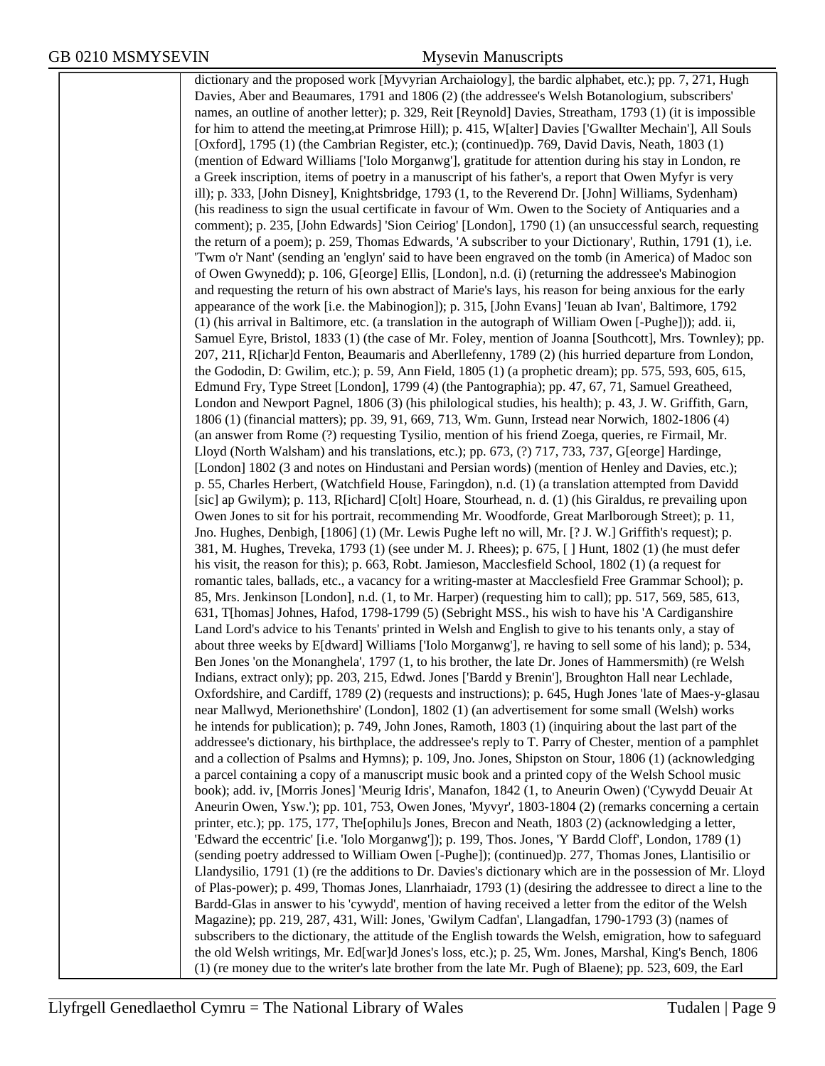dictionary and the proposed work [Myvyrian Archaiology], the bardic alphabet, etc.); pp. 7, 271, Hugh Davies, Aber and Beaumares, 1791 and 1806 (2) (the addressee's Welsh Botanologium, subscribers' names, an outline of another letter); p. 329, Reit [Reynold] Davies, Streatham, 1793 (1) (it is impossible for him to attend the meeting,at Primrose Hill); p. 415, W[alter] Davies ['Gwallter Mechain'], All Souls [Oxford], 1795 (1) (the Cambrian Register, etc.); (continued)p. 769, David Davis, Neath, 1803 (1) (mention of Edward Williams ['Iolo Morganwg'], gratitude for attention during his stay in London, re a Greek inscription, items of poetry in a manuscript of his father's, a report that Owen Myfyr is very ill); p. 333, [John Disney], Knightsbridge, 1793 (1, to the Reverend Dr. [John] Williams, Sydenham) (his readiness to sign the usual certificate in favour of Wm. Owen to the Society of Antiquaries and a comment); p. 235, [John Edwards] 'Sion Ceiriog' [London], 1790 (1) (an unsuccessful search, requesting the return of a poem); p. 259, Thomas Edwards, 'A subscriber to your Dictionary', Ruthin, 1791 (1), i.e. 'Twm o'r Nant' (sending an 'englyn' said to have been engraved on the tomb (in America) of Madoc son of Owen Gwynedd); p. 106, G[eorge] Ellis, [London], n.d. (i) (returning the addressee's Mabinogion and requesting the return of his own abstract of Marie's lays, his reason for being anxious for the early appearance of the work [i.e. the Mabinogion]); p. 315, [John Evans] 'Ieuan ab Ivan', Baltimore, 1792 (1) (his arrival in Baltimore, etc. (a translation in the autograph of William Owen [-Pughe])); add. ii, Samuel Eyre, Bristol, 1833 (1) (the case of Mr. Foley, mention of Joanna [Southcott], Mrs. Townley); pp. 207, 211, R[ichar]d Fenton, Beaumaris and Aberllefenny, 1789 (2) (his hurried departure from London, the Gododin, D: Gwilim, etc.); p. 59, Ann Field, 1805 (1) (a prophetic dream); pp. 575, 593, 605, 615, Edmund Fry, Type Street [London], 1799 (4) (the Pantographia); pp. 47, 67, 71, Samuel Greatheed, London and Newport Pagnel, 1806 (3) (his philological studies, his health); p. 43, J. W. Griffith, Garn, 1806 (1) (financial matters); pp. 39, 91, 669, 713, Wm. Gunn, Irstead near Norwich, 1802-1806 (4) (an answer from Rome (?) requesting Tysilio, mention of his friend Zoega, queries, re Firmail, Mr. Lloyd (North Walsham) and his translations, etc.); pp. 673, (?) 717, 733, 737, G[eorge] Hardinge, [London] 1802 (3 and notes on Hindustani and Persian words) (mention of Henley and Davies, etc.); p. 55, Charles Herbert, (Watchfield House, Faringdon), n.d. (1) (a translation attempted from Davidd [sic] ap Gwilym); p. 113, R[ichard] C[olt] Hoare, Stourhead, n. d. (1) (his Giraldus, re prevailing upon Owen Jones to sit for his portrait, recommending Mr. Woodforde, Great Marlborough Street); p. 11, Jno. Hughes, Denbigh, [1806] (1) (Mr. Lewis Pughe left no will, Mr. [? J. W.] Griffith's request); p. 381, M. Hughes, Treveka, 1793 (1) (see under M. J. Rhees); p. 675, [ ] Hunt, 1802 (1) (he must defer his visit, the reason for this); p. 663, Robt. Jamieson, Macclesfield School, 1802 (1) (a request for romantic tales, ballads, etc., a vacancy for a writing-master at Macclesfield Free Grammar School); p. 85, Mrs. Jenkinson [London], n.d. (1, to Mr. Harper) (requesting him to call); pp. 517, 569, 585, 613, 631, T[homas] Johnes, Hafod, 1798-1799 (5) (Sebright MSS., his wish to have his 'A Cardiganshire Land Lord's advice to his Tenants' printed in Welsh and English to give to his tenants only, a stay of about three weeks by E[dward] Williams ['Iolo Morganwg'], re having to sell some of his land); p. 534, Ben Jones 'on the Monanghela', 1797 (1, to his brother, the late Dr. Jones of Hammersmith) (re Welsh Indians, extract only); pp. 203, 215, Edwd. Jones ['Bardd y Brenin'], Broughton Hall near Lechlade, Oxfordshire, and Cardiff, 1789 (2) (requests and instructions); p. 645, Hugh Jones 'late of Maes-y-glasau near Mallwyd, Merionethshire' (London], 1802 (1) (an advertisement for some small (Welsh) works he intends for publication); p. 749, John Jones, Ramoth, 1803 (1) (inquiring about the last part of the addressee's dictionary, his birthplace, the addressee's reply to T. Parry of Chester, mention of a pamphlet and a collection of Psalms and Hymns); p. 109, Jno. Jones, Shipston on Stour, 1806 (1) (acknowledging a parcel containing a copy of a manuscript music book and a printed copy of the Welsh School music book); add. iv, [Morris Jones] 'Meurig Idris', Manafon, 1842 (1, to Aneurin Owen) ('Cywydd Deuair At Aneurin Owen, Ysw.'); pp. 101, 753, Owen Jones, 'Myvyr', 1803-1804 (2) (remarks concerning a certain printer, etc.); pp. 175, 177, The[ophilu]s Jones, Brecon and Neath, 1803 (2) (acknowledging a letter, 'Edward the eccentric' [i.e. 'Iolo Morganwg']); p. 199, Thos. Jones, 'Y Bardd Cloff', London, 1789 (1) (sending poetry addressed to William Owen [-Pughe]); (continued)p. 277, Thomas Jones, Llantisilio or Llandysilio, 1791 (1) (re the additions to Dr. Davies's dictionary which are in the possession of Mr. Lloyd of Plas-power); p. 499, Thomas Jones, Llanrhaiadr, 1793 (1) (desiring the addressee to direct a line to the Bardd-Glas in answer to his 'cywydd', mention of having received a letter from the editor of the Welsh Magazine); pp. 219, 287, 431, Will: Jones, 'Gwilym Cadfan', Llangadfan, 1790-1793 (3) (names of subscribers to the dictionary, the attitude of the English towards the Welsh, emigration, how to safeguard the old Welsh writings, Mr. Ed[war]d Jones's loss, etc.); p. 25, Wm. Jones, Marshal, King's Bench, 1806 (1) (re money due to the writer's late brother from the late Mr. Pugh of Blaene); pp. 523, 609, the Earl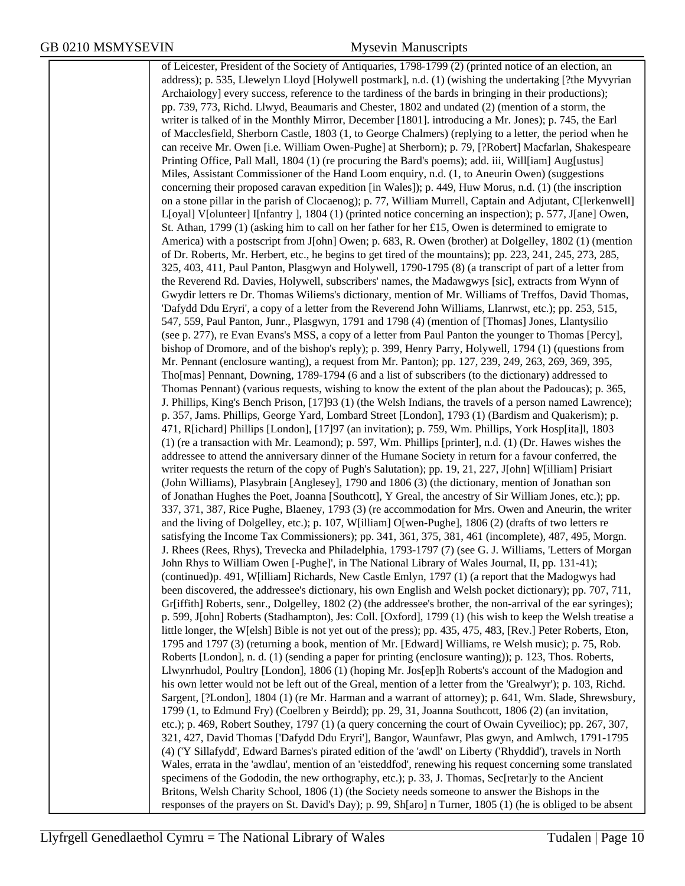of Leicester, President of the Society of Antiquaries, 1798-1799 (2) (printed notice of an election, an address); p. 535, Llewelyn Lloyd [Holywell postmark], n.d. (1) (wishing the undertaking [?the Myvyrian Archaiology] every success, reference to the tardiness of the bards in bringing in their productions); pp. 739, 773, Richd. Llwyd, Beaumaris and Chester, 1802 and undated (2) (mention of a storm, the writer is talked of in the Monthly Mirror, December [1801]. introducing a Mr. Jones); p. 745, the Earl of Macclesfield, Sherborn Castle, 1803 (1, to George Chalmers) (replying to a letter, the period when he can receive Mr. Owen [i.e. William Owen-Pughe] at Sherborn); p. 79, [?Robert] Macfarlan, Shakespeare Printing Office, Pall Mall, 1804 (1) (re procuring the Bard's poems); add. iii, Will[iam] Aug[ustus] Miles, Assistant Commissioner of the Hand Loom enquiry, n.d. (1, to Aneurin Owen) (suggestions concerning their proposed caravan expedition [in Wales]); p. 449, Huw Morus, n.d. (1) (the inscription on a stone pillar in the parish of Clocaenog); p. 77, William Murrell, Captain and Adjutant, C[lerkenwell] L[oyal] V[olunteer] I[nfantry ], 1804 (1) (printed notice concerning an inspection); p. 577, J[ane] Owen, St. Athan, 1799 (1) (asking him to call on her father for her £15, Owen is determined to emigrate to America) with a postscript from J[ohn] Owen; p. 683, R. Owen (brother) at Dolgelley, 1802 (1) (mention of Dr. Roberts, Mr. Herbert, etc., he begins to get tired of the mountains); pp. 223, 241, 245, 273, 285, 325, 403, 411, Paul Panton, Plasgwyn and Holywell, 1790-1795 (8) (a transcript of part of a letter from the Reverend Rd. Davies, Holywell, subscribers' names, the Madawgwys [sic], extracts from Wynn of Gwydir letters re Dr. Thomas Wiliems's dictionary, mention of Mr. Williams of Treffos, David Thomas, 'Dafydd Ddu Eryri', a copy of a letter from the Reverend John Williams, Llanrwst, etc.); pp. 253, 515, 547, 559, Paul Panton, Junr., Plasgwyn, 1791 and 1798 (4) (mention of [Thomas] Jones, Llantysilio (see p. 277), re Evan Evans's MSS, a copy of a letter from Paul Panton the younger to Thomas [Percy], bishop of Dromore, and of the bishop's reply); p. 399, Henry Parry, Holywell, 1794 (1) (questions from Mr. Pennant (enclosure wanting), a request from Mr. Panton); pp. 127, 239, 249, 263, 269, 369, 395, Tho[mas] Pennant, Downing, 1789-1794 (6 and a list of subscribers (to the dictionary) addressed to Thomas Pennant) (various requests, wishing to know the extent of the plan about the Padoucas); p. 365, J. Phillips, King's Bench Prison, [17]93 (1) (the Welsh Indians, the travels of a person named Lawrence); p. 357, Jams. Phillips, George Yard, Lombard Street [London], 1793 (1) (Bardism and Quakerism); p. 471, R[ichard] Phillips [London], [17]97 (an invitation); p. 759, Wm. Phillips, York Hosp[ita]l, 1803 (1) (re a transaction with Mr. Leamond); p. 597, Wm. Phillips [printer], n.d. (1) (Dr. Hawes wishes the addressee to attend the anniversary dinner of the Humane Society in return for a favour conferred, the writer requests the return of the copy of Pugh's Salutation); pp. 19, 21, 227, J[ohn] W[illiam] Prisiart (John Williams), Plasybrain [Anglesey], 1790 and 1806 (3) (the dictionary, mention of Jonathan son of Jonathan Hughes the Poet, Joanna [Southcott], Y Greal, the ancestry of Sir William Jones, etc.); pp. 337, 371, 387, Rice Pughe, Blaeney, 1793 (3) (re accommodation for Mrs. Owen and Aneurin, the writer and the living of Dolgelley, etc.); p. 107, W[illiam] O[wen-Pughe], 1806 (2) (drafts of two letters re satisfying the Income Tax Commissioners); pp. 341, 361, 375, 381, 461 (incomplete), 487, 495, Morgn. J. Rhees (Rees, Rhys), Trevecka and Philadelphia, 1793-1797 (7) (see G. J. Williams, 'Letters of Morgan John Rhys to William Owen [-Pughe]', in The National Library of Wales Journal, II, pp. 131-41); (continued)p. 491, W[illiam] Richards, New Castle Emlyn, 1797 (1) (a report that the Madogwys had been discovered, the addressee's dictionary, his own English and Welsh pocket dictionary); pp. 707, 711, Gr[iffith] Roberts, senr., Dolgelley, 1802 (2) (the addressee's brother, the non-arrival of the ear syringes); p. 599, J[ohn] Roberts (Stadhampton), Jes: Coll. [Oxford], 1799 (1) (his wish to keep the Welsh treatise a little longer, the W[elsh] Bible is not yet out of the press); pp. 435, 475, 483, [Rev.] Peter Roberts, Eton, 1795 and 1797 (3) (returning a book, mention of Mr. [Edward] Williams, re Welsh music); p. 75, Rob. Roberts [London], n. d. (1) (sending a paper for printing (enclosure wanting)); p. 123, Thos. Roberts, Llwynrhudol, Poultry [London], 1806 (1) (hoping Mr. Jos[ep]h Roberts's account of the Madogion and his own letter would not be left out of the Greal, mention of a letter from the 'Grealwyr'); p. 103, Richd. Sargent, [?London], 1804 (1) (re Mr. Harman and a warrant of attorney); p. 641, Wm. Slade, Shrewsbury, 1799 (1, to Edmund Fry) (Coelbren y Beirdd); pp. 29, 31, Joanna Southcott, 1806 (2) (an invitation, etc.); p. 469, Robert Southey, 1797 (1) (a query concerning the court of Owain Cyveilioc); pp. 267, 307, 321, 427, David Thomas ['Dafydd Ddu Eryri'], Bangor, Waunfawr, Plas gwyn, and Amlwch, 1791-1795 (4) ('Y Sillafydd', Edward Barnes's pirated edition of the 'awdl' on Liberty ('Rhyddid'), travels in North Wales, errata in the 'awdlau', mention of an 'eisteddfod', renewing his request concerning some translated specimens of the Gododin, the new orthography, etc.); p. 33, J. Thomas, Sec[retar]y to the Ancient Britons, Welsh Charity School, 1806 (1) (the Society needs someone to answer the Bishops in the responses of the prayers on St. David's Day); p. 99, Sh[aro] n Turner, 1805 (1) (he is obliged to be absent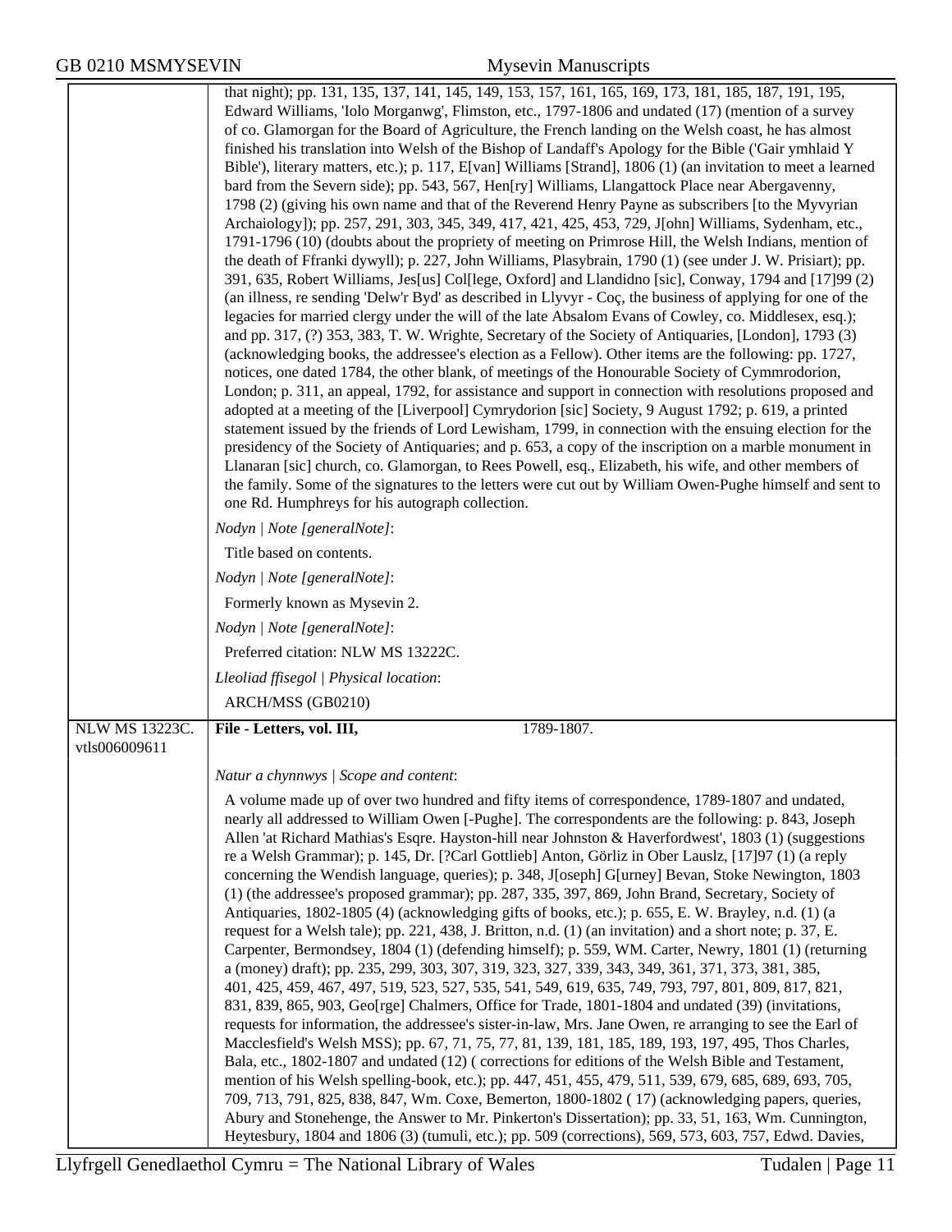that night); pp. 131, 135, 137, 141, 145, 149, 153, 157, 161, 165, 169, 173, 181, 185, 187, 191, 195, Edward Williams, 'Iolo Morganwg', Flimston, etc., 1797-1806 and undated (17) (mention of a survey of co. Glamorgan for the Board of Agriculture, the French landing on the Welsh coast, he has almost finished his translation into Welsh of the Bishop of Landaff's Apology for the Bible ('Gair ymhlaid Y Bible'), literary matters, etc.); p. 117, E[van] Williams [Strand], 1806 (1) (an invitation to meet a learned bard from the Severn side); pp. 543, 567, Hen[ry] Williams, Llangattock Place near Abergavenny, 1798 (2) (giving his own name and that of the Reverend Henry Payne as subscribers [to the Myvyrian Archaiology]); pp. 257, 291, 303, 345, 349, 417, 421, 425, 453, 729, J[ohn] Williams, Sydenham, etc., 1791-1796 (10) (doubts about the propriety of meeting on Primrose Hill, the Welsh Indians, mention of the death of Ffranki dywyll); p. 227, John Williams, Plasybrain, 1790 (1) (see under J. W. Prisiart); pp. 391, 635, Robert Williams, Jes[us] Col[lege, Oxford] and Llandidno [sic], Conway, 1794 and [17]99 (2) (an illness, re sending 'Delw'r Byd' as described in Llyvyr - Coç, the business of applying for one of the legacies for married clergy under the will of the late Absalom Evans of Cowley, co. Middlesex, esq.); and pp. 317, (?) 353, 383, T. W. Wrighte, Secretary of the Society of Antiquaries, [London], 1793 (3) (acknowledging books, the addressee's election as a Fellow). Other items are the following: pp. 1727, notices, one dated 1784, the other blank, of meetings of the Honourable Society of Cymmrodorion, London; p. 311, an appeal, 1792, for assistance and support in connection with resolutions proposed and adopted at a meeting of the [Liverpool] Cymrydorion [sic] Society, 9 August 1792; p. 619, a printed statement issued by the friends of Lord Lewisham, 1799, in connection with the ensuing election for the presidency of the Society of Antiquaries; and p. 653, a copy of the inscription on a marble monument in Llanaran [sic] church, co. Glamorgan, to Rees Powell, esq., Elizabeth, his wife, and other members of the family. Some of the signatures to the letters were cut out by William Owen-Pughe himself and sent to one Rd. Humphreys for his autograph collection.

*Nodyn | Note [generalNote]*:

Title based on contents.

*Nodyn | Note [generalNote]*:

Formerly known as Mysevin 2.

*Nodyn | Note [generalNote]*:

Preferred citation: NLW MS 13222C.

*Lleoliad ffisegol | Physical location*:

ARCH/MSS (GB0210)

---

NLW MS 13223C. vtls006009611

**File - Letters, vol. III,** 1789-1807.

*Natur a chynnwys | Scope and content*:

A volume made up of over two hundred and fifty items of correspondence, 1789-1807 and undated, nearly all addressed to William Owen [-Pughe]. The correspondents are the following: p. 843, Joseph Allen 'at Richard Mathias's Esqre. Hayston-hill near Johnston & Haverfordwest', 1803 (1) (suggestions re a Welsh Grammar); p. 145, Dr. [?Carl Gottlieb] Anton, Görliz in Ober Lauslz, [17]97 (1) (a reply concerning the Wendish language, queries); p. 348, J[oseph] G[urney] Bevan, Stoke Newington, 1803 (1) (the addressee's proposed grammar); pp. 287, 335, 397, 869, John Brand, Secretary, Society of Antiquaries, 1802-1805 (4) (acknowledging gifts of books, etc.); p. 655, E. W. Brayley, n.d. (1) (a request for a Welsh tale); pp. 221, 438, J. Britton, n.d. (1) (an invitation) and a short note; p. 37, E. Carpenter, Bermondsey, 1804 (1) (defending himself); p. 559, WM. Carter, Newry, 1801 (1) (returning a (money) draft); pp. 235, 299, 303, 307, 319, 323, 327, 339, 343, 349, 361, 371, 373, 381, 385, 401, 425, 459, 467, 497, 519, 523, 527, 535, 541, 549, 619, 635, 749, 793, 797, 801, 809, 817, 821, 831, 839, 865, 903, Geo[rge] Chalmers, Office for Trade, 1801-1804 and undated (39) (invitations, requests for information, the addressee's sister-in-law, Mrs. Jane Owen, re arranging to see the Earl of Macclesfield's Welsh MSS); pp. 67, 71, 75, 77, 81, 139, 181, 185, 189, 193, 197, 495, Thos Charles, Bala, etc., 1802-1807 and undated (12) ( corrections for editions of the Welsh Bible and Testament, mention of his Welsh spelling-book, etc.); pp. 447, 451, 455, 479, 511, 539, 679, 685, 689, 693, 705, 709, 713, 791, 825, 838, 847, Wm. Coxe, Bemerton, 1800-1802 ( 17) (acknowledging papers, queries, Abury and Stonehenge, the Answer to Mr. Pinkerton's Dissertation); pp. 33, 51, 163, Wm. Cunnington, Heytesbury, 1804 and 1806 (3) (tumuli, etc.); pp. 509 (corrections), 569, 573, 603, 757, Edwd. Davies,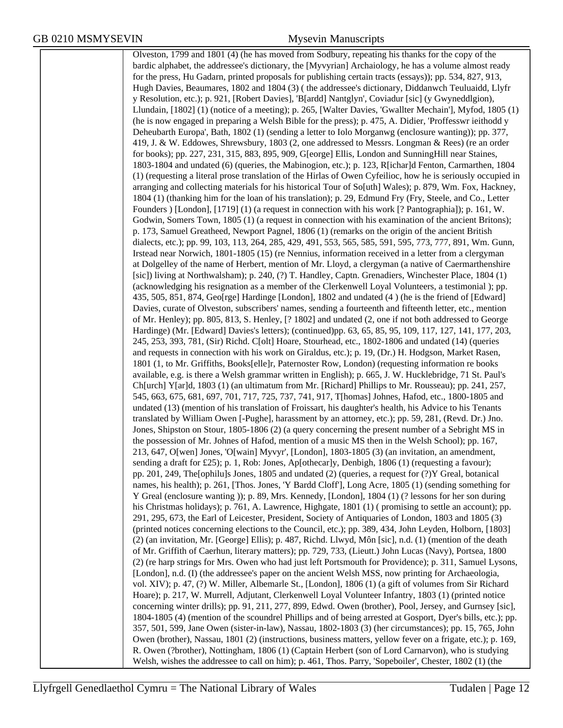| | |
|---|---|
| | Olveston, 1799 and 1801 (4) (he has moved from Sodbury, repeating his thanks for the copy of the bardic alphabet, the addressee's dictionary, the [Myvyrian] Archaiology, he has a volume almost ready for the press, Hu Gadarn, printed proposals for publishing certain tracts (essays)); pp. 534, 827, 913, Hugh Davies, Beaumares, 1802 and 1804 (3) ( the addressee's dictionary, Diddanwch Teuluaidd, Llyfr y Resolution, etc.); p. 921, [Robert Davies], 'B[ardd] Nantglyn', Coviadur [sic] (y Gwyneddlgion), Llundain, [1802] (1) (notice of a meeting); p. 265, [Walter Davies, 'Gwallter Mechain'], Myfod, 1805 (1) (he is now engaged in preparing a Welsh Bible for the press); p. 475, A. Didier, 'Proffesswr ieithodd y Deheubarth Europa', Bath, 1802 (1) (sending a letter to Iolo Morganwg (enclosure wanting)); pp. 377, 419, J. & W. Eddowes, Shrewsbury, 1803 (2, one addressed to Messrs. Longman & Rees) (re an order for books); pp. 227, 231, 315, 883, 895, 909, G[eorge] Ellis, London and SunningHill near Staines, 1803-1804 and undated (6) (queries, the Mabinogion, etc.); p. 123, R[ichar]d Fenton, Carmarthen, 1804 (1) (requesting a literal prose translation of the Hirlas of Owen Cyfeilioc, how he is seriously occupied in arranging and collecting materials for his historical Tour of So[uth] Wales); p. 879, Wm. Fox, Hackney, 1804 (1) (thanking him for the loan of his translation); p. 29, Edmund Fry (Fry, Steele, and Co., Letter Founders ) [London], [1719] (1) (a request in connection with his work [? Pantographia]); p. 161, W. Godwin, Somers Town, 1805 (1) (a request in connection with his examination of the ancient Britons); p. 173, Samuel Greatheed, Newport Pagnel, 1806 (1) (remarks on the origin of the ancient British dialects, etc.); pp. 99, 103, 113, 264, 285, 429, 491, 553, 565, 585, 591, 595, 773, 777, 891, Wm. Gunn, Irstead near Norwich, 1801-1805 (15) (re Nennius, information received in a letter from a clergyman at Dolgelley of the name of Herbert, mention of Mr. Lloyd, a clergyman (a native of Caermarthenshire [sic]) living at Northwalsham); p. 240, (?) T. Handley, Captn. Grenadiers, Winchester Place, 1804 (1) (acknowledging his resignation as a member of the Clerkenwell Loyal Volunteers, a testimonial ); pp. 435, 505, 851, 874, Geo[rge] Hardinge [London], 1802 and undated (4 ) (he is the friend of [Edward] Davies, curate of Olveston, subscribers' names, sending a fourteenth and fifteenth letter, etc., mention of Mr. Henley); pp. 805, 813, S. Henley, [? 1802] and undated (2, one if not both addressed to George Hardinge) (Mr. [Edward] Davies's letters); (continued)pp. 63, 65, 85, 95, 109, 117, 127, 141, 177, 203, 245, 253, 393, 781, (Sir) Richd. C[olt] Hoare, Stourhead, etc., 1802-1806 and undated (14) (queries and requests in connection with his work on Giraldus, etc.); p. 19, (Dr.) H. Hodgson, Market Rasen, 1801 (1, to Mr. Griffiths, Books[elle]r, Paternoster Row, London) (requesting information re books available, e.g. is there a Welsh grammar written in English); p. 665, J. W. Hucklebridge, 71 St. Paul's Ch[urch] Y[ar]d, 1803 (1) (an ultimatum from Mr. [Richard] Phillips to Mr. Rousseau); pp. 241, 257, 545, 663, 675, 681, 697, 701, 717, 725, 737, 741, 917, T[homas] Johnes, Hafod, etc., 1800-1805 and undated (13) (mention of his translation of Froissart, his daughter's health, his Advice to his Tenants translated by William Owen [-Pughe], harassment by an attorney, etc.); pp. 59, 281, (Revd. Dr.) Jno. Jones, Shipston on Stour, 1805-1806 (2) (a query concerning the present number of a Sebright MS in the possession of Mr. Johnes of Hafod, mention of a music MS then in the Welsh School); pp. 167, 213, 647, O[wen] Jones, 'O[wain] Myvyr', [London], 1803-1805 (3) (an invitation, an amendment, sending a draft for £25); p. 1, Rob: Jones, Ap[othecar]y, Denbigh, 1806 (1) (requesting a favour); pp. 201, 249, The[ophilu]s Jones, 1805 and undated (2) (queries, a request for (?)Y Greal, botanical names, his health); p. 261, [Thos. Jones, 'Y Bardd Cloff'], Long Acre, 1805 (1) (sending something for Y Greal (enclosure wanting )); p. 89, Mrs. Kennedy, [London], 1804 (1) (? lessons for her son during his Christmas holidays); p. 761, A. Lawrence, Highgate, 1801 (1) ( promising to settle an account); pp. 291, 295, 673, the Earl of Leicester, President, Society of Antiquaries of London, 1803 and 1805 (3) (printed notices concerning elections to the Council, etc.); pp. 389, 434, John Leyden, Holborn, [1803] (2) (an invitation, Mr. [George] Ellis); p. 487, Richd. Llwyd, Môn [sic], n.d. (1) (mention of the death of Mr. Griffith of Caerhun, literary matters); pp. 729, 733, (Lieutt.) John Lucas (Navy), Portsea, 1800 (2) (re harp strings for Mrs. Owen who had just left Portsmouth for Providence); p. 311, Samuel Lysons, [London], n.d. (I) (the addressee's paper on the ancient Welsh MSS, now printing for Archaeologia, vol. XIV); p. 47, (?) W. Miller, Albemarle St., [London], 1806 (1) (a gift of volumes from Sir Richard Hoare); p. 217, W. Murrell, Adjutant, Clerkenwell Loyal Volunteer Infantry, 1803 (1) (printed notice concerning winter drills); pp. 91, 211, 277, 899, Edwd. Owen (brother), Pool, Jersey, and Gurnsey [sic], 1804-1805 (4) (mention of the scoundrel Phillips and of being arrested at Gosport, Dyer's bills, etc.); pp. 357, 501, 599, Jane Owen (sister-in-law), Nassau, 1802-1803 (3) (her circumstances); pp. 15, 765, John Owen (brother), Nassau, 1801 (2) (instructions, business matters, yellow fever on a frigate, etc.); p. 169, R. Owen (?brother), Nottingham, 1806 (1) (Captain Herbert (son of Lord Carnarvon), who is studying Welsh, wishes the addressee to call on him); p. 461, Thos. Parry, 'Sopeboiler', Chester, 1802 (1) (the |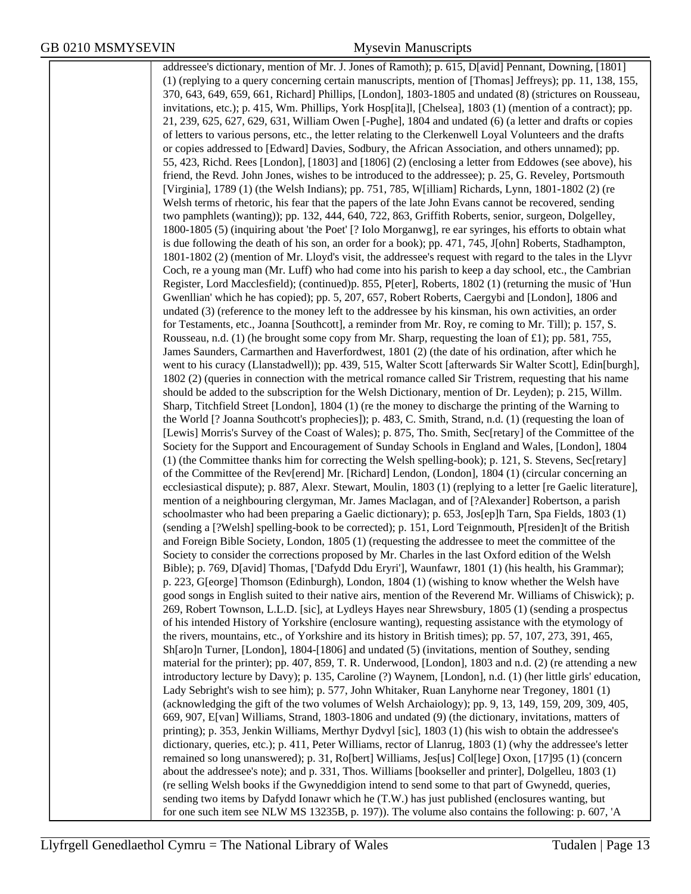addressee's dictionary, mention of Mr. J. Jones of Ramoth); p. 615, D[avid] Pennant, Downing, [1801] (1) (replying to a query concerning certain manuscripts, mention of [Thomas] Jeffreys); pp. 11, 138, 155, 370, 643, 649, 659, 661, Richard] Phillips, [London], 1803-1805 and undated (8) (strictures on Rousseau, invitations, etc.); p. 415, Wm. Phillips, York Hosp[ita]l, [Chelsea], 1803 (1) (mention of a contract); pp. 21, 239, 625, 627, 629, 631, William Owen [-Pughe], 1804 and undated (6) (a letter and drafts or copies of letters to various persons, etc., the letter relating to the Clerkenwell Loyal Volunteers and the drafts or copies addressed to [Edward] Davies, Sodbury, the African Association, and others unnamed); pp. 55, 423, Richd. Rees [London], [1803] and [1806] (2) (enclosing a letter from Eddowes (see above), his friend, the Revd. John Jones, wishes to be introduced to the addressee); p. 25, G. Reveley, Portsmouth [Virginia], 1789 (1) (the Welsh Indians); pp. 751, 785, W[illiam] Richards, Lynn, 1801-1802 (2) (re Welsh terms of rhetoric, his fear that the papers of the late John Evans cannot be recovered, sending two pamphlets (wanting)); pp. 132, 444, 640, 722, 863, Griffith Roberts, senior, surgeon, Dolgelley, 1800-1805 (5) (inquiring about 'the Poet' [? Iolo Morganwg], re ear syringes, his efforts to obtain what is due following the death of his son, an order for a book); pp. 471, 745, J[ohn] Roberts, Stadhampton, 1801-1802 (2) (mention of Mr. Lloyd's visit, the addressee's request with regard to the tales in the Llyvr Coch, re a young man (Mr. Luff) who had come into his parish to keep a day school, etc., the Cambrian Register, Lord Macclesfield); (continued)p. 855, P[eter], Roberts, 1802 (1) (returning the music of 'Hun Gwenllian' which he has copied); pp. 5, 207, 657, Robert Roberts, Caergybi and [London], 1806 and undated (3) (reference to the money left to the addressee by his kinsman, his own activities, an order for Testaments, etc., Joanna [Southcott], a reminder from Mr. Roy, re coming to Mr. Till); p. 157, S. Rousseau, n.d. (1) (he brought some copy from Mr. Sharp, requesting the loan of £1); pp. 581, 755, James Saunders, Carmarthen and Haverfordwest, 1801 (2) (the date of his ordination, after which he went to his curacy (Llanstadwell)); pp. 439, 515, Walter Scott [afterwards Sir Walter Scott], Edin[burgh], 1802 (2) (queries in connection with the metrical romance called Sir Tristrem, requesting that his name should be added to the subscription for the Welsh Dictionary, mention of Dr. Leyden); p. 215, Willm. Sharp, Titchfield Street [London], 1804 (1) (re the money to discharge the printing of the Warning to the World [? Joanna Southcott's prophecies]); p. 483, C. Smith, Strand, n.d. (1) (requesting the loan of [Lewis] Morris's Survey of the Coast of Wales); p. 875, Tho. Smith, Sec[retary] of the Committee of the Society for the Support and Encouragement of Sunday Schools in England and Wales, [London], 1804 (1) (the Committee thanks him for correcting the Welsh spelling-book); p. 121, S. Stevens, Sec[retary] of the Committee of the Rev[erend] Mr. [Richard] Lendon, (London], 1804 (1) (circular concerning an ecclesiastical dispute); p. 887, Alexr. Stewart, Moulin, 1803 (1) (replying to a letter [re Gaelic literature], mention of a neighbouring clergyman, Mr. James Maclagan, and of [?Alexander] Robertson, a parish schoolmaster who had been preparing a Gaelic dictionary); p. 653, Jos[ep]h Tarn, Spa Fields, 1803 (1) (sending a [?Welsh] spelling-book to be corrected); p. 151, Lord Teignmouth, P[residen]t of the British and Foreign Bible Society, London, 1805 (1) (requesting the addressee to meet the committee of the Society to consider the corrections proposed by Mr. Charles in the last Oxford edition of the Welsh Bible); p. 769, D[avid] Thomas, ['Dafydd Ddu Eryri'], Waunfawr, 1801 (1) (his health, his Grammar); p. 223, G[eorge] Thomson (Edinburgh), London, 1804 (1) (wishing to know whether the Welsh have good songs in English suited to their native airs, mention of the Reverend Mr. Williams of Chiswick); p. 269, Robert Townson, L.L.D. [sic], at Lydleys Hayes near Shrewsbury, 1805 (1) (sending a prospectus of his intended History of Yorkshire (enclosure wanting), requesting assistance with the etymology of the rivers, mountains, etc., of Yorkshire and its history in British times); pp. 57, 107, 273, 391, 465, Sh[aro]n Turner, [London], 1804-[1806] and undated (5) (invitations, mention of Southey, sending material for the printer); pp. 407, 859, T. R. Underwood, [London], 1803 and n.d. (2) (re attending a new introductory lecture by Davy); p. 135, Caroline (?) Waynem, [London], n.d. (1) (her little girls' education, Lady Sebright's wish to see him); p. 577, John Whitaker, Ruan Lanyhorne near Tregoney, 1801 (1) (acknowledging the gift of the two volumes of Welsh Archaiology); pp. 9, 13, 149, 159, 209, 309, 405, 669, 907, E[van] Williams, Strand, 1803-1806 and undated (9) (the dictionary, invitations, matters of printing); p. 353, Jenkin Williams, Merthyr Dydvyl [sic], 1803 (1) (his wish to obtain the addressee's dictionary, queries, etc.); p. 411, Peter Williams, rector of Llanrug, 1803 (1) (why the addressee's letter remained so long unanswered); p. 31, Ro[bert] Williams, Jes[us] Col[lege] Oxon, [17]95 (1) (concern about the addressee's note); and p. 331, Thos. Williams [bookseller and printer], Dolgelleu, 1803 (1) (re selling Welsh books if the Gwyneddigion intend to send some to that part of Gwynedd, queries, sending two items by Dafydd Ionawr which he (T.W.) has just published (enclosures wanting, but for one such item see NLW MS 13235B, p. 197)). The volume also contains the following: p. 607, 'A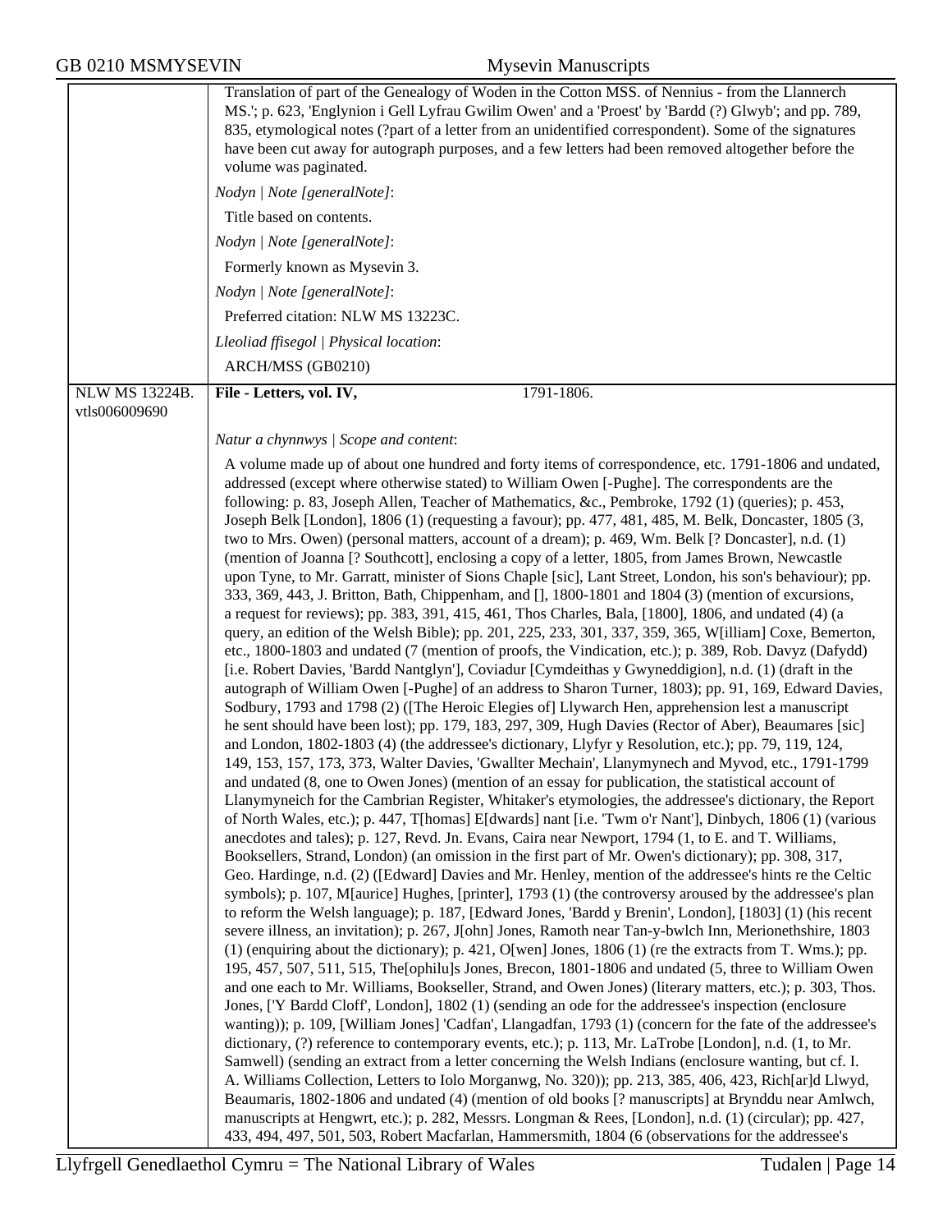Translation of part of the Genealogy of Woden in the Cotton MSS. of Nennius - from the Llannerch MS.'; p. 623, 'Englynion i Gell Lyfrau Gwilim Owen' and a 'Proest' by 'Bardd (?) Glwyb'; and pp. 789, 835, etymological notes (?part of a letter from an unidentified correspondent). Some of the signatures have been cut away for autograph purposes, and a few letters had been removed altogether before the volume was paginated.

*Nodyn | Note [generalNote]*:

Title based on contents.

*Nodyn | Note [generalNote]*:

Formerly known as Mysevin 3.

*Nodyn | Note [generalNote]*:

Preferred citation: NLW MS 13223C.

*Lleoliad ffisegol | Physical location*:

ARCH/MSS (GB0210)

---

NLW MS 13224B.
vtls006009690

**File - Letters, vol. IV,** 1791-1806.

*Natur a chynnwys | Scope and content*:

A volume made up of about one hundred and forty items of correspondence, etc. 1791-1806 and undated, addressed (except where otherwise stated) to William Owen [-Pughe]. The correspondents are the following: p. 83, Joseph Allen, Teacher of Mathematics, &c., Pembroke, 1792 (1) (queries); p. 453, Joseph Belk [London], 1806 (1) (requesting a favour); pp. 477, 481, 485, M. Belk, Doncaster, 1805 (3, two to Mrs. Owen) (personal matters, account of a dream); p. 469, Wm. Belk [? Doncaster], n.d. (1) (mention of Joanna [? Southcott], enclosing a copy of a letter, 1805, from James Brown, Newcastle upon Tyne, to Mr. Garratt, minister of Sions Chaple [sic], Lant Street, London, his son's behaviour); pp. 333, 369, 443, J. Britton, Bath, Chippenham, and [], 1800-1801 and 1804 (3) (mention of excursions, a request for reviews); pp. 383, 391, 415, 461, Thos Charles, Bala, [1800], 1806, and undated (4) (a query, an edition of the Welsh Bible); pp. 201, 225, 233, 301, 337, 359, 365, W[illiam] Coxe, Bemerton, etc., 1800-1803 and undated (7 (mention of proofs, the Vindication, etc.); p. 389, Rob. Davyz (Dafydd) [i.e. Robert Davies, 'Bardd Nantglyn'], Coviadur [Cymdeithas y Gwyneddigion], n.d. (1) (draft in the autograph of William Owen [-Pughe] of an address to Sharon Turner, 1803); pp. 91, 169, Edward Davies, Sodbury, 1793 and 1798 (2) ([The Heroic Elegies of] Llywarch Hen, apprehension lest a manuscript he sent should have been lost); pp. 179, 183, 297, 309, Hugh Davies (Rector of Aber), Beaumares [sic] and London, 1802-1803 (4) (the addressee's dictionary, Llyfyr y Resolution, etc.); pp. 79, 119, 124, 149, 153, 157, 173, 373, Walter Davies, 'Gwallter Mechain', Llanymynech and Myvod, etc., 1791-1799 and undated (8, one to Owen Jones) (mention of an essay for publication, the statistical account of Llanymyneich for the Cambrian Register, Whitaker's etymologies, the addressee's dictionary, the Report of North Wales, etc.); p. 447, T[homas] E[dwards] nant [i.e. 'Twm o'r Nant'], Dinbych, 1806 (1) (various anecdotes and tales); p. 127, Revd. Jn. Evans, Caira near Newport, 1794 (1, to E. and T. Williams, Booksellers, Strand, London) (an omission in the first part of Mr. Owen's dictionary); pp. 308, 317, Geo. Hardinge, n.d. (2) ([Edward] Davies and Mr. Henley, mention of the addressee's hints re the Celtic symbols); p. 107, M[aurice] Hughes, [printer], 1793 (1) (the controversy aroused by the addressee's plan to reform the Welsh language); p. 187, [Edward Jones, 'Bardd y Brenin', London], [1803] (1) (his recent severe illness, an invitation); p. 267, J[ohn] Jones, Ramoth near Tan-y-bwlch Inn, Merionethshire, 1803 (1) (enquiring about the dictionary); p. 421, O[wen] Jones, 1806 (1) (re the extracts from T. Wms.); pp. 195, 457, 507, 511, 515, The[ophilu]s Jones, Brecon, 1801-1806 and undated (5, three to William Owen and one each to Mr. Williams, Bookseller, Strand, and Owen Jones) (literary matters, etc.); p. 303, Thos. Jones, ['Y Bardd Cloff', London], 1802 (1) (sending an ode for the addressee's inspection (enclosure wanting)); p. 109, [William Jones] 'Cadfan', Llangadfan, 1793 (1) (concern for the fate of the addressee's dictionary, (?) reference to contemporary events, etc.); p. 113, Mr. LaTrobe [London], n.d. (1, to Mr. Samwell) (sending an extract from a letter concerning the Welsh Indians (enclosure wanting, but cf. I. A. Williams Collection, Letters to Iolo Morganwg, No. 320)); pp. 213, 385, 406, 423, Rich[ar]d Llwyd, Beaumaris, 1802-1806 and undated (4) (mention of old books [? manuscripts] at Brynddu near Amlwch, manuscripts at Hengwrt, etc.); p. 282, Messrs. Longman & Rees, [London], n.d. (1) (circular); pp. 427, 433, 494, 497, 501, 503, Robert Macfarlan, Hammersmith, 1804 (6 (observations for the addressee's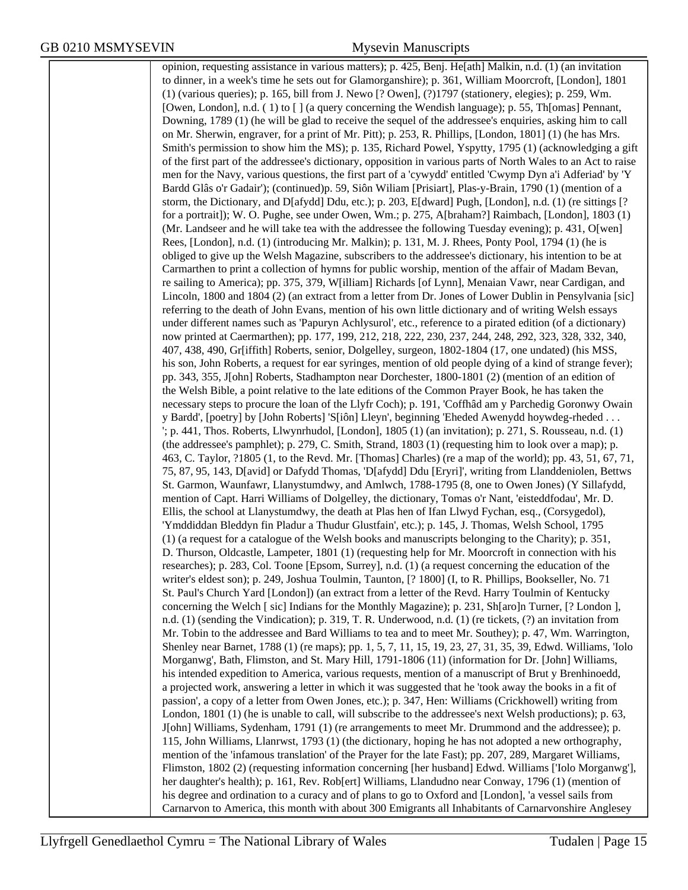opinion, requesting assistance in various matters); p. 425, Benj. He[ath] Malkin, n.d. (1) (an invitation to dinner, in a week's time he sets out for Glamorganshire); p. 361, William Moorcroft, [London], 1801 (1) (various queries); p. 165, bill from J. Newo [? Owen], (?)1797 (stationery, elegies); p. 259, Wm. [Owen, London], n.d. ( 1) to [ ] (a query concerning the Wendish language); p. 55, Th[omas] Pennant, Downing, 1789 (1) (he will be glad to receive the sequel of the addressee's enquiries, asking him to call on Mr. Sherwin, engraver, for a print of Mr. Pitt); p. 253, R. Phillips, [London, 1801] (1) (he has Mrs. Smith's permission to show him the MS); p. 135, Richard Powel, Yspytty, 1795 (1) (acknowledging a gift of the first part of the addressee's dictionary, opposition in various parts of North Wales to an Act to raise men for the Navy, various questions, the first part of a 'cywydd' entitled 'Cwymp Dyn a'i Adferiad' by 'Y Bardd Glâs o'r Gadair'); (continued)p. 59, Siôn Wiliam [Prisiart], Plas-y-Brain, 1790 (1) (mention of a storm, the Dictionary, and D[afydd] Ddu, etc.); p. 203, E[dward] Pugh, [London], n.d. (1) (re sittings [? for a portrait]); W. O. Pughe, see under Owen, Wm.; p. 275, A[braham?] Raimbach, [London], 1803 (1) (Mr. Landseer and he will take tea with the addressee the following Tuesday evening); p. 431, O[wen] Rees, [London], n.d. (1) (introducing Mr. Malkin); p. 131, M. J. Rhees, Ponty Pool, 1794 (1) (he is obliged to give up the Welsh Magazine, subscribers to the addressee's dictionary, his intention to be at Carmarthen to print a collection of hymns for public worship, mention of the affair of Madam Bevan, re sailing to America); pp. 375, 379, W[illiam] Richards [of Lynn], Menaian Vawr, near Cardigan, and Lincoln, 1800 and 1804 (2) (an extract from a letter from Dr. Jones of Lower Dublin in Pensylvania [sic] referring to the death of John Evans, mention of his own little dictionary and of writing Welsh essays under different names such as 'Papuryn Achlysurol', etc., reference to a pirated edition (of a dictionary) now printed at Caermarthen); pp. 177, 199, 212, 218, 222, 230, 237, 244, 248, 292, 323, 328, 332, 340, 407, 438, 490, Gr[iffith] Roberts, senior, Dolgelley, surgeon, 1802-1804 (17, one undated) (his MSS, his son, John Roberts, a request for ear syringes, mention of old people dying of a kind of strange fever); pp. 343, 355, J[ohn] Roberts, Stadhampton near Dorchester, 1800-1801 (2) (mention of an edition of the Welsh Bible, a point relative to the late editions of the Common Prayer Book, he has taken the necessary steps to procure the loan of the Llyfr Coch); p. 191, 'Coffhâd am y Parchedig Goronwy Owain y Bardd', [poetry] by [John Roberts] 'S[iôn] Lleyn', beginning 'Eheded Awenydd hoywdeg-rheded . . . '; p. 441, Thos. Roberts, Llwynrhudol, [London], 1805 (1) (an invitation); p. 271, S. Rousseau, n.d. (1) (the addressee's pamphlet); p. 279, C. Smith, Strand, 1803 (1) (requesting him to look over a map); p. 463, C. Taylor, ?1805 (1, to the Revd. Mr. [Thomas] Charles) (re a map of the world); pp. 43, 51, 67, 71, 75, 87, 95, 143, D[avid] or Dafydd Thomas, 'D[afydd] Ddu [Eryri]', writing from Llanddeiniolen, Bettws St. Garmon, Waunfawr, Llanystumdwy, and Amlwch, 1788-1795 (8, one to Owen Jones) (Y Sillafydd, mention of Capt. Harri Williams of Dolgelley, the dictionary, Tomas o'r Nant, 'eisteddfodau', Mr. D. Ellis, the school at Llanystumdwy, the death at Plas hen of Ifan Llwyd Fychan, esq., (Corsygedol), 'Ymddiddan Bleddyn fin Pladur a Thudur Glustfain', etc.); p. 145, J. Thomas, Welsh School, 1795 (1) (a request for a catalogue of the Welsh books and manuscripts belonging to the Charity); p. 351, D. Thurson, Oldcastle, Lampeter, 1801 (1) (requesting help for Mr. Moorcroft in connection with his researches); p. 283, Col. Toone [Epsom, Surrey], n.d. (1) (a request concerning the education of the writer's eldest son); p. 249, Joshua Toulmin, Taunton, [? 1800] (I, to R. Phillips, Bookseller, No. 71 St. Paul's Church Yard [London]) (an extract from a letter of the Revd. Harry Toulmin of Kentucky concerning the Welch [ sic] Indians for the Monthly Magazine); p. 231, Sh[aro]n Turner, [? London ], n.d. (1) (sending the Vindication); p. 319, T. R. Underwood, n.d. (1) (re tickets, (?) an invitation from Mr. Tobin to the addressee and Bard Williams to tea and to meet Mr. Southey); p. 47, Wm. Warrington, Shenley near Barnet, 1788 (1) (re maps); pp. 1, 5, 7, 11, 15, 19, 23, 27, 31, 35, 39, Edwd. Williams, 'Iolo Morganwg', Bath, Flimston, and St. Mary Hill, 1791-1806 (11) (information for Dr. [John] Williams, his intended expedition to America, various requests, mention of a manuscript of Brut y Brenhinoedd, a projected work, answering a letter in which it was suggested that he 'took away the books in a fit of passion', a copy of a letter from Owen Jones, etc.); p. 347, Hen: Williams (Crickhowell) writing from London, 1801 (1) (he is unable to call, will subscribe to the addressee's next Welsh productions); p. 63, J[ohn] Williams, Sydenham, 1791 (1) (re arrangements to meet Mr. Drummond and the addressee); p. 115, John Williams, Llanrwst, 1793 (1) (the dictionary, hoping he has not adopted a new orthography, mention of the 'infamous translation' of the Prayer for the late Fast); pp. 207, 289, Margaret Williams, Flimston, 1802 (2) (requesting information concerning [her husband] Edwd. Williams ['Iolo Morganwg'], her daughter's health); p. 161, Rev. Rob[ert] Williams, Llandudno near Conway, 1796 (1) (mention of his degree and ordination to a curacy and of plans to go to Oxford and [London], 'a vessel sails from Carnarvon to America, this month with about 300 Emigrants all Inhabitants of Carnarvonshire Anglesey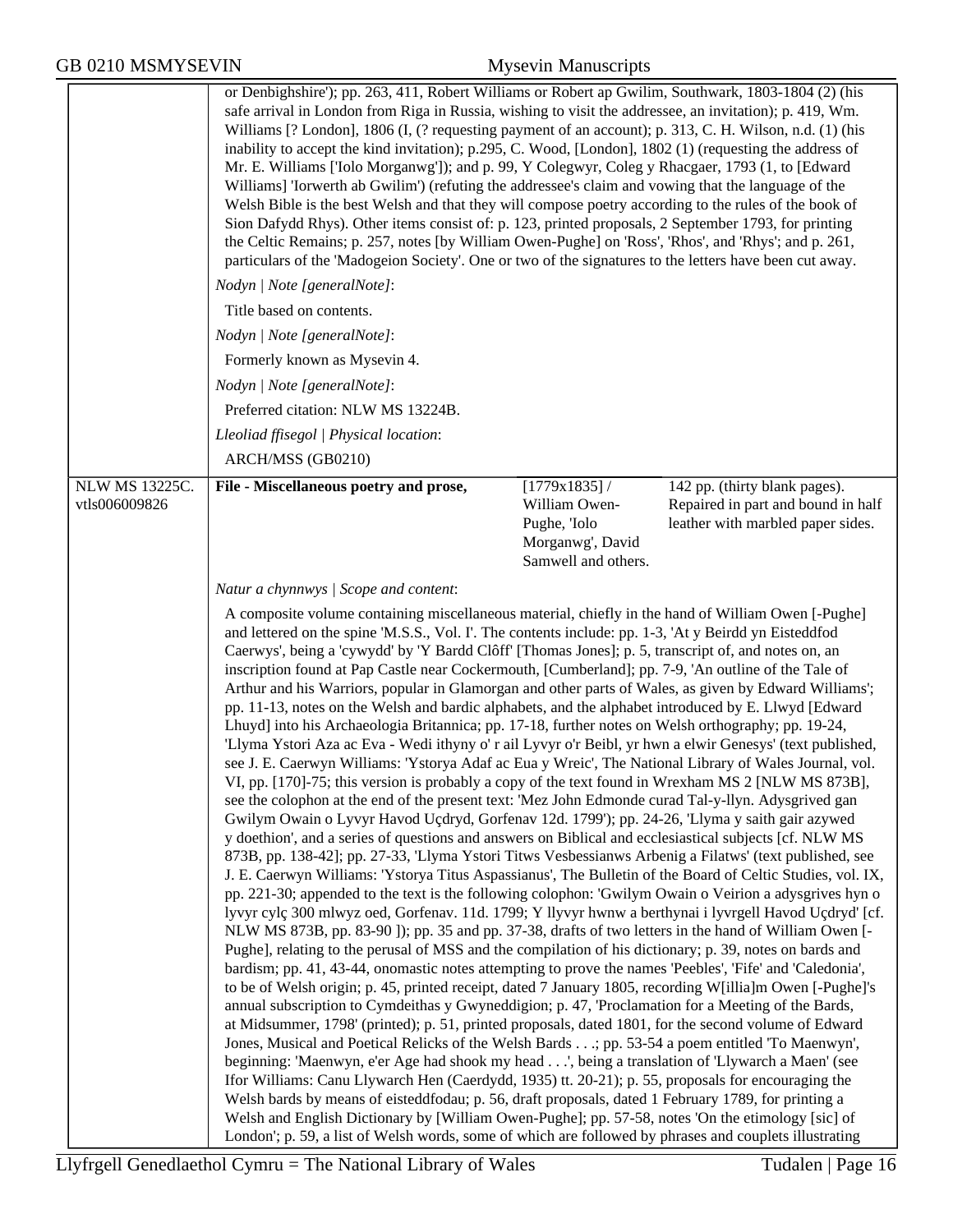or Denbighshire'); pp. 263, 411, Robert Williams or Robert ap Gwilim, Southwark, 1803-1804 (2) (his safe arrival in London from Riga in Russia, wishing to visit the addressee, an invitation); p. 419, Wm. Williams [? London], 1806 (I, (? requesting payment of an account); p. 313, C. H. Wilson, n.d. (1) (his inability to accept the kind invitation); p.295, C. Wood, [London], 1802 (1) (requesting the address of Mr. E. Williams ['Iolo Morganwg']); and p. 99, Y Colegwyr, Coleg y Rhacgaer, 1793 (1, to [Edward Williams] 'Iorwerth ab Gwilim') (refuting the addressee's claim and vowing that the language of the Welsh Bible is the best Welsh and that they will compose poetry according to the rules of the book of Sion Dafydd Rhys). Other items consist of: p. 123, printed proposals, 2 September 1793, for printing the Celtic Remains; p. 257, notes [by William Owen-Pughe] on 'Ross', 'Rhos', and 'Rhys'; and p. 261, particulars of the 'Madogeion Society'. One or two of the signatures to the letters have been cut away.

*Nodyn | Note [generalNote]*:

Title based on contents.

*Nodyn | Note [generalNote]*:

Formerly known as Mysevin 4.

*Nodyn | Note [generalNote]*:

Preferred citation: NLW MS 13224B.

*Lleoliad ffisegol | Physical location*:

ARCH/MSS (GB0210)

| NLW MS 13225C. vtls006009826 | **File - Miscellaneous poetry and prose,** | [1779x1835] / William Owen-Pughe, 'Iolo Morganwg', David Samwell and others. | 142 pp. (thirty blank pages). Repaired in part and bound in half leather with marbled paper sides. |
|---|---|---|---|

*Natur a chynnwys | Scope and content*:

A composite volume containing miscellaneous material, chiefly in the hand of William Owen [-Pughe] and lettered on the spine 'M.S.S., Vol. I'. The contents include: pp. 1-3, 'At y Beirdd yn Eisteddfod Caerwys', being a 'cywydd' by 'Y Bardd Clôff' [Thomas Jones]; p. 5, transcript of, and notes on, an inscription found at Pap Castle near Cockermouth, [Cumberland]; pp. 7-9, 'An outline of the Tale of Arthur and his Warriors, popular in Glamorgan and other parts of Wales, as given by Edward Williams'; pp. 11-13, notes on the Welsh and bardic alphabets, and the alphabet introduced by E. Llwyd [Edward Lhuyd] into his Archaeologia Britannica; pp. 17-18, further notes on Welsh orthography; pp. 19-24, 'Llyma Ystori Aza ac Eva - Wedi ithyny o' r ail Lyvyr o'r Beibl, yr hwn a elwir Genesys' (text published, see J. E. Caerwyn Williams: 'Ystorya Adaf ac Eua y Wreic', The National Library of Wales Journal, vol. VI, pp. [170]-75; this version is probably a copy of the text found in Wrexham MS 2 [NLW MS 873B], see the colophon at the end of the present text: 'Mez John Edmonde curad Tal-y-llyn. Adysgrived gan Gwilym Owain o Lyvyr Havod Uçdryd, Gorfenav 12d. 1799'); pp. 24-26, 'Llyma y saith gair azywed y doethion', and a series of questions and answers on Biblical and ecclesiastical subjects [cf. NLW MS 873B, pp. 138-42]; pp. 27-33, 'Llyma Ystori Titws Vesbessianws Arbenig a Filatws' (text published, see J. E. Caerwyn Williams: 'Ystorya Titus Aspassianus', The Bulletin of the Board of Celtic Studies, vol. IX, pp. 221-30; appended to the text is the following colophon: 'Gwilym Owain o Veirion a adysgrives hyn o lyvyr cylç 300 mlwyz oed, Gorfenav. 11d. 1799; Y llyvyr hwnw a berthynai i lyvrgell Havod Uçdryd' [cf. NLW MS 873B, pp. 83-90 ]); pp. 35 and pp. 37-38, drafts of two letters in the hand of William Owen [-Pughe], relating to the perusal of MSS and the compilation of his dictionary; p. 39, notes on bards and bardism; pp. 41, 43-44, onomastic notes attempting to prove the names 'Peebles', 'Fife' and 'Caledonia', to be of Welsh origin; p. 45, printed receipt, dated 7 January 1805, recording W[illia]m Owen [-Pughe]'s annual subscription to Cymdeithas y Gwyneddigion; p. 47, 'Proclamation for a Meeting of the Bards, at Midsummer, 1798' (printed); p. 51, printed proposals, dated 1801, for the second volume of Edward Jones, Musical and Poetical Relicks of the Welsh Bards . . .; pp. 53-54 a poem entitled 'To Maenwyn', beginning: 'Maenwyn, e'er Age had shook my head . . .', being a translation of 'Llywarch a Maen' (see Ifor Williams: Canu Llywarch Hen (Caerdydd, 1935) tt. 20-21); p. 55, proposals for encouraging the Welsh bards by means of eisteddfodau; p. 56, draft proposals, dated 1 February 1789, for printing a Welsh and English Dictionary by [William Owen-Pughe]; pp. 57-58, notes 'On the etimology [sic] of London'; p. 59, a list of Welsh words, some of which are followed by phrases and couplets illustrating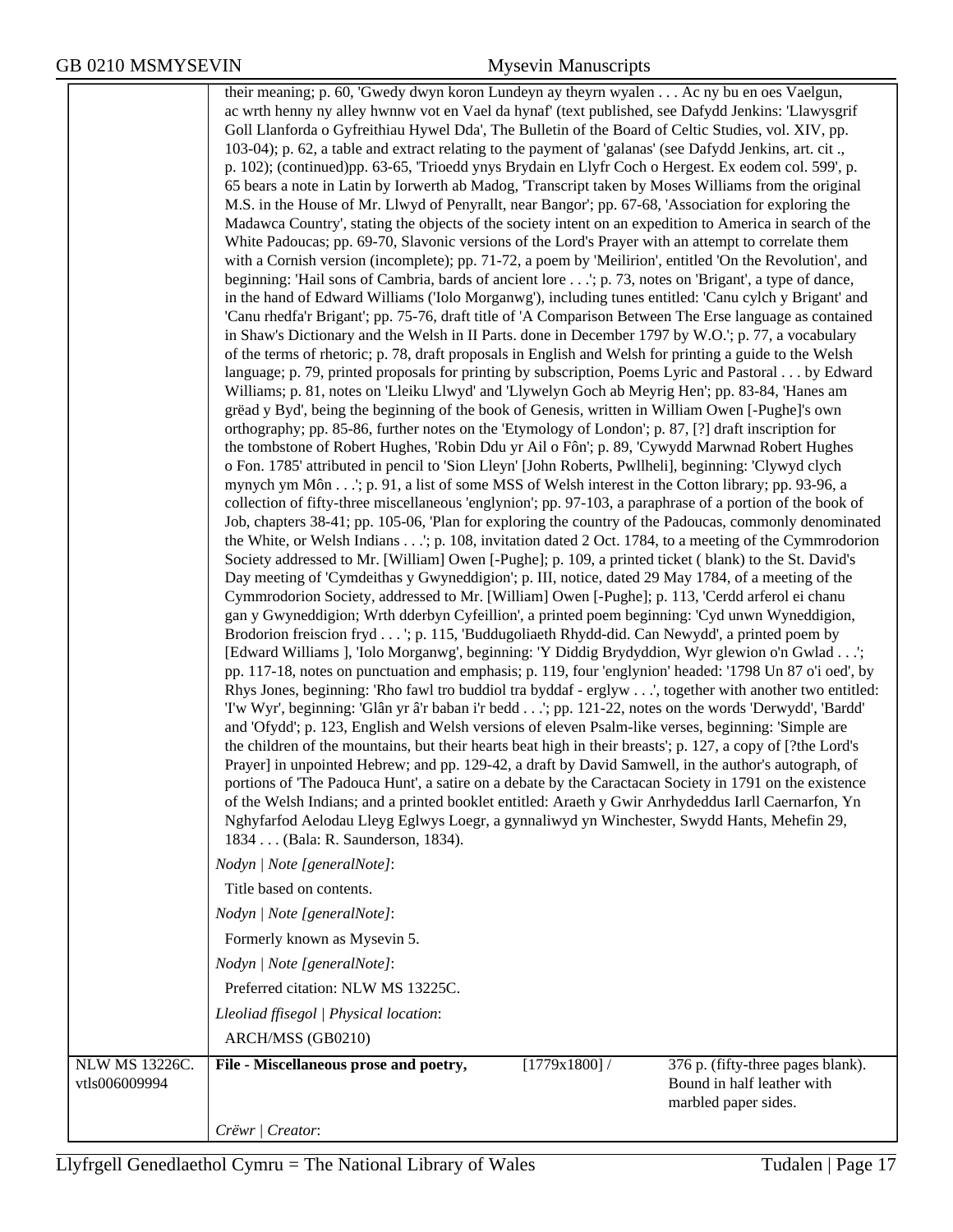their meaning; p. 60, 'Gwedy dwyn koron Lundeyn ay theyrn wyalen . . . Ac ny bu en oes Vaelgun, ac wrth henny ny alley hwnnw vot en Vael da hynaf' (text published, see Dafydd Jenkins: 'Llawysgrif Goll Llanforda o Gyfreithiau Hywel Dda', The Bulletin of the Board of Celtic Studies, vol. XIV, pp. 103-04); p. 62, a table and extract relating to the payment of 'galanas' (see Dafydd Jenkins, art. cit ., p. 102); (continued)pp. 63-65, 'Trioedd ynys Brydain en Llyfr Coch o Hergest. Ex eodem col. 599', p. 65 bears a note in Latin by Iorwerth ab Madog, 'Transcript taken by Moses Williams from the original M.S. in the House of Mr. Llwyd of Penyrallt, near Bangor'; pp. 67-68, 'Association for exploring the Madawca Country', stating the objects of the society intent on an expedition to America in search of the White Padoucas; pp. 69-70, Slavonic versions of the Lord's Prayer with an attempt to correlate them with a Cornish version (incomplete); pp. 71-72, a poem by 'Meilirion', entitled 'On the Revolution', and beginning: 'Hail sons of Cambria, bards of ancient lore . . .'; p. 73, notes on 'Brigant', a type of dance, in the hand of Edward Williams ('Iolo Morganwg'), including tunes entitled: 'Canu cylch y Brigant' and 'Canu rhedfa'r Brigant'; pp. 75-76, draft title of 'A Comparison Between The Erse language as contained in Shaw's Dictionary and the Welsh in II Parts. done in December 1797 by W.O.'; p. 77, a vocabulary of the terms of rhetoric; p. 78, draft proposals in English and Welsh for printing a guide to the Welsh language; p. 79, printed proposals for printing by subscription, Poems Lyric and Pastoral . . . by Edward Williams; p. 81, notes on 'Lleiku Llwyd' and 'Llywelyn Goch ab Meyrig Hen'; pp. 83-84, 'Hanes am grëad y Byd', being the beginning of the book of Genesis, written in William Owen [-Pughe]'s own orthography; pp. 85-86, further notes on the 'Etymology of London'; p. 87, [?] draft inscription for the tombstone of Robert Hughes, 'Robin Ddu yr Ail o Fôn'; p. 89, 'Cywydd Marwnad Robert Hughes o Fon. 1785' attributed in pencil to 'Sion Lleyn' [John Roberts, Pwllheli], beginning: 'Clywyd clych mynych ym Môn . . .'; p. 91, a list of some MSS of Welsh interest in the Cotton library; pp. 93-96, a collection of fifty-three miscellaneous 'englynion'; pp. 97-103, a paraphrase of a portion of the book of Job, chapters 38-41; pp. 105-06, 'Plan for exploring the country of the Padoucas, commonly denominated the White, or Welsh Indians . . .'; p. 108, invitation dated 2 Oct. 1784, to a meeting of the Cymmrodorion Society addressed to Mr. [William] Owen [-Pughe]; p. 109, a printed ticket ( blank) to the St. David's Day meeting of 'Cymdeithas y Gwyneddigion'; p. III, notice, dated 29 May 1784, of a meeting of the Cymmrodorion Society, addressed to Mr. [William] Owen [-Pughe]; p. 113, 'Cerdd arferol ei chanu gan y Gwyneddigion; Wrth dderbyn Cyfeillion', a printed poem beginning: 'Cyd unwn Wyneddigion, Brodorion freiscion fryd . . . '; p. 115, 'Buddugoliaeth Rhydd-did. Can Newydd', a printed poem by [Edward Williams ], 'Iolo Morganwg', beginning: 'Y Diddig Brydyddion, Wyr glewion o'n Gwlad . . .'; pp. 117-18, notes on punctuation and emphasis; p. 119, four 'englynion' headed: '1798 Un 87 o'i oed', by Rhys Jones, beginning: 'Rho fawl tro buddiol tra byddaf - erglyw . . .', together with another two entitled: 'I'w Wyr', beginning: 'Glân yr â'r baban i'r bedd . . .'; pp. 121-22, notes on the words 'Derwydd', 'Bardd' and 'Ofydd'; p. 123, English and Welsh versions of eleven Psalm-like verses, beginning: 'Simple are the children of the mountains, but their hearts beat high in their breasts'; p. 127, a copy of [?the Lord's Prayer] in unpointed Hebrew; and pp. 129-42, a draft by David Samwell, in the author's autograph, of portions of 'The Padouca Hunt', a satire on a debate by the Caractacan Society in 1791 on the existence of the Welsh Indians; and a printed booklet entitled: Araeth y Gwir Anrhydeddus Iarll Caernarfon, Yn Nghyfarfod Aelodau Lleyg Eglwys Loegr, a gynnaliwyd yn Winchester, Swydd Hants, Mehefin 29, 1834 . . . (Bala: R. Saunderson, 1834).

*Nodyn | Note [generalNote]*:

Title based on contents.

*Nodyn | Note [generalNote]*:

Formerly known as Mysevin 5.

*Nodyn | Note [generalNote]*:

Preferred citation: NLW MS 13225C.

*Lleoliad ffisegol | Physical location*:

ARCH/MSS (GB0210)

| NLW MS 13226C. vtls006009994 | **File - Miscellaneous prose and poetry,** | [1779x1800] / | 376 p. (fifty-three pages blank). Bound in half leather with marbled paper sides. |
|---|---|---|---|

*Crëwr | Creator*: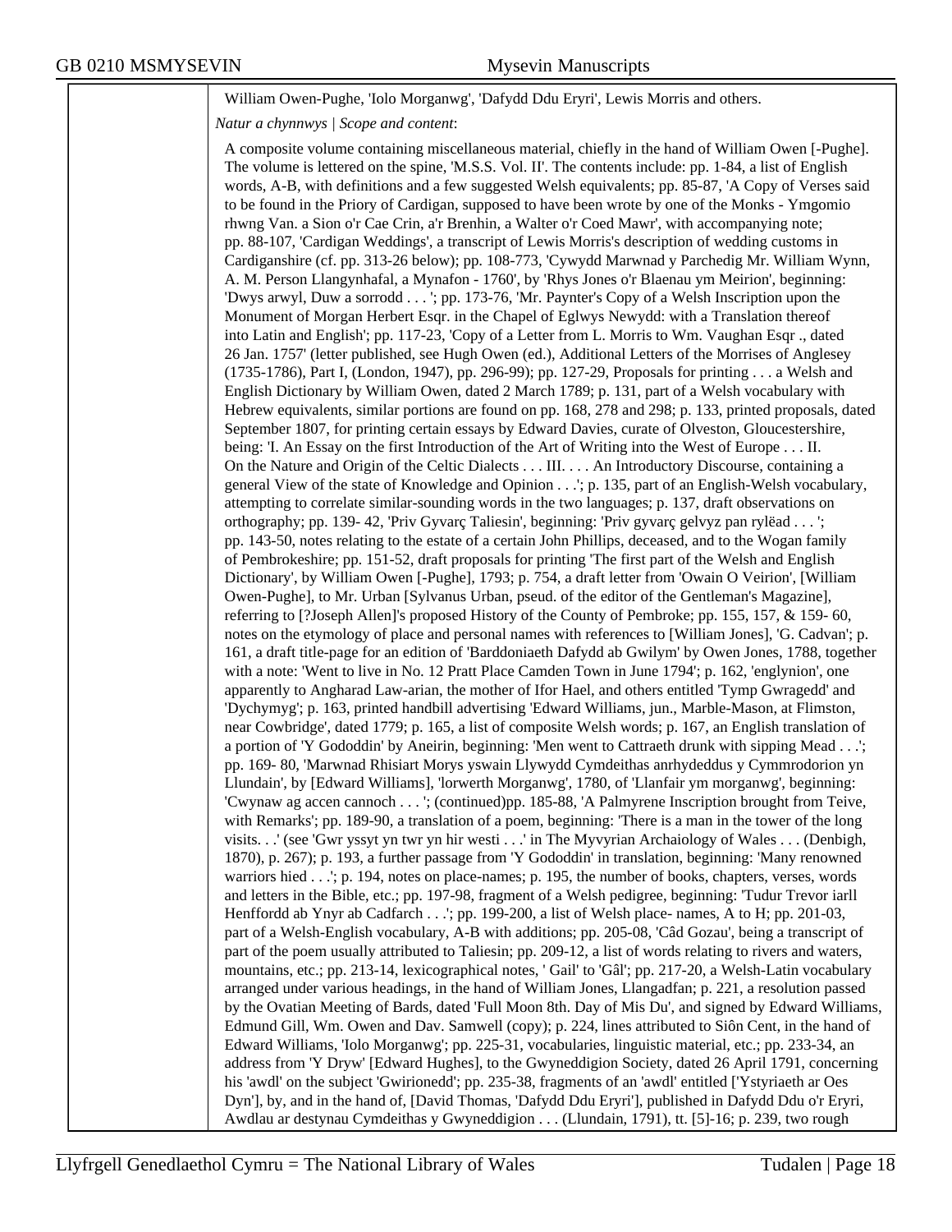William Owen-Pughe, 'Iolo Morganwg', 'Dafydd Ddu Eryri', Lewis Morris and others.

*Natur a chynnwys | Scope and content*:

A composite volume containing miscellaneous material, chiefly in the hand of William Owen [-Pughe]. The volume is lettered on the spine, 'M.S.S. Vol. II'. The contents include: pp. 1-84, a list of English words, A-B, with definitions and a few suggested Welsh equivalents; pp. 85-87, 'A Copy of Verses said to be found in the Priory of Cardigan, supposed to have been wrote by one of the Monks - Ymgomio rhwng Van. a Sion o'r Cae Crin, a'r Brenhin, a Walter o'r Coed Mawr', with accompanying note; pp. 88-107, 'Cardigan Weddings', a transcript of Lewis Morris's description of wedding customs in Cardiganshire (cf. pp. 313-26 below); pp. 108-773, 'Cywydd Marwnad y Parchedig Mr. William Wynn, A. M. Person Llangynhafal, a Mynafon - 1760', by 'Rhys Jones o'r Blaenau ym Meirion', beginning: 'Dwys arwyl, Duw a sorrodd . . . '; pp. 173-76, 'Mr. Paynter's Copy of a Welsh Inscription upon the Monument of Morgan Herbert Esqr. in the Chapel of Eglwys Newydd: with a Translation thereof into Latin and English'; pp. 117-23, 'Copy of a Letter from L. Morris to Wm. Vaughan Esqr ., dated 26 Jan. 1757' (letter published, see Hugh Owen (ed.), Additional Letters of the Morrises of Anglesey (1735-1786), Part I, (London, 1947), pp. 296-99)); pp. 127-29, Proposals for printing . . . a Welsh and English Dictionary by William Owen, dated 2 March 1789; p. 131, part of a Welsh vocabulary with Hebrew equivalents, similar portions are found on pp. 168, 278 and 298; p. 133, printed proposals, dated September 1807, for printing certain essays by Edward Davies, curate of Olveston, Gloucestershire, being: 'I. An Essay on the first Introduction of the Art of Writing into the West of Europe . . . II. On the Nature and Origin of the Celtic Dialects . . . III. . . . An Introductory Discourse, containing a general View of the state of Knowledge and Opinion . . .'; p. 135, part of an English-Welsh vocabulary, attempting to correlate similar-sounding words in the two languages; p. 137, draft observations on orthography; pp. 139- 42, 'Priv Gyvarç Taliesin', beginning: 'Priv gyvarç gelvyz pan rylëad . . . '; pp. 143-50, notes relating to the estate of a certain John Phillips, deceased, and to the Wogan family of Pembrokeshire; pp. 151-52, draft proposals for printing 'The first part of the Welsh and English Dictionary', by William Owen [-Pughe], 1793; p. 754, a draft letter from 'Owain O Veirion', [William Owen-Pughe], to Mr. Urban [Sylvanus Urban, pseud. of the editor of the Gentleman's Magazine], referring to [?Joseph Allen]'s proposed History of the County of Pembroke; pp. 155, 157, & 159- 60, notes on the etymology of place and personal names with references to [William Jones], 'G. Cadvan'; p. 161, a draft title-page for an edition of 'Barddoniaeth Dafydd ab Gwilym' by Owen Jones, 1788, together with a note: 'Went to live in No. 12 Pratt Place Camden Town in June 1794'; p. 162, 'englynion', one apparently to Angharad Law-arian, the mother of Ifor Hael, and others entitled 'Tymp Gwragedd' and 'Dychymyg'; p. 163, printed handbill advertising 'Edward Williams, jun., Marble-Mason, at Flimston, near Cowbridge', dated 1779; p. 165, a list of composite Welsh words; p. 167, an English translation of a portion of 'Y Gododdin' by Aneirin, beginning: 'Men went to Cattraeth drunk with sipping Mead . . .'; pp. 169- 80, 'Marwnad Rhisiart Morys yswain Llywydd Cymdeithas anrhydeddus y Cymmrodorion yn Llundain', by [Edward Williams], 'lorwerth Morganwg', 1780, of 'Llanfair ym morganwg', beginning: 'Cwynaw ag accen cannoch . . . '; (continued)pp. 185-88, 'A Palmyrene Inscription brought from Teive, with Remarks'; pp. 189-90, a translation of a poem, beginning: 'There is a man in the tower of the long visits. . .' (see 'Gwr yssyt yn twr yn hir westi . . .' in The Myvyrian Archaiology of Wales . . . (Denbigh, 1870), p. 267); p. 193, a further passage from 'Y Gododdin' in translation, beginning: 'Many renowned warriors hied . . .'; p. 194, notes on place-names; p. 195, the number of books, chapters, verses, words and letters in the Bible, etc.; pp. 197-98, fragment of a Welsh pedigree, beginning: 'Tudur Trevor iarll Henffordd ab Ynyr ab Cadfarch . . .'; pp. 199-200, a list of Welsh place- names, A to H; pp. 201-03, part of a Welsh-English vocabulary, A-B with additions; pp. 205-08, 'Câd Gozau', being a transcript of part of the poem usually attributed to Taliesin; pp. 209-12, a list of words relating to rivers and waters, mountains, etc.; pp. 213-14, lexicographical notes, ' Gail' to 'Gâl'; pp. 217-20, a Welsh-Latin vocabulary arranged under various headings, in the hand of William Jones, Llangadfan; p. 221, a resolution passed by the Ovatian Meeting of Bards, dated 'Full Moon 8th. Day of Mis Du', and signed by Edward Williams, Edmund Gill, Wm. Owen and Dav. Samwell (copy); p. 224, lines attributed to Siôn Cent, in the hand of Edward Williams, 'Iolo Morganwg'; pp. 225-31, vocabularies, linguistic material, etc.; pp. 233-34, an address from 'Y Dryw' [Edward Hughes], to the Gwyneddigion Society, dated 26 April 1791, concerning his 'awdl' on the subject 'Gwirionedd'; pp. 235-38, fragments of an 'awdl' entitled ['Ystyriaeth ar Oes Dyn'], by, and in the hand of, [David Thomas, 'Dafydd Ddu Eryri'], published in Dafydd Ddu o'r Eryri, Awdlau ar destynau Cymdeithas y Gwyneddigion . . . (Llundain, 1791), tt. [5]-16; p. 239, two rough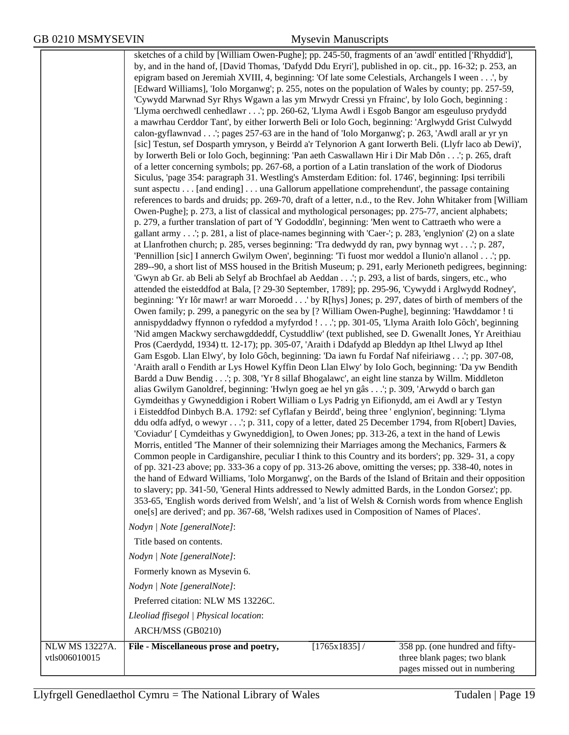sketches of a child by [William Owen-Pughe]; pp. 245-50, fragments of an 'awdl' entitled ['Rhyddid'], by, and in the hand of, [David Thomas, 'Dafydd Ddu Eryri'], published in op. cit., pp. 16-32; p. 253, an epigram based on Jeremiah XVIII, 4, beginning: 'Of late some Celestials, Archangels I ween . . .', by [Edward Williams], 'Iolo Morganwg'; p. 255, notes on the population of Wales by county; pp. 257-59, 'Cywydd Marwnad Syr Rhys Wgawn a las ym Mrwydr Cressi yn Ffrainc', by Iolo Goch, beginning : 'Llyma oerchwedl cenhedlawr . . .'; pp. 260-62, 'Llyma Awdl i Esgob Bangor am esgeuluso prydydd a mawrhau Cerddor Tant', by either Iorwerth Beli or Iolo Goch, beginning: 'Arglwydd Grist Culwydd calon-gyflawnvad . . .'; pages 257-63 are in the hand of 'Iolo Morganwg'; p. 263, 'Awdl arall ar yr yn [sic] Testun, sef Dosparth ymryson, y Beirdd a'r Telynorion A gant Iorwerth Beli. (Llyfr laco ab Dewi)', by Iorwerth Beli or Iolo Goch, beginning: 'Pan aeth Caswallawn Hir i Dir Mab Dôn . . .'; p. 265, draft of a letter concerning symbols; pp. 267-68, a portion of a Latin translation of the work of Diodorus Siculus, 'page 354: paragraph 31. Westling's Amsterdam Edition: fol. 1746', beginning: Ipsi terribili sunt aspectu . . . [and ending] . . . una Gallorum appellatione comprehendunt', the passage containing references to bards and druids; pp. 269-70, draft of a letter, n.d., to the Rev. John Whitaker from [William Owen-Pughe]; p. 273, a list of classical and mythological personages; pp. 275-77, ancient alphabets; p. 279, a further translation of part of 'Y Gododdln', beginning: 'Men went to Cattraeth who were a gallant army . . .'; p. 281, a list of place-names beginning with 'Caer-'; p. 283, 'englynion' (2) on a slate at Llanfrothen church; p. 285, verses beginning: 'Tra dedwydd dy ran, pwy bynnag wyt . . .'; p. 287, 'Pennillion [sic] I annerch Gwilym Owen', beginning: 'Ti fuost mor weddol a Ilunio'n allanol . . .'; pp. 289--90, a short list of MSS housed in the British Museum; p. 291, early Merioneth pedigrees, beginning: 'Gwyn ab Gr. ab Beli ab Selyf ab Brochfael ab Aeddan . . .'; p. 293, a list of bards, singers, etc., who attended the eisteddfod at Bala, [? 29-30 September, 1789]; pp. 295-96, 'Cywydd i Arglwydd Rodney', beginning: 'Yr Iôr mawr! ar warr Moroedd . . .' by R[hys] Jones; p. 297, dates of birth of members of the Owen family; p. 299, a panegyric on the sea by [? William Owen-Pughe], beginning: 'Hawddamor ! ti annispyddadwy ffynnon o ryfeddod a myfyrdod ! . . .'; pp. 301-05, 'Llyma Araith Iolo Gôch', beginning 'Nid amgen Mackwy serchawgddeddf, Cystuddliw' (text published, see D. Gwenallt Jones, Yr Areithiau Pros (Caerdydd, 1934) tt. 12-17); pp. 305-07, 'Araith i Ddafydd ap Bleddyn ap Ithel Llwyd ap Ithel Gam Esgob. Llan Elwy', by Iolo Gôch, beginning: 'Da iawn fu Fordaf Naf nifeiriawg . . .'; pp. 307-08, 'Araith arall o Fendith ar Lys Howel Kyffin Deon Llan Elwy' by Iolo Goch, beginning: 'Da yw Bendith Bardd a Duw Bendig . . .'; p. 308, 'Yr 8 sillaf Bhogalawc', an eight line stanza by Willm. Middleton alias Gwilym Ganoldref, beginning: 'Hwlyn goeg ae hel yn gâs . . .'; p. 309, 'Arwydd o barch gan Gymdeithas y Gwyneddigion i Robert William o Lys Padrig yn Eifionydd, am ei Awdl ar y Testyn i Eisteddfod Dinbych B.A. 1792: sef Cyflafan y Beirdd', being three ' englynion', beginning: 'Llyma ddu odfa adfyd, o wewyr . . .'; p. 311, copy of a letter, dated 25 December 1794, from R[obert] Davies, 'Coviadur' [ Cymdeithas y Gwyneddigion], to Owen Jones; pp. 313-26, a text in the hand of Lewis Morris, entitled 'The Manner of their solemnizing their Marriages among the Mechanics, Farmers & Common people in Cardiganshire, peculiar I think to this Country and its borders'; pp. 329- 31, a copy of pp. 321-23 above; pp. 333-36 a copy of pp. 313-26 above, omitting the verses; pp. 338-40, notes in the hand of Edward Williams, 'Iolo Morganwg', on the Bards of the Island of Britain and their opposition to slavery; pp. 341-50, 'General Hints addressed to Newly admitted Bards, in the London Gorsez'; pp. 353-65, 'English words derived from Welsh', and 'a list of Welsh & Cornish words from whence English one[s] are derived'; and pp. 367-68, 'Welsh radixes used in Composition of Names of Places'.

*Nodyn | Note [generalNote]*:

Title based on contents.

*Nodyn | Note [generalNote]*:

Formerly known as Mysevin 6.

*Nodyn | Note [generalNote]*:

Preferred citation: NLW MS 13226C.

*Lleoliad ffisegol | Physical location*:

ARCH/MSS (GB0210)

| NLW MS 13227A. vtls006010015 | **File - Miscellaneous prose and poetry,** | [1765x1835] / | 358 pp. (one hundred and fifty-three blank pages; two blank pages missed out in numbering |
|---|---|---|---|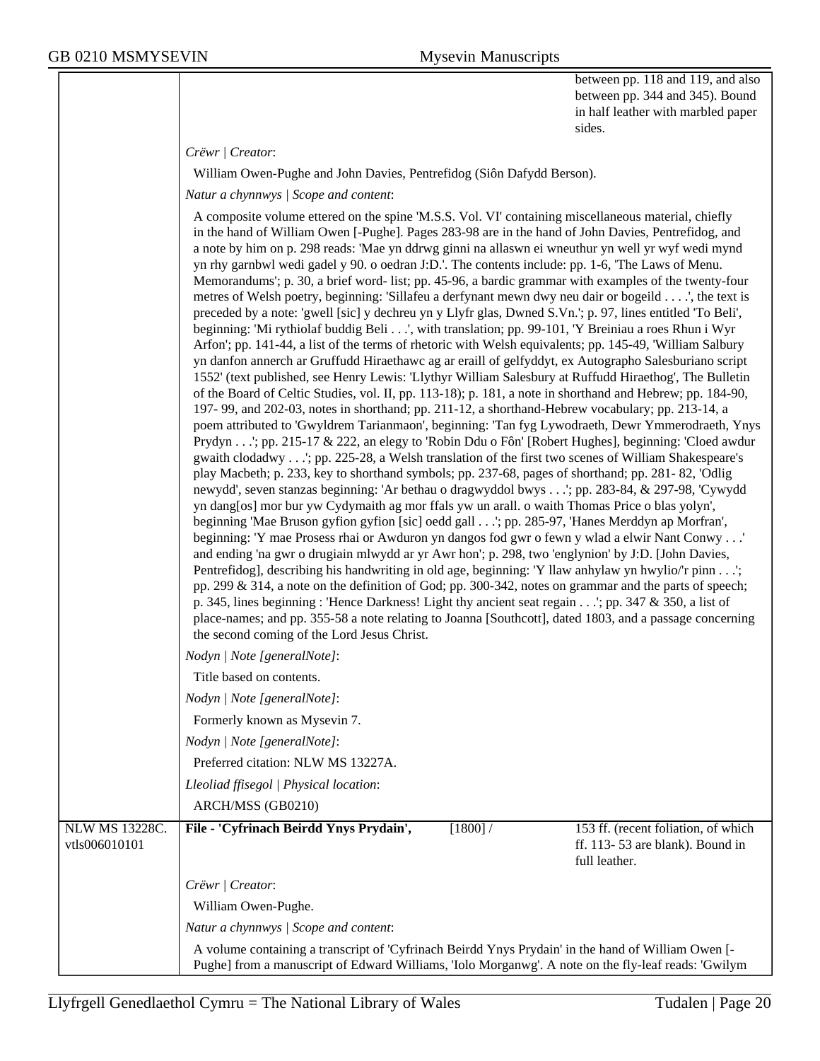between pp. 118 and 119, and also between pp. 344 and 345). Bound in half leather with marbled paper sides.

*Crëwr | Creator*:

William Owen-Pughe and John Davies, Pentrefidog (Siôn Dafydd Berson).

*Natur a chynnwys | Scope and content*:

A composite volume ettered on the spine 'M.S.S. Vol. VI' containing miscellaneous material, chiefly in the hand of William Owen [-Pughe]. Pages 283-98 are in the hand of John Davies, Pentrefidog, and a note by him on p. 298 reads: 'Mae yn ddrwg ginni na allaswn ei wneuthur yn well yr wyf wedi mynd yn rhy garnbwl wedi gadel y 90. o oedran J:D.'. The contents include: pp. 1-6, 'The Laws of Menu. Memorandums'; p. 30, a brief word- list; pp. 45-96, a bardic grammar with examples of the twenty-four metres of Welsh poetry, beginning: 'Sillafeu a derfynant mewn dwy neu dair or bogeild . . . .', the text is preceded by a note: 'gwell [sic] y dechreu yn y Llyfr glas, Dwned S.Vn.'; p. 97, lines entitled 'To Beli', beginning: 'Mi rythiolaf buddig Beli . . .', with translation; pp. 99-101, 'Y Breiniau a roes Rhun i Wyr Arfon'; pp. 141-44, a list of the terms of rhetoric with Welsh equivalents; pp. 145-49, 'William Salbury yn danfon annerch ar Gruffudd Hiraethawc ag ar eraill of gelfyddyt, ex Autographo Salesburiano script 1552' (text published, see Henry Lewis: 'Llythyr William Salesbury at Ruffudd Hiraethog', The Bulletin of the Board of Celtic Studies, vol. II, pp. 113-18); p. 181, a note in shorthand and Hebrew; pp. 184-90, 197- 99, and 202-03, notes in shorthand; pp. 211-12, a shorthand-Hebrew vocabulary; pp. 213-14, a poem attributed to 'Gwyldrem Tarianmaon', beginning: 'Tan fyg Lywodraeth, Dewr Ymmerodraeth, Ynys Prydyn . . .'; pp. 215-17 & 222, an elegy to 'Robin Ddu o Fôn' [Robert Hughes], beginning: 'Cloed awdur gwaith clodadwy . . .'; pp. 225-28, a Welsh translation of the first two scenes of William Shakespeare's play Macbeth; p. 233, key to shorthand symbols; pp. 237-68, pages of shorthand; pp. 281- 82, 'Odlig newydd', seven stanzas beginning: 'Ar bethau o dragwyddol bwys . . .'; pp. 283-84, & 297-98, 'Cywydd yn dang[os] mor bur yw Cydymaith ag mor ffals yw un arall. o waith Thomas Price o blas yolyn', beginning 'Mae Bruson gyfion gyfion [sic] oedd gall . . .'; pp. 285-97, 'Hanes Merddyn ap Morfran', beginning: 'Y mae Prosess rhai or Awduron yn dangos fod gwr o fewn y wlad a elwir Nant Conwy . . .' and ending 'na gwr o drugiain mlwydd ar yr Awr hon'; p. 298, two 'englynion' by J:D. [John Davies, Pentrefidog], describing his handwriting in old age, beginning: 'Y llaw anhylaw yn hwylio/'r pinn . . .'; pp. 299 & 314, a note on the definition of God; pp. 300-342, notes on grammar and the parts of speech; p. 345, lines beginning : 'Hence Darkness! Light thy ancient seat regain . . .'; pp. 347 & 350, a list of place-names; and pp. 355-58 a note relating to Joanna [Southcott], dated 1803, and a passage concerning the second coming of the Lord Jesus Christ.

*Nodyn | Note [generalNote]*:

Title based on contents.

*Nodyn | Note [generalNote]*:

Formerly known as Mysevin 7.

*Nodyn | Note [generalNote]*:

Preferred citation: NLW MS 13227A.

*Lleoliad ffisegol | Physical location*:

ARCH/MSS (GB0210)

| NLW MS 13228C. vtls006010101 | **File - 'Cyfrinach Beirdd Ynys Prydain',** | [1800] / | 153 ff. (recent foliation, of which ff. 113- 53 are blank). Bound in full leather. |
|---|---|---|---|

*Crëwr | Creator*:

William Owen-Pughe.

*Natur a chynnwys | Scope and content*:

A volume containing a transcript of 'Cyfrinach Beirdd Ynys Prydain' in the hand of William Owen [-Pughe] from a manuscript of Edward Williams, 'Iolo Morganwg'. A note on the fly-leaf reads: 'Gwilym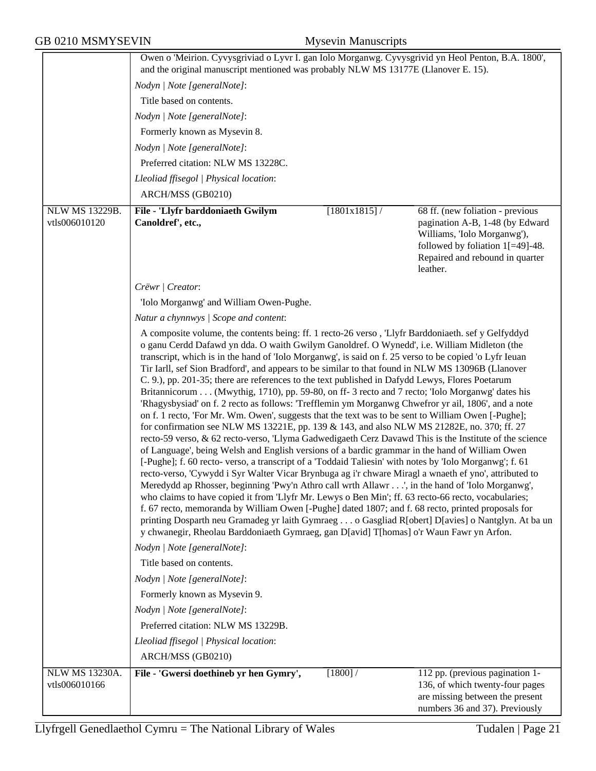Owen o 'Meirion. Cyvysgriviad o Lyvr I. gan Iolo Morganwg. Cyvysgrivid yn Heol Penton, B.A. 1800', and the original manuscript mentioned was probably NLW MS 13177E (Llanover E. 15).

*Nodyn | Note [generalNote]*:

Title based on contents.

*Nodyn | Note [generalNote]*:

Formerly known as Mysevin 8.

*Nodyn | Note [generalNote]*:

Preferred citation: NLW MS 13228C.

*Lleoliad ffisegol | Physical location*:

ARCH/MSS (GB0210)

| NLW MS 13229B. vtls006010120 | **File - 'Llyfr barddoniaeth Gwilym Canoldref', etc.,** | [1801x1815] / | 68 ff. (new foliation - previous pagination A-B, 1-48 (by Edward Williams, 'Iolo Morganwg'), followed by foliation 1[=49]-48. Repaired and rebound in quarter leather. |
|---|---|---|---|

*Crëwr | Creator*:

'Iolo Morganwg' and William Owen-Pughe.

*Natur a chynnwys | Scope and content*:

A composite volume, the contents being: ff. 1 recto-26 verso , 'Llyfr Barddoniaeth. sef y Gelfyddyd o ganu Cerdd Dafawd yn dda. O waith Gwilym Ganoldref. O Wynedd', i.e. William Midleton (the transcript, which is in the hand of 'Iolo Morganwg', is said on f. 25 verso to be copied 'o Lyfr Ieuan Tir Iarll, sef Sion Bradford', and appears to be similar to that found in NLW MS 13096B (Llanover C. 9.), pp. 201-35; there are references to the text published in Dafydd Lewys, Flores Poetarum Britannicorum . . . (Mwythig, 1710), pp. 59-80, on ff- 3 recto and 7 recto; 'Iolo Morganwg' dates his 'Rhagysbysiad' on f. 2 recto as follows: 'Trefflemin ym Morganwg Chwefror yr ail, 1806', and a note on f. 1 recto, 'For Mr. Wm. Owen', suggests that the text was to be sent to William Owen [-Pughe]; for confirmation see NLW MS 13221E, pp. 139 & 143, and also NLW MS 21282E, no. 370; ff. 27 recto-59 verso, & 62 recto-verso, 'Llyma Gadwedigaeth Cerz Davawd This is the Institute of the science of Language', being Welsh and English versions of a bardic grammar in the hand of William Owen [-Pughe]; f. 60 recto- verso, a transcript of a 'Toddaid Taliesin' with notes by 'Iolo Morganwg'; f. 61 recto-verso, 'Cywydd i Syr Walter Vicar Brynbuga ag i'r chware Miragl a wnaeth ef yno', attributed to Meredydd ap Rhosser, beginning 'Pwy'n Athro call wrth Allawr . . .', in the hand of 'Iolo Morganwg', who claims to have copied it from 'Llyfr Mr. Lewys o Ben Min'; ff. 63 recto-66 recto, vocabularies; f. 67 recto, memoranda by William Owen [-Pughe] dated 1807; and f. 68 recto, printed proposals for printing Dosparth neu Gramadeg yr laith Gymraeg . . . o Gasgliad R[obert] D[avies] o Nantglyn. At ba un y chwanegir, Rheolau Barddoniaeth Gymraeg, gan D[avid] T[homas] o'r Waun Fawr yn Arfon.

*Nodyn | Note [generalNote]*:

Title based on contents.

*Nodyn | Note [generalNote]*:

Formerly known as Mysevin 9.

*Nodyn | Note [generalNote]*:

Preferred citation: NLW MS 13229B.

*Lleoliad ffisegol | Physical location*:

ARCH/MSS (GB0210)

| NLW MS 13230A. vtls006010166 | **File - 'Gwersi doethineb yr hen Gymry',** | [1800] / | 112 pp. (previous pagination 1-136, of which twenty-four pages are missing between the present numbers 36 and 37). Previously |
|---|---|---|---|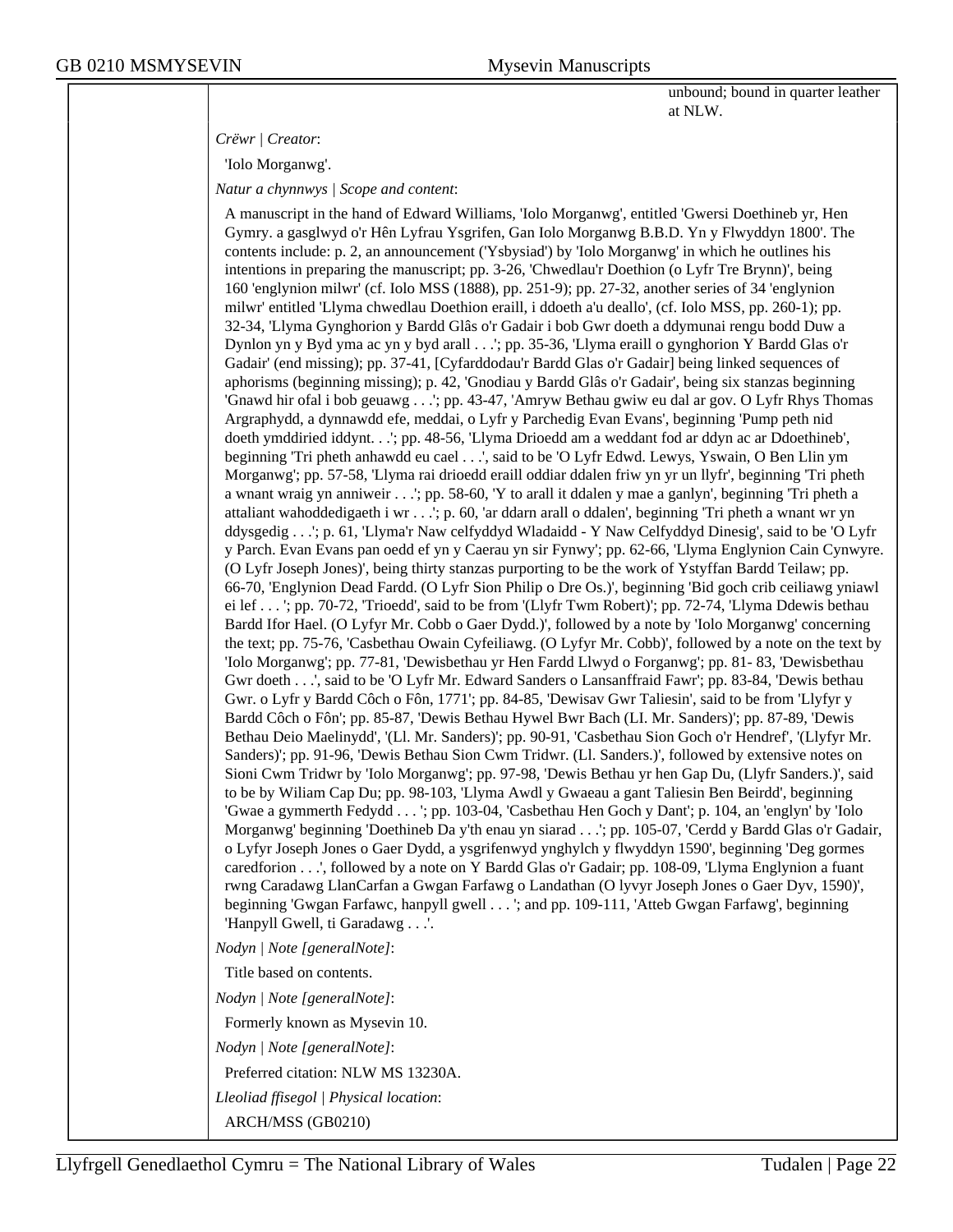unbound; bound in quarter leather at NLW.

*Crëwr | Creator*:

'Iolo Morganwg'.

*Natur a chynnwys | Scope and content*:

A manuscript in the hand of Edward Williams, 'Iolo Morganwg', entitled 'Gwersi Doethineb yr, Hen Gymry. a gasglwyd o'r Hên Lyfrau Ysgrifen, Gan Iolo Morganwg B.B.D. Yn y Flwyddyn 1800'. The contents include: p. 2, an announcement ('Ysbysiad') by 'Iolo Morganwg' in which he outlines his intentions in preparing the manuscript; pp. 3-26, 'Chwedlau'r Doethion (o Lyfr Tre Brynn)', being 160 'englynion milwr' (cf. Iolo MSS (1888), pp. 251-9); pp. 27-32, another series of 34 'englynion milwr' entitled 'Llyma chwedlau Doethion eraill, i ddoeth a'u deallo', (cf. Iolo MSS, pp. 260-1); pp. 32-34, 'Llyma Gynghorion y Bardd Glâs o'r Gadair i bob Gwr doeth a ddymunai rengu bodd Duw a Dynlon yn y Byd yma ac yn y byd arall . . .'; pp. 35-36, 'Llyma eraill o gynghorion Y Bardd Glas o'r Gadair' (end missing); pp. 37-41, [Cyfarddodau'r Bardd Glas o'r Gadair] being linked sequences of aphorisms (beginning missing); p. 42, 'Gnodiau y Bardd Glâs o'r Gadair', being six stanzas beginning 'Gnawd hir ofal i bob geuawg . . .'; pp. 43-47, 'Amryw Bethau gwiw eu dal ar gov. O Lyfr Rhys Thomas Argraphydd, a dynnawdd efe, meddai, o Lyfr y Parchedig Evan Evans', beginning 'Pump peth nid doeth ymddiried iddynt. . .'; pp. 48-56, 'Llyma Drioedd am a weddant fod ar ddyn ac ar Ddoethineb', beginning 'Tri pheth anhawdd eu cael . . .', said to be 'O Lyfr Edwd. Lewys, Yswain, O Ben Llin ym Morganwg'; pp. 57-58, 'Llyma rai drioedd eraill oddiar ddalen friw yn yr un llyfr', beginning 'Tri pheth a wnant wraig yn anniweir . . .'; pp. 58-60, 'Y to arall it ddalen y mae a ganlyn', beginning 'Tri pheth a attaliant wahoddedigaeth i wr . . .'; p. 60, 'ar ddarn arall o ddalen', beginning 'Tri pheth a wnant wr yn ddysgedig . . .'; p. 61, 'Llyma'r Naw celfyddyd Wladaidd - Y Naw Celfyddyd Dinesig', said to be 'O Lyfr y Parch. Evan Evans pan oedd ef yn y Caerau yn sir Fynwy'; pp. 62-66, 'Llyma Englynion Cain Cynwyre. (O Lyfr Joseph Jones)', being thirty stanzas purporting to be the work of Ystyffan Bardd Teilaw; pp. 66-70, 'Englynion Dead Fardd. (O Lyfr Sion Philip o Dre Os.)', beginning 'Bid goch crib ceiliawg yniawl ei lef . . . '; pp. 70-72, 'Trioedd', said to be from '(Llyfr Twm Robert)'; pp. 72-74, 'Llyma Ddewis bethau Bardd Ifor Hael. (O Lyfyr Mr. Cobb o Gaer Dydd.)', followed by a note by 'Iolo Morganwg' concerning the text; pp. 75-76, 'Casbethau Owain Cyfeiliawg. (O Lyfyr Mr. Cobb)', followed by a note on the text by 'Iolo Morganwg'; pp. 77-81, 'Dewisbethau yr Hen Fardd Llwyd o Forganwg'; pp. 81- 83, 'Dewisbethau Gwr doeth . . .', said to be 'O Lyfr Mr. Edward Sanders o Lansanffraid Fawr'; pp. 83-84, 'Dewis bethau Gwr. o Lyfr y Bardd Côch o Fôn, 1771'; pp. 84-85, 'Dewisav Gwr Taliesin', said to be from 'Llyfyr y Bardd Côch o Fôn'; pp. 85-87, 'Dewis Bethau Hywel Bwr Bach (LI. Mr. Sanders)'; pp. 87-89, 'Dewis Bethau Deio Maelinydd', '(Ll. Mr. Sanders)'; pp. 90-91, 'Casbethau Sion Goch o'r Hendref', '(Llyfyr Mr. Sanders)'; pp. 91-96, 'Dewis Bethau Sion Cwm Tridwr. (Ll. Sanders.)', followed by extensive notes on Sioni Cwm Tridwr by 'Iolo Morganwg'; pp. 97-98, 'Dewis Bethau yr hen Gap Du, (Llyfr Sanders.)', said to be by Wiliam Cap Du; pp. 98-103, 'Llyma Awdl y Gwaeau a gant Taliesin Ben Beirdd', beginning 'Gwae a gymmerth Fedydd . . . '; pp. 103-04, 'Casbethau Hen Goch y Dant'; p. 104, an 'englyn' by 'Iolo Morganwg' beginning 'Doethineb Da y'th enau yn siarad . . .'; pp. 105-07, 'Cerdd y Bardd Glas o'r Gadair, o Lyfyr Joseph Jones o Gaer Dydd, a ysgrifenwyd ynghylch y flwyddyn 1590', beginning 'Deg gormes caredforion . . .', followed by a note on Y Bardd Glas o'r Gadair; pp. 108-09, 'Llyma Englynion a fuant rwng Caradawg LlanCarfan a Gwgan Farfawg o Landathan (O lyvyr Joseph Jones o Gaer Dyv, 1590)', beginning 'Gwgan Farfawc, hanpyll gwell . . . '; and pp. 109-111, 'Atteb Gwgan Farfawg', beginning 'Hanpyll Gwell, ti Garadawg . . .'.

*Nodyn | Note [generalNote]*:

Title based on contents.

*Nodyn | Note [generalNote]*:

Formerly known as Mysevin 10.

*Nodyn | Note [generalNote]*:

Preferred citation: NLW MS 13230A.

*Lleoliad ffisegol | Physical location*:

ARCH/MSS (GB0210)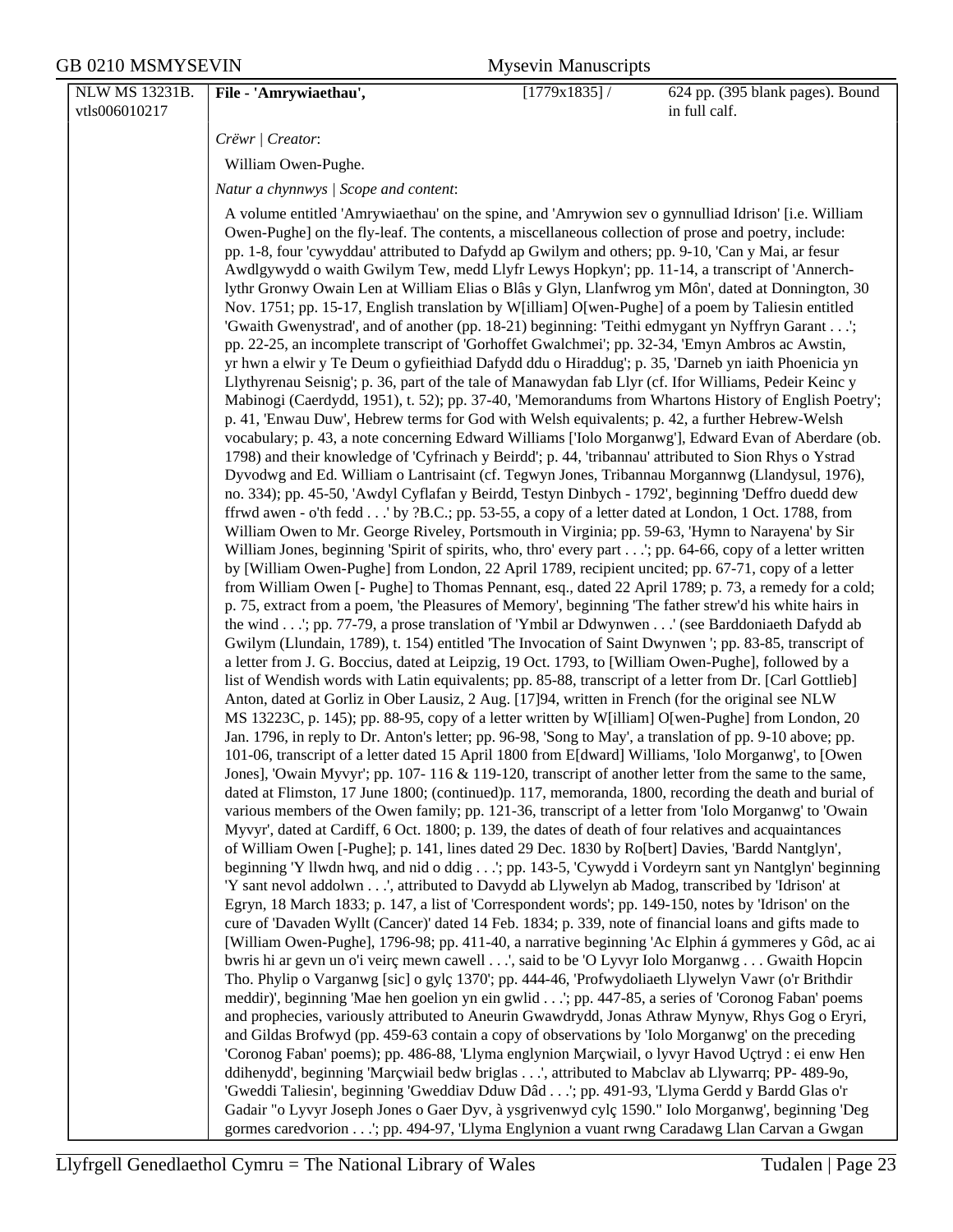| NLW MS 13231B. vtls006010217 | **File - 'Amrywiaethau',** | [1779x1835] / | 624 pp. (395 blank pages). Bound in full calf. |
|---|---|---|---|

*Crëwr | Creator*:

William Owen-Pughe.

*Natur a chynnwys | Scope and content*:

A volume entitled 'Amrywiaethau' on the spine, and 'Amrywion sev o gynnulliad Idrison' [i.e. William Owen-Pughe] on the fly-leaf. The contents, a miscellaneous collection of prose and poetry, include: pp. 1-8, four 'cywyddau' attributed to Dafydd ap Gwilym and others; pp. 9-10, 'Can y Mai, ar fesur Awdlgywydd o waith Gwilym Tew, medd Llyfr Lewys Hopkyn'; pp. 11-14, a transcript of 'Annerch-lythr Gronwy Owain Len at William Elias o Blâs y Glyn, Llanfwrog ym Môn', dated at Donnington, 30 Nov. 1751; pp. 15-17, English translation by W[illiam] O[wen-Pughe] of a poem by Taliesin entitled 'Gwaith Gwenystrad', and of another (pp. 18-21) beginning: 'Teithi edmygant yn Nyffryn Garant . . .'; pp. 22-25, an incomplete transcript of 'Gorhoffet Gwalchmei'; pp. 32-34, 'Emyn Ambros ac Awstin, yr hwn a elwir y Te Deum o gyfieithiad Dafydd ddu o Hiraddug'; p. 35, 'Darneb yn iaith Phoenicia yn Llythyrenau Seisnig'; p. 36, part of the tale of Manawydan fab Llyr (cf. Ifor Williams, Pedeir Keinc y Mabinogi (Caerdydd, 1951), t. 52); pp. 37-40, 'Memorandums from Whartons History of English Poetry'; p. 41, 'Enwau Duw', Hebrew terms for God with Welsh equivalents; p. 42, a further Hebrew-Welsh vocabulary; p. 43, a note concerning Edward Williams ['Iolo Morganwg'], Edward Evan of Aberdare (ob. 1798) and their knowledge of 'Cyfrinach y Beirdd'; p. 44, 'tribannau' attributed to Sion Rhys o Ystrad Dyvodwg and Ed. William o Lantrisaint (cf. Tegwyn Jones, Tribannau Morgannwg (Llandysul, 1976), no. 334); pp. 45-50, 'Awdyl Cyflafan y Beirdd, Testyn Dinbych - 1792', beginning 'Deffro duedd dew ffrwd awen - o'th fedd . . .' by ?B.C.; pp. 53-55, a copy of a letter dated at London, 1 Oct. 1788, from William Owen to Mr. George Riveley, Portsmouth in Virginia; pp. 59-63, 'Hymn to Narayena' by Sir William Jones, beginning 'Spirit of spirits, who, thro' every part . . .'; pp. 64-66, copy of a letter written by [William Owen-Pughe] from London, 22 April 1789, recipient uncited; pp. 67-71, copy of a letter from William Owen [- Pughe] to Thomas Pennant, esq., dated 22 April 1789; p. 73, a remedy for a cold; p. 75, extract from a poem, 'the Pleasures of Memory', beginning 'The father strew'd his white hairs in the wind . . .'; pp. 77-79, a prose translation of 'Ymbil ar Ddwynwen . . .' (see Barddoniaeth Dafydd ab Gwilym (Llundain, 1789), t. 154) entitled 'The Invocation of Saint Dwynwen '; pp. 83-85, transcript of a letter from J. G. Boccius, dated at Leipzig, 19 Oct. 1793, to [William Owen-Pughe], followed by a list of Wendish words with Latin equivalents; pp. 85-88, transcript of a letter from Dr. [Carl Gottlieb] Anton, dated at Gorliz in Ober Lausiz, 2 Aug. [17]94, written in French (for the original see NLW MS 13223C, p. 145); pp. 88-95, copy of a letter written by W[illiam] O[wen-Pughe] from London, 20 Jan. 1796, in reply to Dr. Anton's letter; pp. 96-98, 'Song to May', a translation of pp. 9-10 above; pp. 101-06, transcript of a letter dated 15 April 1800 from E[dward] Williams, 'Iolo Morganwg', to [Owen Jones], 'Owain Myvyr'; pp. 107- 116 & 119-120, transcript of another letter from the same to the same, dated at Flimston, 17 June 1800; (continued)p. 117, memoranda, 1800, recording the death and burial of various members of the Owen family; pp. 121-36, transcript of a letter from 'Iolo Morganwg' to 'Owain Myvyr', dated at Cardiff, 6 Oct. 1800; p. 139, the dates of death of four relatives and acquaintances of William Owen [-Pughe]; p. 141, lines dated 29 Dec. 1830 by Ro[bert] Davies, 'Bardd Nantglyn', beginning 'Y llwdn hwq, and nid o ddig . . .'; pp. 143-5, 'Cywydd i Vordeyrn sant yn Nantglyn' beginning 'Y sant nevol addolwn . . .', attributed to Davydd ab Llywelyn ab Madog, transcribed by 'Idrison' at Egryn, 18 March 1833; p. 147, a list of 'Correspondent words'; pp. 149-150, notes by 'Idrison' on the cure of 'Davaden Wyllt (Cancer)' dated 14 Feb. 1834; p. 339, note of financial loans and gifts made to [William Owen-Pughe], 1796-98; pp. 411-40, a narrative beginning 'Ac Elphin á gymmeres y Gôd, ac ai bwris hi ar gevn un o'i veirç mewn cawell . . .', said to be 'O Lyvyr Iolo Morganwg . . . Gwaith Hopcin Tho. Phylip o Varganwg [sic] o gylç 1370'; pp. 444-46, 'Profwydoliaeth Llywelyn Vawr (o'r Brithdir meddir)', beginning 'Mae hen goelion yn ein gwlid . . .'; pp. 447-85, a series of 'Coronog Faban' poems and prophecies, variously attributed to Aneurin Gwawdrydd, Jonas Athraw Mynyw, Rhys Gog o Eryri, and Gildas Brofwyd (pp. 459-63 contain a copy of observations by 'Iolo Morganwg' on the preceding 'Coronog Faban' poems); pp. 486-88, 'Llyma englynion Marçwiail, o lyvyr Havod Uçtryd : ei enw Hen ddihenydd', beginning 'Marçwiail bedw briglas . . .', attributed to Mabclav ab Llywarrq; PP- 489-9o, 'Gweddi Taliesin', beginning 'Gweddiav Dduw Dâd . . .'; pp. 491-93, 'Llyma Gerdd y Bardd Glas o'r Gadair "o Lyvyr Joseph Jones o Gaer Dyv, à ysgrivenwyd cylç 1590." Iolo Morganwg', beginning 'Deg gormes caredvorion . . .'; pp. 494-97, 'Llyma Englynion a vuant rwng Caradawg Llan Carvan a Gwgan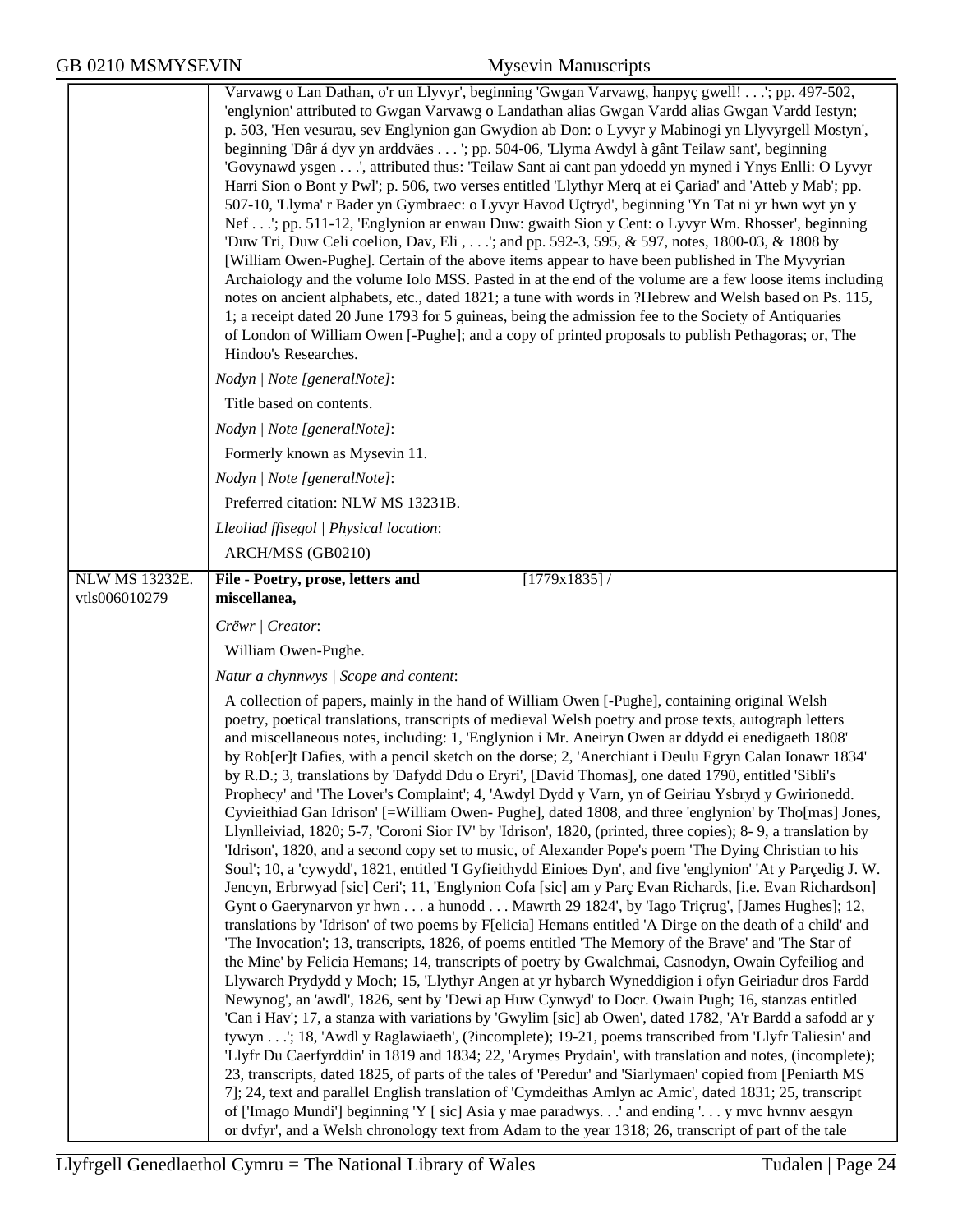| | |
|---|---|
| | Varvawg o Lan Dathan, o'r un Llyvyr', beginning 'Gwgan Varvawg, hanpyç gwell! . . .'; pp. 497-502, 'englynion' attributed to Gwgan Varvawg o Landathan alias Gwgan Vardd alias Gwgan Vardd Iestyn; p. 503, 'Hen vesurau, sev Englynion gan Gwydion ab Don: o Lyvyr y Mabinogi yn Llyvyrgell Mostyn', beginning 'Dâr á dyv yn arddväes . . . '; pp. 504-06, 'Llyma Awdyl à gânt Teilaw sant', beginning 'Govynawd ysgen . . .', attributed thus: 'Teilaw Sant ai cant pan ydoedd yn myned i Ynys Enlli: O Lyvyr Harri Sion o Bont y Pwl'; p. 506, two verses entitled 'Llythyr Merq at ei Çariad' and 'Atteb y Mab'; pp. 507-10, 'Llyma' r Bader yn Gymbraec: o Lyvyr Havod Uçtryd', beginning 'Yn Tat ni yr hwn wyt yn y Nef . . .'; pp. 511-12, 'Englynion ar enwau Duw: gwaith Sion y Cent: o Lyvyr Wm. Rhosser', beginning 'Duw Tri, Duw Celi coelion, Dav, Eli , . . .'; and pp. 592-3, 595, & 597, notes, 1800-03, & 1808 by [William Owen-Pughe]. Certain of the above items appear to have been published in The Myvyrian Archaiology and the volume Iolo MSS. Pasted in at the end of the volume are a few loose items including notes on ancient alphabets, etc., dated 1821; a tune with words in ?Hebrew and Welsh based on Ps. 115, 1; a receipt dated 20 June 1793 for 5 guineas, being the admission fee to the Society of Antiquaries of London of William Owen [-Pughe]; and a copy of printed proposals to publish Pethagoras; or, The Hindoo's Researches.<br><br>*Nodyn \| Note [generalNote]*:<br>Title based on contents.<br><br>*Nodyn \| Note [generalNote]*:<br>Formerly known as Mysevin 11.<br><br>*Nodyn \| Note [generalNote]*:<br>Preferred citation: NLW MS 13231B.<br><br>*Lleoliad ffisegol \| Physical location*:<br>ARCH/MSS (GB0210) |
| NLW MS 13232E.<br>vtls006010279 | **File - Poetry, prose, letters and miscellanea,** [1779x1835] /<br><br>*Crëwr \| Creator*:<br>William Owen-Pughe.<br><br>*Natur a chynnwys \| Scope and content*:<br>A collection of papers, mainly in the hand of William Owen [-Pughe], containing original Welsh poetry, poetical translations, transcripts of medieval Welsh poetry and prose texts, autograph letters and miscellaneous notes, including: 1, 'Englynion i Mr. Aneiryn Owen ar ddydd ei enedigaeth 1808' by Rob[er]t Dafies, with a pencil sketch on the dorse; 2, 'Anerchiant i Deulu Egryn Calan Ionawr 1834' by R.D.; 3, translations by 'Dafydd Ddu o Eryri', [David Thomas], one dated 1790, entitled 'Sibli's Prophecy' and 'The Lover's Complaint'; 4, 'Awdyl Dydd y Varn, yn of Geiriau Ysbryd y Gwirionedd. Cyvieithiad Gan Idrison' [=William Owen- Pughe], dated 1808, and three 'englynion' by Tho[mas] Jones, Llynlleiviad, 1820; 5-7, 'Coroni Sior IV' by 'Idrison', 1820, (printed, three copies); 8- 9, a translation by 'Idrison', 1820, and a second copy set to music, of Alexander Pope's poem 'The Dying Christian to his Soul'; 10, a 'cywydd', 1821, entitled 'I Gyfieithydd Einioes Dyn', and five 'englynion' 'At y Parçedig J. W. Jencyn, Erbrwyad [sic] Ceri'; 11, 'Englynion Cofa [sic] am y Parç Evan Richards, [i.e. Evan Richardson] Gynt o Gaerynarvon yr hwn . . . a hunodd . . . Mawrth 29 1824', by 'Iago Triçrug', [James Hughes]; 12, translations by 'Idrison' of two poems by F[elicia] Hemans entitled 'A Dirge on the death of a child' and 'The Invocation'; 13, transcripts, 1826, of poems entitled 'The Memory of the Brave' and 'The Star of the Mine' by Felicia Hemans; 14, transcripts of poetry by Gwalchmai, Casnodyn, Owain Cyfeiliog and Llywarch Prydydd y Moch; 15, 'Llythyr Angen at yr hybarch Wyneddigion i ofyn Geiriadur dros Fardd Newynog', an 'awdl', 1826, sent by 'Dewi ap Huw Cynwyd' to Docr. Owain Pugh; 16, stanzas entitled 'Can i Hav'; 17, a stanza with variations by 'Gwylim [sic] ab Owen', dated 1782, 'A'r Bardd a safodd ar y tywyn . . .'; 18, 'Awdl y Raglawiaeth', (?incomplete); 19-21, poems transcribed from 'Llyfr Taliesin' and 'Llyfr Du Caerfyrddin' in 1819 and 1834; 22, 'Arymes Prydain', with translation and notes, (incomplete); 23, transcripts, dated 1825, of parts of the tales of 'Peredur' and 'Siarlymaen' copied from [Peniarth MS 7]; 24, text and parallel English translation of 'Cymdeithas Amlyn ac Amic', dated 1831; 25, transcript of ['Imago Mundi'] beginning 'Y [ sic] Asia y mae paradwys. . .' and ending '. . . y mvc hvnnv aesgyn or dvfyr', and a Welsh chronology text from Adam to the year 1318; 26, transcript of part of the tale |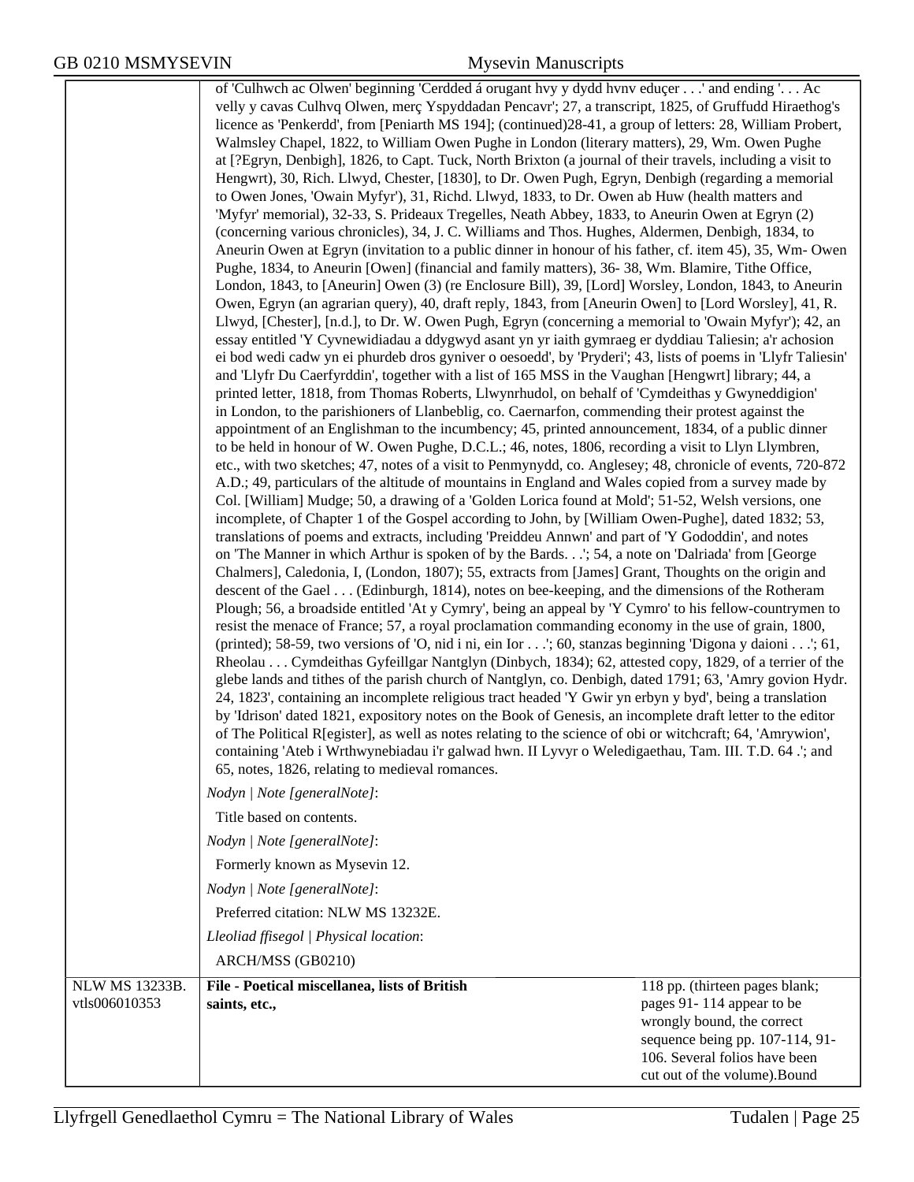of 'Culhwch ac Olwen' beginning 'Cerdded á orugant hvy y dydd hvnv eduçer . . .' and ending '. . . Ac velly y cavas Culhvq Olwen, merç Yspyddadan Pencavr'; 27, a transcript, 1825, of Gruffudd Hiraethog's licence as 'Penkerdd', from [Peniarth MS 194]; (continued)28-41, a group of letters: 28, William Probert, Walmsley Chapel, 1822, to William Owen Pughe in London (literary matters), 29, Wm. Owen Pughe at [?Egryn, Denbigh], 1826, to Capt. Tuck, North Brixton (a journal of their travels, including a visit to Hengwrt), 30, Rich. Llwyd, Chester, [1830], to Dr. Owen Pugh, Egryn, Denbigh (regarding a memorial to Owen Jones, 'Owain Myfyr'), 31, Richd. Llwyd, 1833, to Dr. Owen ab Huw (health matters and 'Myfyr' memorial), 32-33, S. Prideaux Tregelles, Neath Abbey, 1833, to Aneurin Owen at Egryn (2) (concerning various chronicles), 34, J. C. Williams and Thos. Hughes, Aldermen, Denbigh, 1834, to Aneurin Owen at Egryn (invitation to a public dinner in honour of his father, cf. item 45), 35, Wm- Owen Pughe, 1834, to Aneurin [Owen] (financial and family matters), 36- 38, Wm. Blamire, Tithe Office, London, 1843, to [Aneurin] Owen (3) (re Enclosure Bill), 39, [Lord] Worsley, London, 1843, to Aneurin Owen, Egryn (an agrarian query), 40, draft reply, 1843, from [Aneurin Owen] to [Lord Worsley], 41, R. Llwyd, [Chester], [n.d.], to Dr. W. Owen Pugh, Egryn (concerning a memorial to 'Owain Myfyr'); 42, an essay entitled 'Y Cyvnewidiadau a ddygwyd asant yn yr iaith gymraeg er dyddiau Taliesin; a'r achosion ei bod wedi cadw yn ei phurdeb dros gyniver o oesoedd', by 'Pryderi'; 43, lists of poems in 'Llyfr Taliesin' and 'Llyfr Du Caerfyrddin', together with a list of 165 MSS in the Vaughan [Hengwrt] library; 44, a printed letter, 1818, from Thomas Roberts, Llwynrhudol, on behalf of 'Cymdeithas y Gwyneddigion' in London, to the parishioners of Llanbeblig, co. Caernarfon, commending their protest against the appointment of an Englishman to the incumbency; 45, printed announcement, 1834, of a public dinner to be held in honour of W. Owen Pughe, D.C.L.; 46, notes, 1806, recording a visit to Llyn Llymbren, etc., with two sketches; 47, notes of a visit to Penmynydd, co. Anglesey; 48, chronicle of events, 720-872 A.D.; 49, particulars of the altitude of mountains in England and Wales copied from a survey made by Col. [William] Mudge; 50, a drawing of a 'Golden Lorica found at Mold'; 51-52, Welsh versions, one incomplete, of Chapter 1 of the Gospel according to John, by [William Owen-Pughe], dated 1832; 53, translations of poems and extracts, including 'Preiddeu Annwn' and part of 'Y Gododdin', and notes on 'The Manner in which Arthur is spoken of by the Bards. . .'; 54, a note on 'Dalriada' from [George Chalmers], Caledonia, I, (London, 1807); 55, extracts from [James] Grant, Thoughts on the origin and descent of the Gael . . . (Edinburgh, 1814), notes on bee-keeping, and the dimensions of the Rotheram Plough; 56, a broadside entitled 'At y Cymry', being an appeal by 'Y Cymro' to his fellow-countrymen to resist the menace of France; 57, a royal proclamation commanding economy in the use of grain, 1800, (printed); 58-59, two versions of 'O, nid i ni, ein Ior . . .'; 60, stanzas beginning 'Digona y daioni . . .'; 61, Rheolau . . . Cymdeithas Gyfeillgar Nantglyn (Dinbych, 1834); 62, attested copy, 1829, of a terrier of the glebe lands and tithes of the parish church of Nantglyn, co. Denbigh, dated 1791; 63, 'Amry govion Hydr. 24, 1823', containing an incomplete religious tract headed 'Y Gwir yn erbyn y byd', being a translation by 'Idrison' dated 1821, expository notes on the Book of Genesis, an incomplete draft letter to the editor of The Political R[egister], as well as notes relating to the science of obi or witchcraft; 64, 'Amrywion', containing 'Ateb i Wrthwynebiadau i'r galwad hwn. II Lyvyr o Weledigaethau, Tam. III. T.D. 64 .'; and 65, notes, 1826, relating to medieval romances.

*Nodyn | Note [generalNote]*:

Title based on contents.

*Nodyn | Note [generalNote]*:

Formerly known as Mysevin 12.

*Nodyn | Note [generalNote]*:

Preferred citation: NLW MS 13232E.

*Lleoliad ffisegol | Physical location*:

ARCH/MSS (GB0210)

| | | |
|---|---|---|
| NLW MS 13233B. vtls006010353 | **File - Poetical miscellanea, lists of British saints, etc.,** | 118 pp. (thirteen pages blank; pages 91- 114 appear to be wrongly bound, the correct sequence being pp. 107-114, 91-106. Several folios have been cut out of the volume).Bound |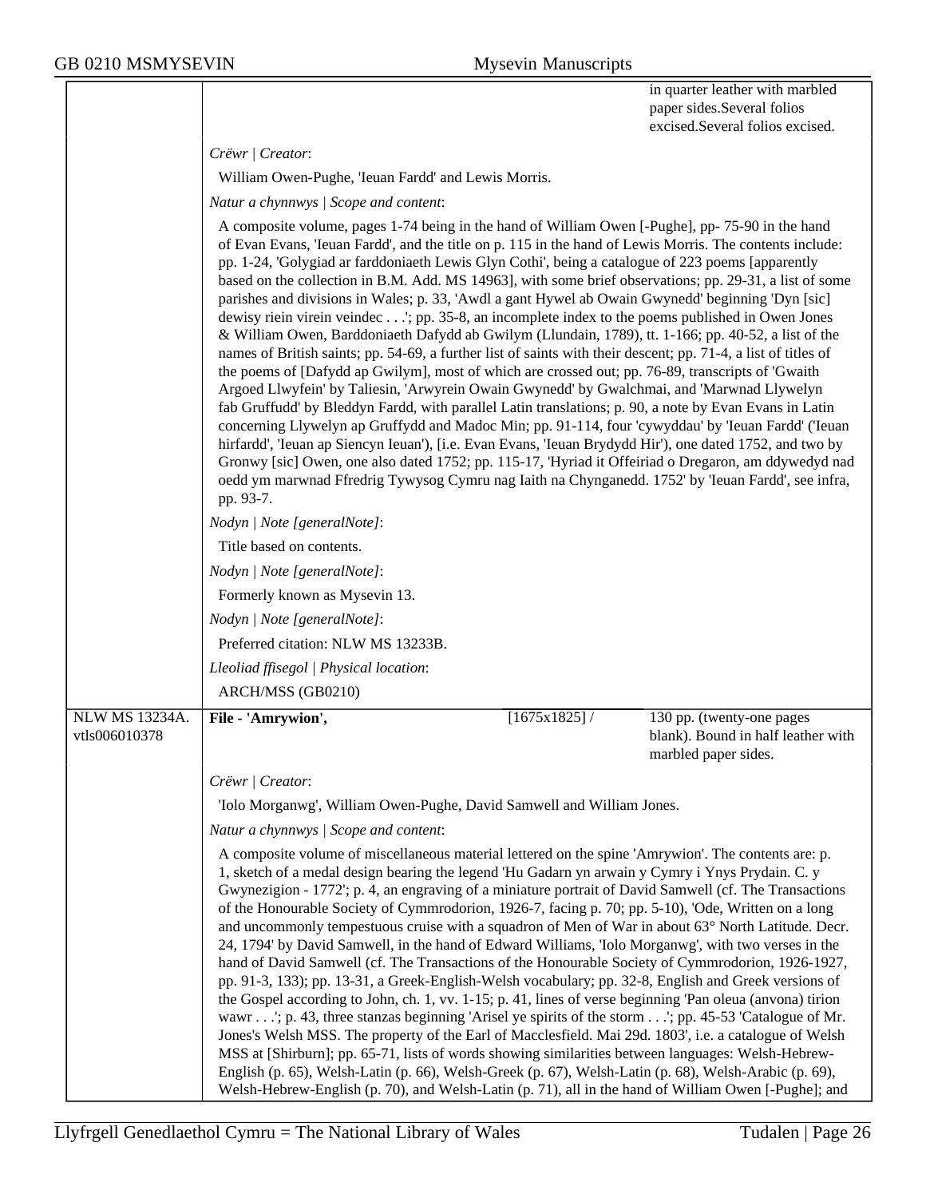in quarter leather with marbled paper sides.Several folios excised.Several folios excised.

*Crëwr | Creator*:

William Owen-Pughe, 'Ieuan Fardd' and Lewis Morris.

*Natur a chynnwys | Scope and content*:

A composite volume, pages 1-74 being in the hand of William Owen [-Pughe], pp- 75-90 in the hand of Evan Evans, 'Ieuan Fardd', and the title on p. 115 in the hand of Lewis Morris. The contents include: pp. 1-24, 'Golygiad ar farddoniaeth Lewis Glyn Cothi', being a catalogue of 223 poems [apparently based on the collection in B.M. Add. MS 14963], with some brief observations; pp. 29-31, a list of some parishes and divisions in Wales; p. 33, 'Awdl a gant Hywel ab Owain Gwynedd' beginning 'Dyn [sic] dewisy riein virein veindec . . .'; pp. 35-8, an incomplete index to the poems published in Owen Jones & William Owen, Barddoniaeth Dafydd ab Gwilym (Llundain, 1789), tt. 1-166; pp. 40-52, a list of the names of British saints; pp. 54-69, a further list of saints with their descent; pp. 71-4, a list of titles of the poems of [Dafydd ap Gwilym], most of which are crossed out; pp. 76-89, transcripts of 'Gwaith Argoed Llwyfein' by Taliesin, 'Arwyrein Owain Gwynedd' by Gwalchmai, and 'Marwnad Llywelyn fab Gruffudd' by Bleddyn Fardd, with parallel Latin translations; p. 90, a note by Evan Evans in Latin concerning Llywelyn ap Gruffydd and Madoc Min; pp. 91-114, four 'cywyddau' by 'Ieuan Fardd' ('Ieuan hirfardd', 'Ieuan ap Siencyn Ieuan'), [i.e. Evan Evans, 'Ieuan Brydydd Hir'), one dated 1752, and two by Gronwy [sic] Owen, one also dated 1752; pp. 115-17, 'Hyriad it Offeiriad o Dregaron, am ddywedyd nad oedd ym marwnad Ffredrig Tywysog Cymru nag Iaith na Chynganedd. 1752' by 'Ieuan Fardd', see infra, pp. 93-7.

*Nodyn | Note [generalNote]*:

Title based on contents.

*Nodyn | Note [generalNote]*:

Formerly known as Mysevin 13.

*Nodyn | Note [generalNote]*:

Preferred citation: NLW MS 13233B.

*Lleoliad ffisegol | Physical location*:

ARCH/MSS (GB0210)

| NLW MS 13234A. vtls006010378 | **File - 'Amrywion',** | [1675x1825] / | 130 pp. (twenty-one pages blank). Bound in half leather with marbled paper sides. |
|---|---|---|---|

*Crëwr | Creator*:

'Iolo Morganwg', William Owen-Pughe, David Samwell and William Jones.

*Natur a chynnwys | Scope and content*:

A composite volume of miscellaneous material lettered on the spine 'Amrywion'. The contents are: p. 1, sketch of a medal design bearing the legend 'Hu Gadarn yn arwain y Cymry i Ynys Prydain. C. y Gwynezigion - 1772'; p. 4, an engraving of a miniature portrait of David Samwell (cf. The Transactions of the Honourable Society of Cymmrodorion, 1926-7, facing p. 70; pp. 5-10), 'Ode, Written on a long and uncommonly tempestuous cruise with a squadron of Men of War in about 63° North Latitude. Decr. 24, 1794' by David Samwell, in the hand of Edward Williams, 'Iolo Morganwg', with two verses in the hand of David Samwell (cf. The Transactions of the Honourable Society of Cymmrodorion, 1926-1927, pp. 91-3, 133); pp. 13-31, a Greek-English-Welsh vocabulary; pp. 32-8, English and Greek versions of the Gospel according to John, ch. 1, vv. 1-15; p. 41, lines of verse beginning 'Pan oleua (anvona) tirion wawr . . .'; p. 43, three stanzas beginning 'Arisel ye spirits of the storm . . .'; pp. 45-53 'Catalogue of Mr. Jones's Welsh MSS. The property of the Earl of Macclesfield. Mai 29d. 1803', i.e. a catalogue of Welsh MSS at [Shirburn]; pp. 65-71, lists of words showing similarities between languages: Welsh-Hebrew-English (p. 65), Welsh-Latin (p. 66), Welsh-Greek (p. 67), Welsh-Latin (p. 68), Welsh-Arabic (p. 69), Welsh-Hebrew-English (p. 70), and Welsh-Latin (p. 71), all in the hand of William Owen [-Pughe]; and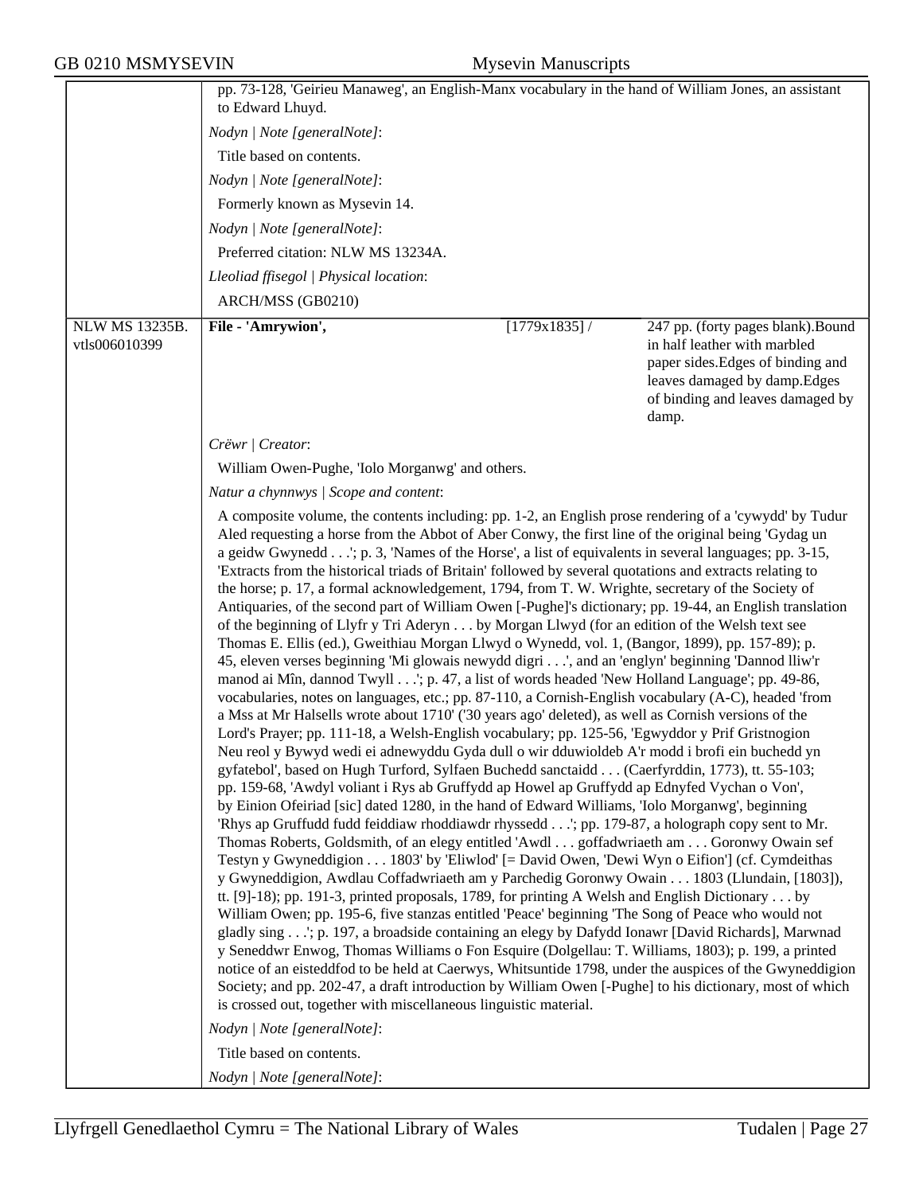pp. 73-128, 'Geirieu Manaweg', an English-Manx vocabulary in the hand of William Jones, an assistant to Edward Lhuyd.

*Nodyn | Note [generalNote]*:

Title based on contents.

*Nodyn | Note [generalNote]*:

Formerly known as Mysevin 14.

*Nodyn | Note [generalNote]*:

Preferred citation: NLW MS 13234A.

*Lleoliad ffisegol | Physical location*:

ARCH/MSS (GB0210)

| | | | |
|---|---|---|---|
| NLW MS 13235B. vtls006010399 | **File - 'Amrywion',** | [1779x1835] / | 247 pp. (forty pages blank).Bound in half leather with marbled paper sides.Edges of binding and leaves damaged by damp.Edges of binding and leaves damaged by damp. |

*Crëwr | Creator*:

William Owen-Pughe, 'Iolo Morganwg' and others.

*Natur a chynnwys | Scope and content*:

A composite volume, the contents including: pp. 1-2, an English prose rendering of a 'cywydd' by Tudur Aled requesting a horse from the Abbot of Aber Conwy, the first line of the original being 'Gydag un a geidw Gwynedd . . .'; p. 3, 'Names of the Horse', a list of equivalents in several languages; pp. 3-15, 'Extracts from the historical triads of Britain' followed by several quotations and extracts relating to the horse; p. 17, a formal acknowledgement, 1794, from T. W. Wrighte, secretary of the Society of Antiquaries, of the second part of William Owen [-Pughe]'s dictionary; pp. 19-44, an English translation of the beginning of Llyfr y Tri Aderyn . . . by Morgan Llwyd (for an edition of the Welsh text see Thomas E. Ellis (ed.), Gweithiau Morgan Llwyd o Wynedd, vol. 1, (Bangor, 1899), pp. 157-89); p. 45, eleven verses beginning 'Mi glowais newydd digri . . .', and an 'englyn' beginning 'Dannod lliw'r manod ai Mîn, dannod Twyll . . .'; p. 47, a list of words headed 'New Holland Language'; pp. 49-86, vocabularies, notes on languages, etc.; pp. 87-110, a Cornish-English vocabulary (A-C), headed 'from a Mss at Mr Halsells wrote about 1710' ('30 years ago' deleted), as well as Cornish versions of the Lord's Prayer; pp. 111-18, a Welsh-English vocabulary; pp. 125-56, 'Egwyddor y Prif Gristnogion Neu reol y Bywyd wedi ei adnewyddu Gyda dull o wir dduwioldeb A'r modd i brofi ein buchedd yn gyfatebol', based on Hugh Turford, Sylfaen Buchedd sanctaidd . . . (Caerfyrddin, 1773), tt. 55-103; pp. 159-68, 'Awdyl voliant i Rys ab Gruffydd ap Howel ap Gruffydd ap Ednyfed Vychan o Von', by Einion Ofeiriad [sic] dated 1280, in the hand of Edward Williams, 'Iolo Morganwg', beginning 'Rhys ap Gruffudd fudd feiddiaw rhoddiawdr rhyssedd . . .'; pp. 179-87, a holograph copy sent to Mr. Thomas Roberts, Goldsmith, of an elegy entitled 'Awdl . . . goffadwriaeth am . . . Goronwy Owain sef Testyn y Gwyneddigion . . . 1803' by 'Eliwlod' [= David Owen, 'Dewi Wyn o Eifion'] (cf. Cymdeithas y Gwyneddigion, Awdlau Coffadwriaeth am y Parchedig Goronwy Owain . . . 1803 (Llundain, [1803]), tt. [9]-18); pp. 191-3, printed proposals, 1789, for printing A Welsh and English Dictionary . . . by William Owen; pp. 195-6, five stanzas entitled 'Peace' beginning 'The Song of Peace who would not gladly sing . . .'; p. 197, a broadside containing an elegy by Dafydd Ionawr [David Richards], Marwnad y Seneddwr Enwog, Thomas Williams o Fon Esquire (Dolgellau: T. Williams, 1803); p. 199, a printed notice of an eisteddfod to be held at Caerwys, Whitsuntide 1798, under the auspices of the Gwyneddigion Society; and pp. 202-47, a draft introduction by William Owen [-Pughe] to his dictionary, most of which is crossed out, together with miscellaneous linguistic material.

*Nodyn | Note [generalNote]*:

Title based on contents.

*Nodyn | Note [generalNote]*: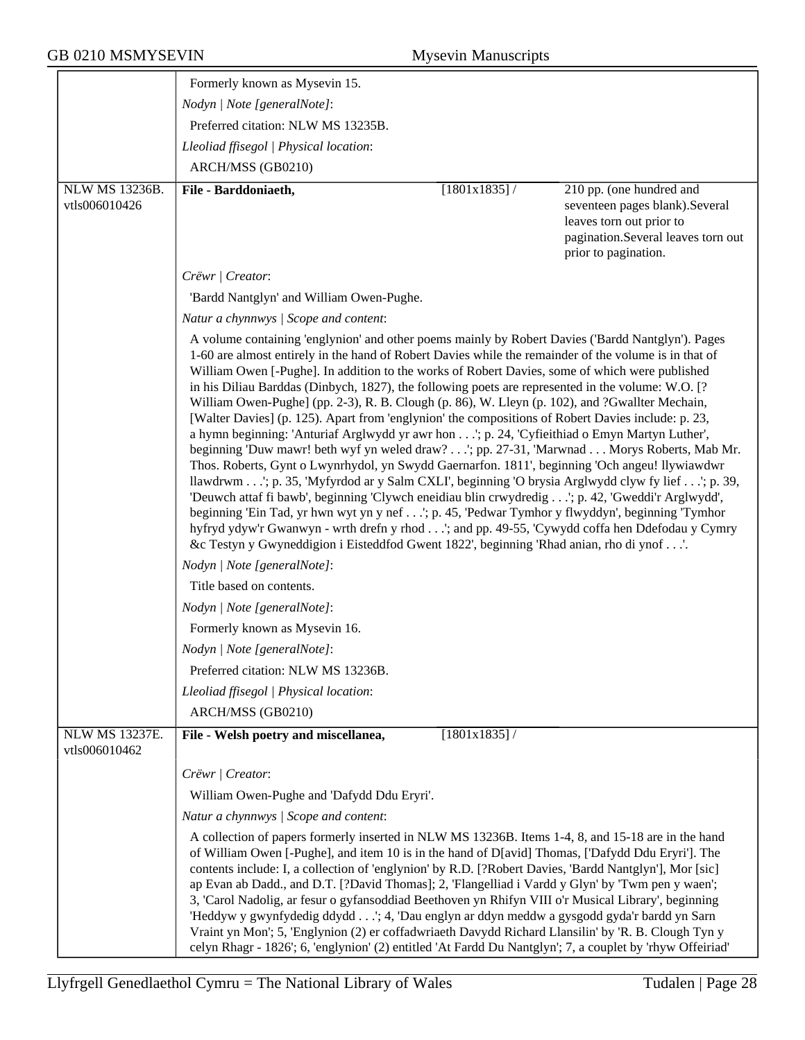Formerly known as Mysevin 15.

*Nodyn | Note [generalNote]*:

Preferred citation: NLW MS 13235B.

*Lleoliad ffisegol | Physical location*:

ARCH/MSS (GB0210)

| | | | |
|---|---|---|---|
| NLW MS 13236B. vtls006010426 | **File - Barddoniaeth,** | [1801x1835] / | 210 pp. (one hundred and seventeen pages blank).Several leaves torn out prior to pagination.Several leaves torn out prior to pagination. |

*Crëwr | Creator*:

'Bardd Nantglyn' and William Owen-Pughe.

*Natur a chynnwys | Scope and content*:

A volume containing 'englynion' and other poems mainly by Robert Davies ('Bardd Nantglyn'). Pages 1-60 are almost entirely in the hand of Robert Davies while the remainder of the volume is in that of William Owen [-Pughe]. In addition to the works of Robert Davies, some of which were published in his Diliau Barddas (Dinbych, 1827), the following poets are represented in the volume: W.O. [?William Owen-Pughe] (pp. 2-3), R. B. Clough (p. 86), W. Lleyn (p. 102), and ?Gwallter Mechain, [Walter Davies] (p. 125). Apart from 'englynion' the compositions of Robert Davies include: p. 23, a hymn beginning: 'Anturiaf Arglwydd yr awr hon . . .'; p. 24, 'Cyfieithiad o Emyn Martyn Luther', beginning 'Duw mawr! beth wyf yn weled draw? . . .'; pp. 27-31, 'Marwnad . . . Morys Roberts, Mab Mr. Thos. Roberts, Gynt o Lwynrhydol, yn Swydd Gaernarfon. 1811', beginning 'Och angeu! llywiawdwr llawdrwm . . .'; p. 35, 'Myfyrdod ar y Salm CXLI', beginning 'O brysia Arglwydd clyw fy lief . . .'; p. 39, 'Deuwch attaf fi bawb', beginning 'Clywch eneidiau blin crwydredig . . .'; p. 42, 'Gweddi'r Arglwydd', beginning 'Ein Tad, yr hwn wyt yn y nef . . .'; p. 45, 'Pedwar Tymhor y flwyddyn', beginning 'Tymhor hyfryd ydyw'r Gwanwyn - wrth drefn y rhod . . .'; and pp. 49-55, 'Cywydd coffa hen Ddefodau y Cymry &c Testyn y Gwyneddigion i Eisteddfod Gwent 1822', beginning 'Rhad anian, rho di ynof . . .'.

*Nodyn | Note [generalNote]*:

Title based on contents.

*Nodyn | Note [generalNote]*:

Formerly known as Mysevin 16.

*Nodyn | Note [generalNote]*:

Preferred citation: NLW MS 13236B.

*Lleoliad ffisegol | Physical location*:

ARCH/MSS (GB0210)

| | | | |
|---|---|---|---|
| NLW MS 13237E. vtls006010462 | **File - Welsh poetry and miscellanea,** | [1801x1835] / | |

*Crëwr | Creator*:

William Owen-Pughe and 'Dafydd Ddu Eryri'.

*Natur a chynnwys | Scope and content*:

A collection of papers formerly inserted in NLW MS 13236B. Items 1-4, 8, and 15-18 are in the hand of William Owen [-Pughe], and item 10 is in the hand of D[avid] Thomas, ['Dafydd Ddu Eryri']. The contents include: I, a collection of 'englynion' by R.D. [?Robert Davies, 'Bardd Nantglyn'], Mor [sic] ap Evan ab Dadd., and D.T. [?David Thomas]; 2, 'Flangelliad i Vardd y Glyn' by 'Twm pen y waen'; 3, 'Carol Nadolig, ar fesur o gyfansoddiad Beethoven yn Rhifyn VIII o'r Musical Library', beginning 'Heddyw y gwynfydedig ddydd . . .'; 4, 'Dau englyn ar ddyn meddw a gysgodd gyda'r bardd yn Sarn Vraint yn Mon'; 5, 'Englynion (2) er coffadwriaeth Davydd Richard Llansilin' by 'R. B. Clough Tyn y celyn Rhagr - 1826'; 6, 'englynion' (2) entitled 'At Fardd Du Nantglyn'; 7, a couplet by 'rhyw Offeiriad'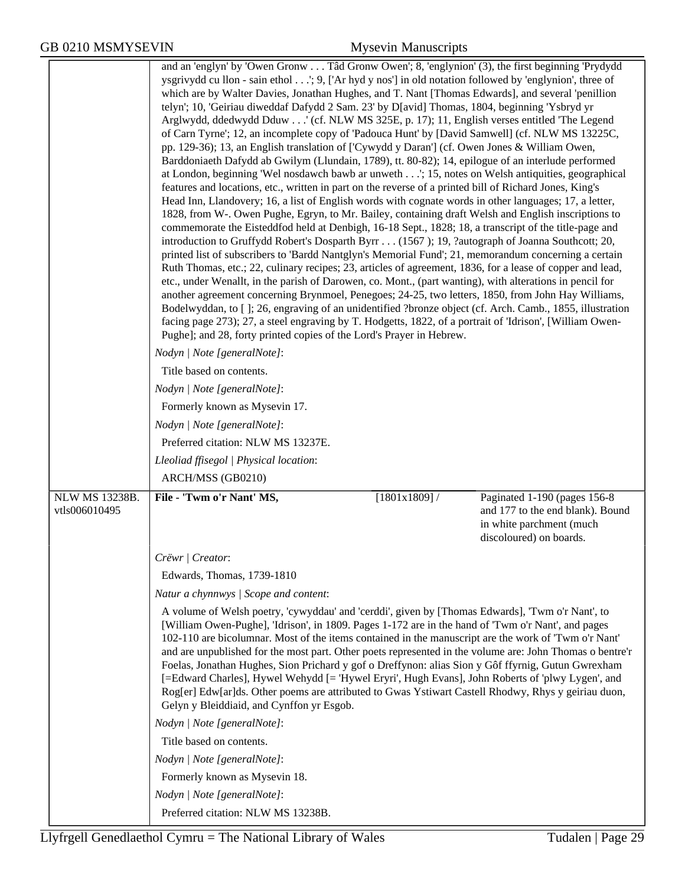and an 'englyn' by 'Owen Gronw . . . Tâd Gronw Owen'; 8, 'englynion' (3), the first beginning 'Prydydd ysgrivydd cu llon - sain ethol . . .'; 9, ['Ar hyd y nos'] in old notation followed by 'englynion', three of which are by Walter Davies, Jonathan Hughes, and T. Nant [Thomas Edwards], and several 'penillion telyn'; 10, 'Geiriau diweddaf Dafydd 2 Sam. 23' by D[avid] Thomas, 1804, beginning 'Ysbryd yr Arglwydd, ddedwydd Dduw . . .' (cf. NLW MS 325E, p. 17); 11, English verses entitled 'The Legend of Carn Tyrne'; 12, an incomplete copy of 'Padouca Hunt' by [David Samwell] (cf. NLW MS 13225C, pp. 129-36); 13, an English translation of ['Cywydd y Daran'] (cf. Owen Jones & William Owen, Barddoniaeth Dafydd ab Gwilym (Llundain, 1789), tt. 80-82); 14, epilogue of an interlude performed at London, beginning 'Wel nosdawch bawb ar unweth . . .'; 15, notes on Welsh antiquities, geographical features and locations, etc., written in part on the reverse of a printed bill of Richard Jones, King's Head Inn, Llandovery; 16, a list of English words with cognate words in other languages; 17, a letter, 1828, from W-. Owen Pughe, Egryn, to Mr. Bailey, containing draft Welsh and English inscriptions to commemorate the Eisteddfod held at Denbigh, 16-18 Sept., 1828; 18, a transcript of the title-page and introduction to Gruffydd Robert's Dosparth Byrr . . . (1567 ); 19, ?autograph of Joanna Southcott; 20, printed list of subscribers to 'Bardd Nantglyn's Memorial Fund'; 21, memorandum concerning a certain Ruth Thomas, etc.; 22, culinary recipes; 23, articles of agreement, 1836, for a lease of copper and lead, etc., under Wenallt, in the parish of Darowen, co. Mont., (part wanting), with alterations in pencil for another agreement concerning Brynmoel, Penegoes; 24-25, two letters, 1850, from John Hay Williams, Bodelwyddan, to [ ]; 26, engraving of an unidentified ?bronze object (cf. Arch. Camb., 1855, illustration facing page 273); 27, a steel engraving by T. Hodgetts, 1822, of a portrait of 'Idrison', [William Owen-Pughe]; and 28, forty printed copies of the Lord's Prayer in Hebrew.

*Nodyn | Note [generalNote]*:

Title based on contents.

*Nodyn | Note [generalNote]*:

Formerly known as Mysevin 17.

*Nodyn | Note [generalNote]*:

Preferred citation: NLW MS 13237E.

*Lleoliad ffisegol | Physical location*:

ARCH/MSS (GB0210)

| NLW MS 13238B. vtls006010495 | **File - 'Twm o'r Nant' MS,** | [1801x1809] / | Paginated 1-190 (pages 156-8 and 177 to the end blank). Bound in white parchment (much discoloured) on boards. |
|---|---|---|---|

*Crëwr | Creator*:

Edwards, Thomas, 1739-1810

*Natur a chynnwys | Scope and content*:

A volume of Welsh poetry, 'cywyddau' and 'cerddi', given by [Thomas Edwards], 'Twm o'r Nant', to [William Owen-Pughe], 'Idrison', in 1809. Pages 1-172 are in the hand of 'Twm o'r Nant', and pages 102-110 are bicolumnar. Most of the items contained in the manuscript are the work of 'Twm o'r Nant' and are unpublished for the most part. Other poets represented in the volume are: John Thomas o bentre'r Foelas, Jonathan Hughes, Sion Prichard y gof o Dreffynon: alias Sion y Gôf ffyrnig, Gutun Gwrexham [=Edward Charles], Hywel Wehydd [= 'Hywel Eryri', Hugh Evans], John Roberts of 'plwy Lygen', and Rog[er] Edw[ar]ds. Other poems are attributed to Gwas Ystiwart Castell Rhodwy, Rhys y geiriau duon, Gelyn y Bleiddiaid, and Cynffon yr Esgob.

*Nodyn | Note [generalNote]*:

Title based on contents.

*Nodyn | Note [generalNote]*:

Formerly known as Mysevin 18.

*Nodyn | Note [generalNote]*:

Preferred citation: NLW MS 13238B.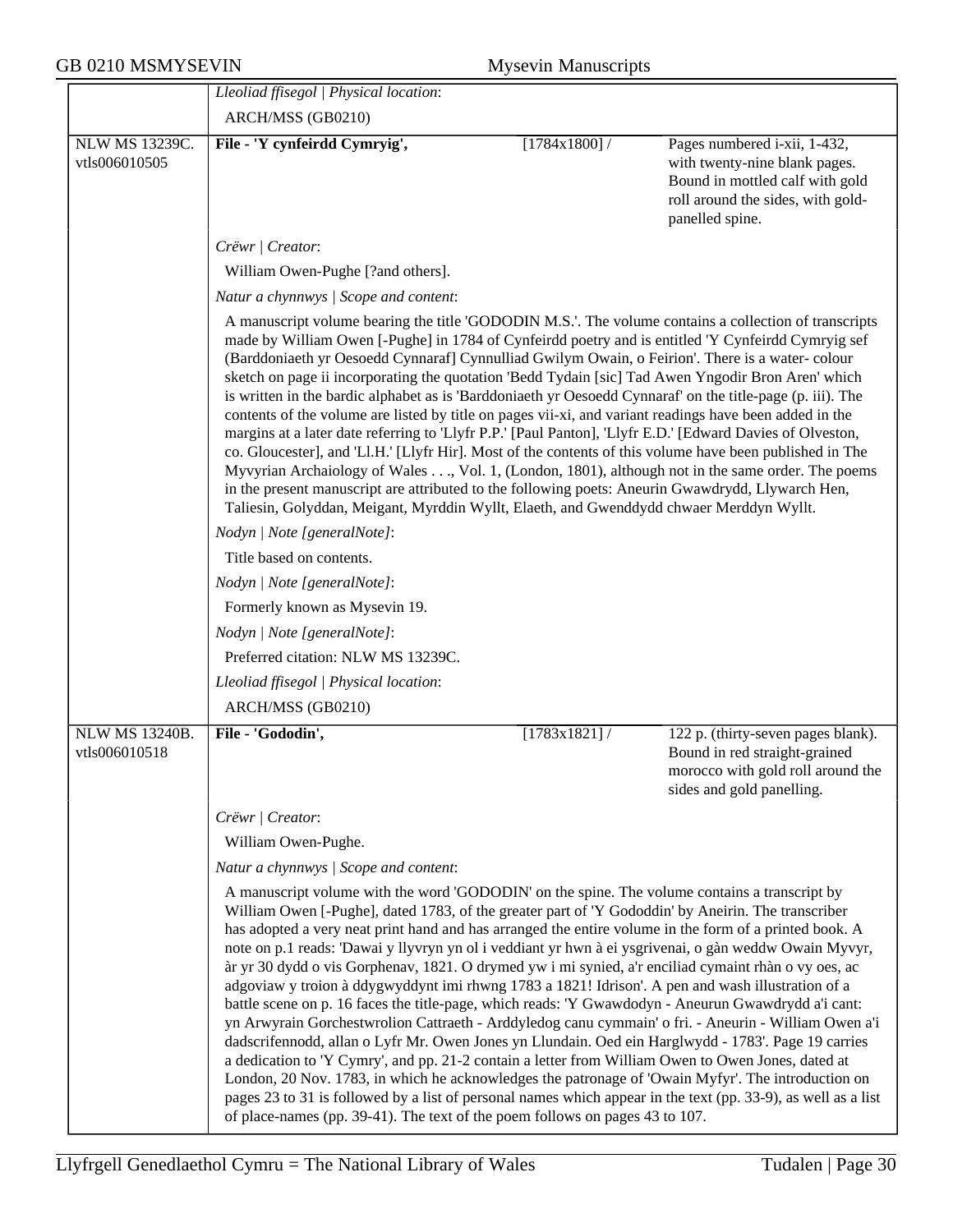*Lleoliad ffisegol | Physical location*:

ARCH/MSS (GB0210)

| NLW MS 13239C. vtls006010505 | **File - 'Y cynfeirdd Cymryig',** | [1784x1800] / | Pages numbered i-xii, 1-432, with twenty-nine blank pages. Bound in mottled calf with gold roll around the sides, with gold-panelled spine. |
|---|---|---|---|

*Crëwr | Creator*:

William Owen-Pughe [?and others].

*Natur a chynnwys | Scope and content*:

A manuscript volume bearing the title 'GODODIN M.S.'. The volume contains a collection of transcripts made by William Owen [-Pughe] in 1784 of Cynfeirdd poetry and is entitled 'Y Cynfeirdd Cymryig sef (Barddoniaeth yr Oesoedd Cynnaraf] Cynnulliad Gwilym Owain, o Feirion'. There is a water- colour sketch on page ii incorporating the quotation 'Bedd Tydain [sic] Tad Awen Yngodir Bron Aren' which is written in the bardic alphabet as is 'Barddoniaeth yr Oesoedd Cynnaraf' on the title-page (p. iii). The contents of the volume are listed by title on pages vii-xi, and variant readings have been added in the margins at a later date referring to 'Llyfr P.P.' [Paul Panton], 'Llyfr E.D.' [Edward Davies of Olveston, co. Gloucester], and 'Ll.H.' [Llyfr Hir]. Most of the contents of this volume have been published in The Myvyrian Archaiology of Wales . . ., Vol. 1, (London, 1801), although not in the same order. The poems in the present manuscript are attributed to the following poets: Aneurin Gwawdrydd, Llywarch Hen, Taliesin, Golyddan, Meigant, Myrddin Wyllt, Elaeth, and Gwenddydd chwaer Merddyn Wyllt.

*Nodyn | Note [generalNote]*:

Title based on contents.

*Nodyn | Note [generalNote]*:

Formerly known as Mysevin 19.

*Nodyn | Note [generalNote]*:

Preferred citation: NLW MS 13239C.

*Lleoliad ffisegol | Physical location*:

ARCH/MSS (GB0210)

| NLW MS 13240B. vtls006010518 | **File - 'Gododin',** | [1783x1821] / | 122 p. (thirty-seven pages blank). Bound in red straight-grained morocco with gold roll around the sides and gold panelling. |
|---|---|---|---|

*Crëwr | Creator*:

William Owen-Pughe.

*Natur a chynnwys | Scope and content*:

A manuscript volume with the word 'GODODIN' on the spine. The volume contains a transcript by William Owen [-Pughe], dated 1783, of the greater part of 'Y Gododdin' by Aneirin. The transcriber has adopted a very neat print hand and has arranged the entire volume in the form of a printed book. A note on p.1 reads: 'Dawai y llyvryn yn ol i veddiant yr hwn à ei ysgrivenai, o gàn weddw Owain Myvyr, àr yr 30 dydd o vis Gorphenav, 1821. O drymed yw i mi synied, a'r enciliad cymaint rhàn o vy oes, ac adgoviaw y troion à ddygwyddynt imi rhwng 1783 a 1821! Idrison'. A pen and wash illustration of a battle scene on p. 16 faces the title-page, which reads: 'Y Gwawdodyn - Aneurun Gwawdrydd a'i cant: yn Arwyrain Gorchestwrolion Cattraeth - Arddyledog canu cymmain' o fri. - Aneurin - William Owen a'i dadscrifennodd, allan o Lyfr Mr. Owen Jones yn Llundain. Oed ein Harglwydd - 1783'. Page 19 carries a dedication to 'Y Cymry', and pp. 21-2 contain a letter from William Owen to Owen Jones, dated at London, 20 Nov. 1783, in which he acknowledges the patronage of 'Owain Myfyr'. The introduction on pages 23 to 31 is followed by a list of personal names which appear in the text (pp. 33-9), as well as a list of place-names (pp. 39-41). The text of the poem follows on pages 43 to 107.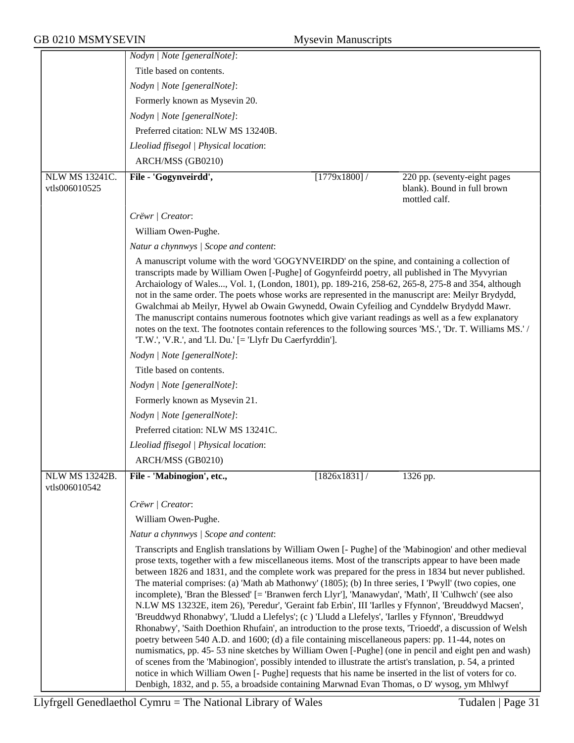*Nodyn | Note [generalNote]*:

Title based on contents.

*Nodyn | Note [generalNote]*:

Formerly known as Mysevin 20.

*Nodyn | Note [generalNote]*:

Preferred citation: NLW MS 13240B.

*Lleoliad ffisegol | Physical location*:

ARCH/MSS (GB0210)

| NLW MS 13241C. vtls006010525 | **File - 'Gogynveirdd',** | [1779x1800] / | 220 pp. (seventy-eight pages blank). Bound in full brown mottled calf. |
|---|---|---|---|

*Crëwr | Creator*:

William Owen-Pughe.

*Natur a chynnwys | Scope and content*:

A manuscript volume with the word 'GOGYNVEIRDD' on the spine, and containing a collection of transcripts made by William Owen [-Pughe] of Gogynfeirdd poetry, all published in The Myvyrian Archaiology of Wales..., Vol. 1, (London, 1801), pp. 189-216, 258-62, 265-8, 275-8 and 354, although not in the same order. The poets whose works are represented in the manuscript are: Meilyr Brydydd, Gwalchmai ab Meilyr, Hywel ab Owain Gwynedd, Owain Cyfeiliog and Cynddelw Brydydd Mawr. The manuscript contains numerous footnotes which give variant readings as well as a few explanatory notes on the text. The footnotes contain references to the following sources 'MS.', 'Dr. T. Williams MS.' / 'T.W.', 'V.R.', and 'Ll. Du.' [= 'Llyfr Du Caerfyrddin'].

*Nodyn | Note [generalNote]*:

Title based on contents.

*Nodyn | Note [generalNote]*:

Formerly known as Mysevin 21.

*Nodyn | Note [generalNote]*:

Preferred citation: NLW MS 13241C.

*Lleoliad ffisegol | Physical location*:

ARCH/MSS (GB0210)

| NLW MS 13242B. vtls006010542 | **File - 'Mabinogion', etc.,** | [1826x1831] / | 1326 pp. |
|---|---|---|---|

*Crëwr | Creator*:

William Owen-Pughe.

*Natur a chynnwys | Scope and content*:

Transcripts and English translations by William Owen [- Pughe] of the 'Mabinogion' and other medieval prose texts, together with a few miscellaneous items. Most of the transcripts appear to have been made between 1826 and 1831, and the complete work was prepared for the press in 1834 but never published. The material comprises: (a) 'Math ab Mathonwy' (1805); (b) In three series, I 'Pwyll' (two copies, one incomplete), 'Bran the Blessed' [= 'Branwen ferch Llyr'], 'Manawydan', 'Math', II 'Culhwch' (see also N.LW MS 13232E, item 26), 'Peredur', 'Geraint fab Erbin', III 'Iarlles y Ffynnon', 'Breuddwyd Macsen', 'Breuddwyd Rhonabwy', 'Lludd a Llefelys'; (c ) 'Lludd a Llefelys', 'Iarlles y Ffynnon', 'Breuddwyd Rhonabwy', 'Saith Doethion Rhufain', an introduction to the prose texts, 'Trioedd', a discussion of Welsh poetry between 540 A.D. and 1600; (d) a file containing miscellaneous papers: pp. 11-44, notes on numismatics, pp. 45- 53 nine sketches by William Owen [-Pughe] (one in pencil and eight pen and wash) of scenes from the 'Mabinogion', possibly intended to illustrate the artist's translation, p. 54, a printed notice in which William Owen [- Pughe] requests that his name be inserted in the list of voters for co. Denbigh, 1832, and p. 55, a broadside containing Marwnad Evan Thomas, o D' wysog, ym Mhlwyf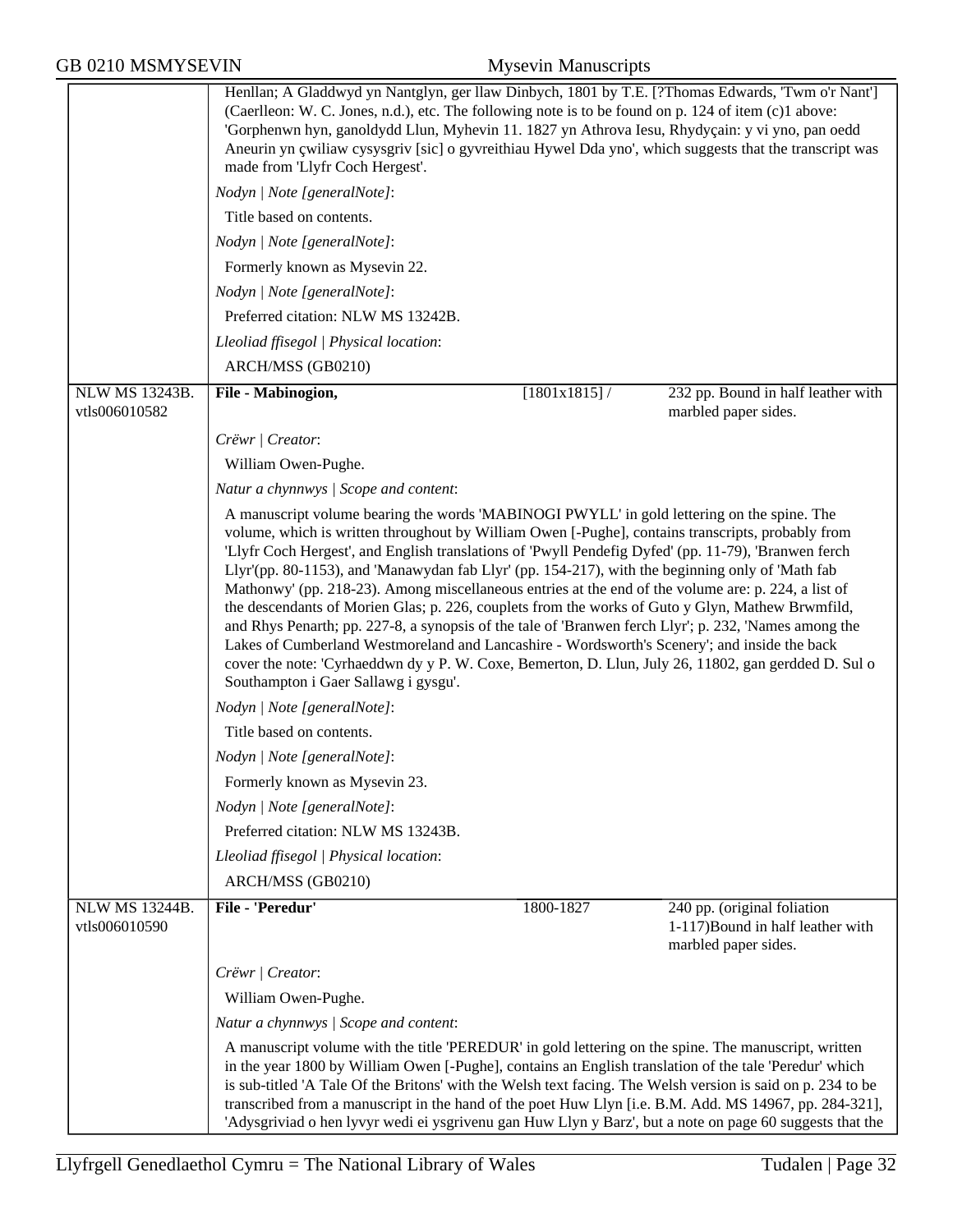Henllan; A Gladdwyd yn Nantglyn, ger llaw Dinbych, 1801 by T.E. [?Thomas Edwards, 'Twm o'r Nant'] (Caerlleon: W. C. Jones, n.d.), etc. The following note is to be found on p. 124 of item (c)1 above: 'Gorphenwn hyn, ganoldydd Llun, Myhevin 11. 1827 yn Athrova Iesu, Rhydyçain: y vi yno, pan oedd Aneurin yn çwiliaw cysysgriv [sic] o gyvreithiau Hywel Dda yno', which suggests that the transcript was made from 'Llyfr Coch Hergest'.

*Nodyn | Note [generalNote]*:

Title based on contents.

*Nodyn | Note [generalNote]*:

Formerly known as Mysevin 22.

*Nodyn | Note [generalNote]*:

Preferred citation: NLW MS 13242B.

*Lleoliad ffisegol | Physical location*:

ARCH/MSS (GB0210)

---

| NLW MS 13243B. vtls006010582 | **File - Mabinogion,** | [1801x1815] / | 232 pp. Bound in half leather with marbled paper sides. |
|---|---|---|---|

*Crëwr | Creator*:

William Owen-Pughe.

*Natur a chynnwys | Scope and content*:

A manuscript volume bearing the words 'MABINOGI PWYLL' in gold lettering on the spine. The volume, which is written throughout by William Owen [-Pughe], contains transcripts, probably from 'Llyfr Coch Hergest', and English translations of 'Pwyll Pendefig Dyfed' (pp. 11-79), 'Branwen ferch Llyr'(pp. 80-1153), and 'Manawydan fab Llyr' (pp. 154-217), with the beginning only of 'Math fab Mathonwy' (pp. 218-23). Among miscellaneous entries at the end of the volume are: p. 224, a list of the descendants of Morien Glas; p. 226, couplets from the works of Guto y Glyn, Mathew Brwmfild, and Rhys Penarth; pp. 227-8, a synopsis of the tale of 'Branwen ferch Llyr'; p. 232, 'Names among the Lakes of Cumberland Westmoreland and Lancashire - Wordsworth's Scenery'; and inside the back cover the note: 'Cyrhaeddwn dy y P. W. Coxe, Bemerton, D. Llun, July 26, 11802, gan gerdded D. Sul o Southampton i Gaer Sallawg i gysgu'.

*Nodyn | Note [generalNote]*:

Title based on contents.

*Nodyn | Note [generalNote]*:

Formerly known as Mysevin 23.

*Nodyn | Note [generalNote]*:

Preferred citation: NLW MS 13243B.

*Lleoliad ffisegol | Physical location*:

ARCH/MSS (GB0210)

---

| NLW MS 13244B. vtls006010590 | **File - 'Peredur'** | 1800-1827 | 240 pp. (original foliation 1-117)Bound in half leather with marbled paper sides. |
|---|---|---|---|

*Crëwr | Creator*:

William Owen-Pughe.

*Natur a chynnwys | Scope and content*:

A manuscript volume with the title 'PEREDUR' in gold lettering on the spine. The manuscript, written in the year 1800 by William Owen [-Pughe], contains an English translation of the tale 'Peredur' which is sub-titled 'A Tale Of the Britons' with the Welsh text facing. The Welsh version is said on p. 234 to be transcribed from a manuscript in the hand of the poet Huw Llyn [i.e. B.M. Add. MS 14967, pp. 284-321], 'Adysgriviad o hen lyvyr wedi ei ysgrivenu gan Huw Llyn y Barz', but a note on page 60 suggests that the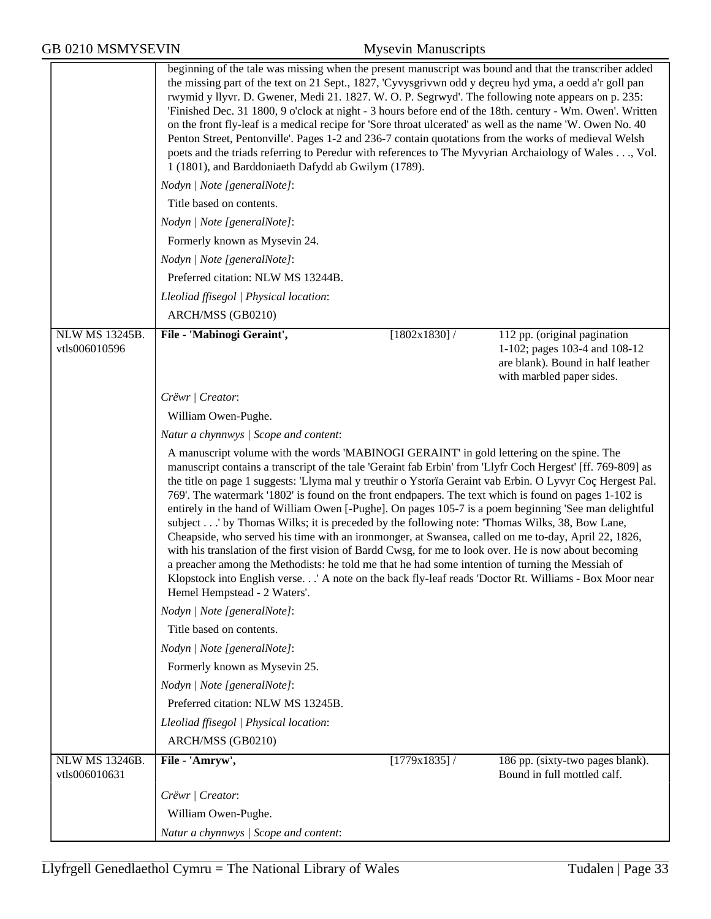beginning of the tale was missing when the present manuscript was bound and that the transcriber added the missing part of the text on 21 Sept., 1827, 'Cyvysgrivwn odd y deçreu hyd yma, a oedd a'r goll pan rwymid y llyvr. D. Gwener, Medi 21. 1827. W. O. P. Segrwyd'. The following note appears on p. 235: 'Finished Dec. 31 1800, 9 o'clock at night - 3 hours before end of the 18th. century - Wm. Owen'. Written on the front fly-leaf is a medical recipe for 'Sore throat ulcerated' as well as the name 'W. Owen No. 40 Penton Street, Pentonville'. Pages 1-2 and 236-7 contain quotations from the works of medieval Welsh poets and the triads referring to Peredur with references to The Myvyrian Archaiology of Wales . . ., Vol. 1 (1801), and Barddoniaeth Dafydd ab Gwilym (1789).

*Nodyn | Note [generalNote]*:

Title based on contents.

*Nodyn | Note [generalNote]*:

Formerly known as Mysevin 24.

*Nodyn | Note [generalNote]*:

Preferred citation: NLW MS 13244B.

*Lleoliad ffisegol | Physical location*:

ARCH/MSS (GB0210)

| NLW MS 13245B. vtls006010596 | **File - 'Mabinogi Geraint',** | [1802x1830] / | 112 pp. (original pagination 1-102; pages 103-4 and 108-12 are blank). Bound in half leather with marbled paper sides. |
|---|---|---|---|

*Crëwr | Creator*:

William Owen-Pughe.

*Natur a chynnwys | Scope and content*:

A manuscript volume with the words 'MABINOGI GERAINT' in gold lettering on the spine. The manuscript contains a transcript of the tale 'Geraint fab Erbin' from 'Llyfr Coch Hergest' [ff. 769-809] as the title on page 1 suggests: 'Llyma mal y treuthir o Ystorïa Geraint vab Erbin. O Lyvyr Coç Hergest Pal. 769'. The watermark '1802' is found on the front endpapers. The text which is found on pages 1-102 is entirely in the hand of William Owen [-Pughe]. On pages 105-7 is a poem beginning 'See man delightful subject . . .' by Thomas Wilks; it is preceded by the following note: 'Thomas Wilks, 38, Bow Lane, Cheapside, who served his time with an ironmonger, at Swansea, called on me to-day, April 22, 1826, with his translation of the first vision of Bardd Cwsg, for me to look over. He is now about becoming a preacher among the Methodists: he told me that he had some intention of turning the Messiah of Klopstock into English verse. . .' A note on the back fly-leaf reads 'Doctor Rt. Williams - Box Moor near Hemel Hempstead - 2 Waters'.

*Nodyn | Note [generalNote]*:

Title based on contents.

*Nodyn | Note [generalNote]*:

Formerly known as Mysevin 25.

*Nodyn | Note [generalNote]*:

Preferred citation: NLW MS 13245B.

*Lleoliad ffisegol | Physical location*:

ARCH/MSS (GB0210)

| NLW MS 13246B. vtls006010631 | **File - 'Amryw',** | [1779x1835] / | 186 pp. (sixty-two pages blank). Bound in full mottled calf. |
|---|---|---|---|

*Crëwr | Creator*:

William Owen-Pughe.

*Natur a chynnwys | Scope and content*: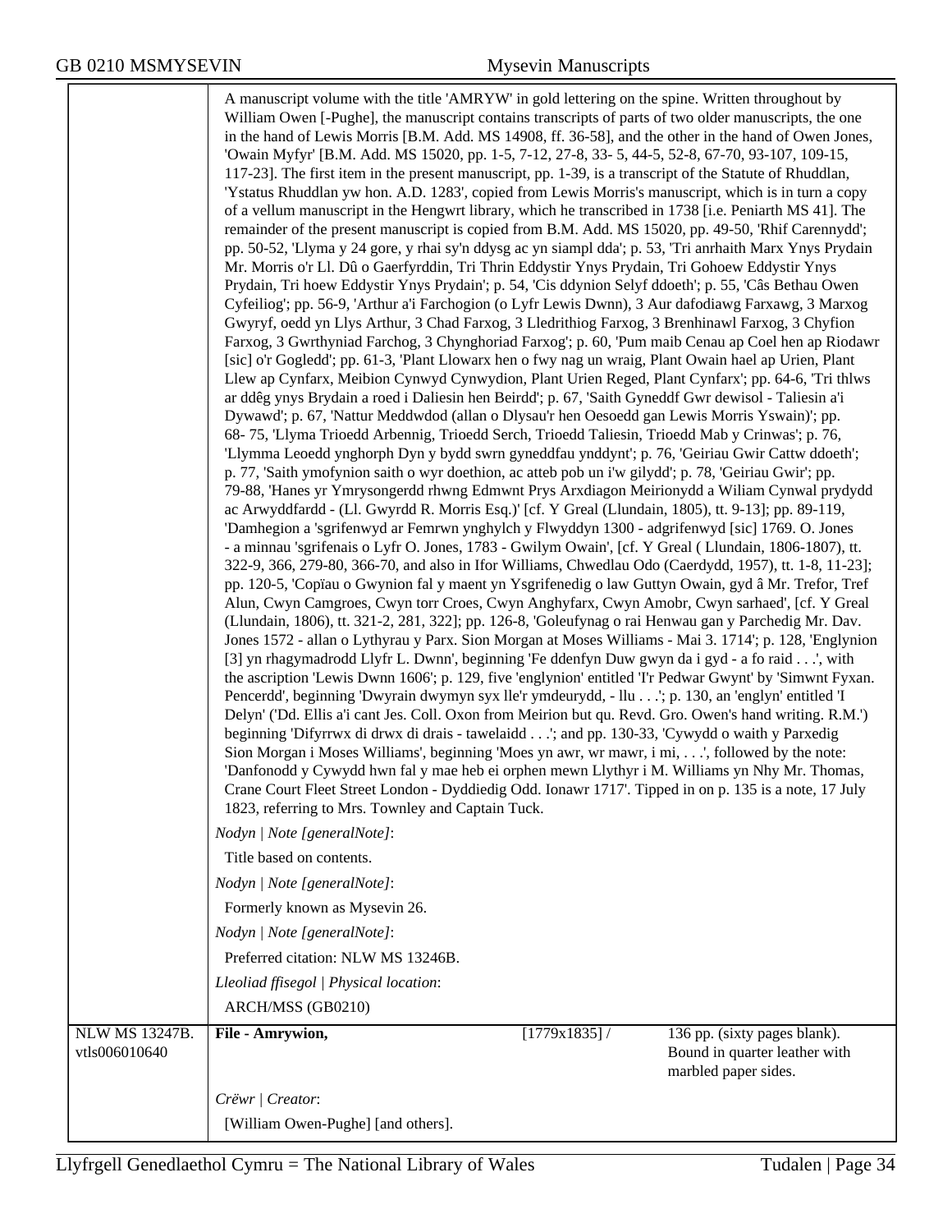A manuscript volume with the title 'AMRYW' in gold lettering on the spine. Written throughout by William Owen [-Pughe], the manuscript contains transcripts of parts of two older manuscripts, the one in the hand of Lewis Morris [B.M. Add. MS 14908, ff. 36-58], and the other in the hand of Owen Jones, 'Owain Myfyr' [B.M. Add. MS 15020, pp. 1-5, 7-12, 27-8, 33- 5, 44-5, 52-8, 67-70, 93-107, 109-15, 117-23]. The first item in the present manuscript, pp. 1-39, is a transcript of the Statute of Rhuddlan, 'Ystatus Rhuddlan yw hon. A.D. 1283', copied from Lewis Morris's manuscript, which is in turn a copy of a vellum manuscript in the Hengwrt library, which he transcribed in 1738 [i.e. Peniarth MS 41]. The remainder of the present manuscript is copied from B.M. Add. MS 15020, pp. 49-50, 'Rhif Carennydd'; pp. 50-52, 'Llyma y 24 gore, y rhai sy'n ddysg ac yn siampl dda'; p. 53, 'Tri anrhaith Marx Ynys Prydain Mr. Morris o'r Ll. Dû o Gaerfyrddin, Tri Thrin Eddystir Ynys Prydain, Tri Gohoew Eddystir Ynys Prydain, Tri hoew Eddystir Ynys Prydain'; p. 54, 'Cis ddynion Selyf ddoeth'; p. 55, 'Câs Bethau Owen Cyfeiliog'; pp. 56-9, 'Arthur a'i Farchogion (o Lyfr Lewis Dwnn), 3 Aur dafodiawg Farxawg, 3 Marxog Gwyryf, oedd yn Llys Arthur, 3 Chad Farxog, 3 Lledrithiog Farxog, 3 Brenhinawl Farxog, 3 Chyfion Farxog, 3 Gwrthyniad Farchog, 3 Chynghoriad Farxog'; p. 60, 'Pum maib Cenau ap Coel hen ap Riodawr [sic] o'r Gogledd'; pp. 61-3, 'Plant Llowarx hen o fwy nag un wraig, Plant Owain hael ap Urien, Plant Llew ap Cynfarx, Meibion Cynwyd Cynwydion, Plant Urien Reged, Plant Cynfarx'; pp. 64-6, 'Tri thlws ar ddêg ynys Brydain a roed i Daliesin hen Beirdd'; p. 67, 'Saith Gyneddf Gwr dewisol - Taliesin a'i Dywawd'; p. 67, 'Nattur Meddwdod (allan o Dlysau'r hen Oesoedd gan Lewis Morris Yswain)'; pp. 68- 75, 'Llyma Trioedd Arbennig, Trioedd Serch, Trioedd Taliesin, Trioedd Mab y Crinwas'; p. 76, 'Llymma Leoedd ynghorph Dyn y bydd swrn gyneddfau ynddynt'; p. 76, 'Geiriau Gwir Cattw ddoeth'; p. 77, 'Saith ymofynion saith o wyr doethion, ac atteb pob un i'w gilydd'; p. 78, 'Geiriau Gwir'; pp. 79-88, 'Hanes yr Ymrysongerdd rhwng Edmwnt Prys Arxdiagon Meirionydd a Wiliam Cynwal prydydd ac Arwyddfardd - (Ll. Gwyrdd R. Morris Esq.)' [cf. Y Greal (Llundain, 1805), tt. 9-13]; pp. 89-119, 'Damhegion a 'sgrifenwyd ar Femrwn ynghylch y Flwyddyn 1300 - adgrifenwyd [sic] 1769. O. Jones - a minnau 'sgrifenais o Lyfr O. Jones, 1783 - Gwilym Owain', [cf. Y Greal ( Llundain, 1806-1807), tt. 322-9, 366, 279-80, 366-70, and also in Ifor Williams, Chwedlau Odo (Caerdydd, 1957), tt. 1-8, 11-23]; pp. 120-5, 'Copïau o Gwynion fal y maent yn Ysgrifenedig o law Guttyn Owain, gyd â Mr. Trefor, Tref Alun, Cwyn Camgroes, Cwyn torr Croes, Cwyn Anghyfarx, Cwyn Amobr, Cwyn sarhaed', [cf. Y Greal (Llundain, 1806), tt. 321-2, 281, 322]; pp. 126-8, 'Goleufynag o rai Henwau gan y Parchedig Mr. Dav. Jones 1572 - allan o Lythyrau y Parx. Sion Morgan at Moses Williams - Mai 3. 1714'; p. 128, 'Englynion [3] yn rhagymadrodd Llyfr L. Dwnn', beginning 'Fe ddenfyn Duw gwyn da i gyd - a fo raid . . .', with the ascription 'Lewis Dwnn 1606'; p. 129, five 'englynion' entitled 'I'r Pedwar Gwynt' by 'Simwnt Fyxan. Pencerdd', beginning 'Dwyrain dwymyn syx lle'r ymdeurydd, - llu . . .'; p. 130, an 'englyn' entitled 'I Delyn' ('Dd. Ellis a'i cant Jes. Coll. Oxon from Meirion but qu. Revd. Gro. Owen's hand writing. R.M.') beginning 'Difyrrwx di drwx di drais - tawelaidd . . .'; and pp. 130-33, 'Cywydd o waith y Parxedig Sion Morgan i Moses Williams', beginning 'Moes yn awr, wr mawr, i mi, . . .', followed by the note: 'Danfonodd y Cywydd hwn fal y mae heb ei orphen mewn Llythyr i M. Williams yn Nhy Mr. Thomas, Crane Court Fleet Street London - Dyddiedig Odd. Ionawr 1717'. Tipped in on p. 135 is a note, 17 July 1823, referring to Mrs. Townley and Captain Tuck.

*Nodyn | Note [generalNote]*:

Title based on contents.

*Nodyn | Note [generalNote]*:

Formerly known as Mysevin 26.

*Nodyn | Note [generalNote]*:

Preferred citation: NLW MS 13246B.

*Lleoliad ffisegol | Physical location*:

ARCH/MSS (GB0210)

| | | | |
|---|---|---|---|
| NLW MS 13247B. vtls006010640 | **File - Amrywion,** | [1779x1835] / | 136 pp. (sixty pages blank). Bound in quarter leather with marbled paper sides. |

*Crëwr | Creator*:

[William Owen-Pughe] [and others].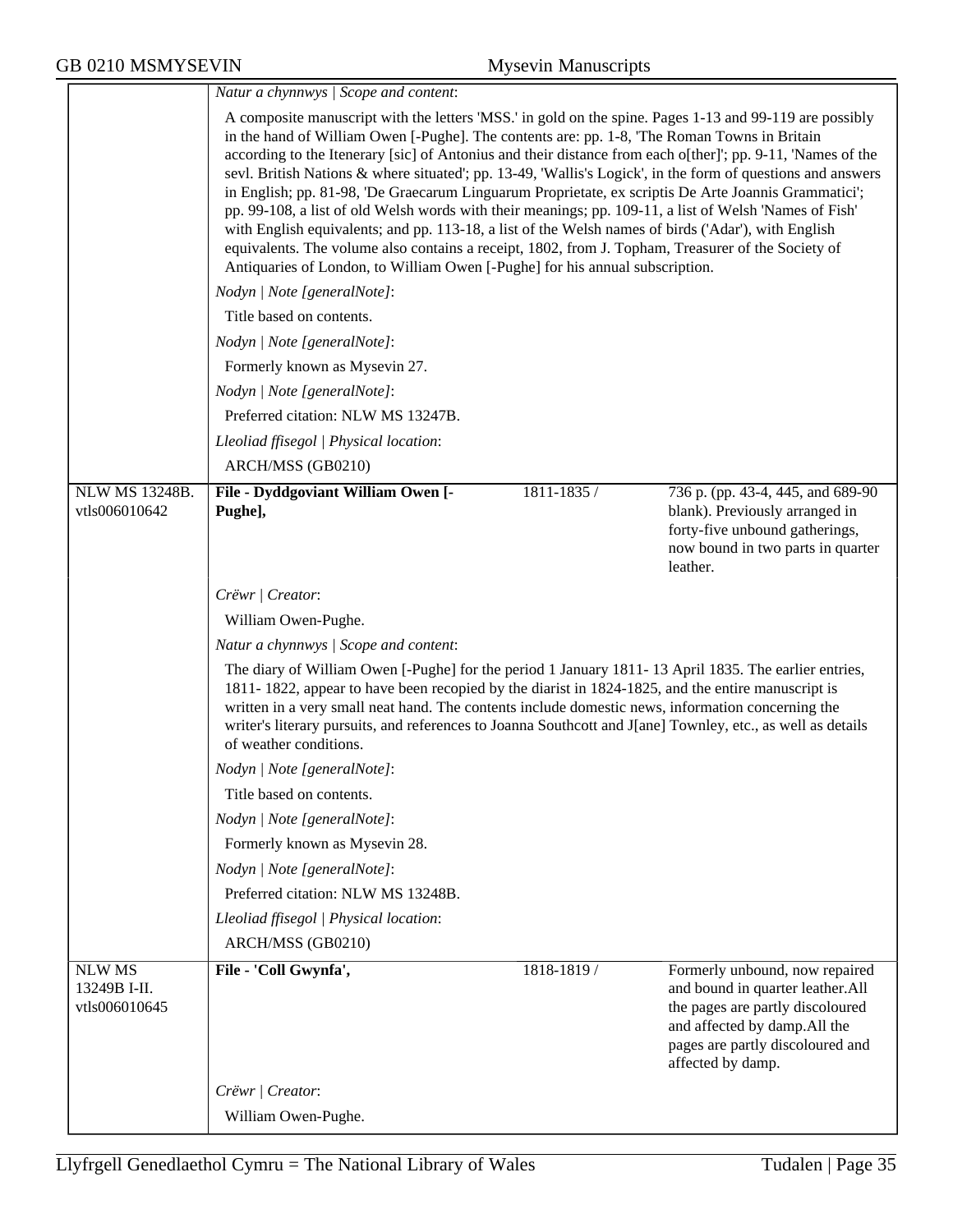*Natur a chynnwys | Scope and content*:

A composite manuscript with the letters 'MSS.' in gold on the spine. Pages 1-13 and 99-119 are possibly in the hand of William Owen [-Pughe]. The contents are: pp. 1-8, 'The Roman Towns in Britain according to the Itenerary [sic] of Antonius and their distance from each o[ther]'; pp. 9-11, 'Names of the sevl. British Nations & where situated'; pp. 13-49, 'Wallis's Logick', in the form of questions and answers in English; pp. 81-98, 'De Graecarum Linguarum Proprietate, ex scriptis De Arte Joannis Grammatici'; pp. 99-108, a list of old Welsh words with their meanings; pp. 109-11, a list of Welsh 'Names of Fish' with English equivalents; and pp. 113-18, a list of the Welsh names of birds ('Adar'), with English equivalents. The volume also contains a receipt, 1802, from J. Topham, Treasurer of the Society of Antiquaries of London, to William Owen [-Pughe] for his annual subscription.

*Nodyn | Note [generalNote]*:

Title based on contents.

*Nodyn | Note [generalNote]*:

Formerly known as Mysevin 27.

*Nodyn | Note [generalNote]*:

Preferred citation: NLW MS 13247B.

*Lleoliad ffisegol | Physical location*:

ARCH/MSS (GB0210)

| | | | |
|---|---|---|---|
| NLW MS 13248B. vtls006010642 | **File - Dyddgoviant William Owen [-Pughe],** | 1811-1835 / | 736 p. (pp. 43-4, 445, and 689-90 blank). Previously arranged in forty-five unbound gatherings, now bound in two parts in quarter leather. |

*Crëwr | Creator*:

William Owen-Pughe.

*Natur a chynnwys | Scope and content*:

The diary of William Owen [-Pughe] for the period 1 January 1811- 13 April 1835. The earlier entries, 1811- 1822, appear to have been recopied by the diarist in 1824-1825, and the entire manuscript is written in a very small neat hand. The contents include domestic news, information concerning the writer's literary pursuits, and references to Joanna Southcott and J[ane] Townley, etc., as well as details of weather conditions.

*Nodyn | Note [generalNote]*:

Title based on contents.

*Nodyn | Note [generalNote]*:

Formerly known as Mysevin 28.

*Nodyn | Note [generalNote]*:

Preferred citation: NLW MS 13248B.

*Lleoliad ffisegol | Physical location*:

ARCH/MSS (GB0210)

| | | | |
|---|---|---|---|
| NLW MS 13249B I-II. vtls006010645 | **File - 'Coll Gwynfa',** | 1818-1819 / | Formerly unbound, now repaired and bound in quarter leather.All the pages are partly discoloured and affected by damp.All the pages are partly discoloured and affected by damp. |

*Crëwr | Creator*:

William Owen-Pughe.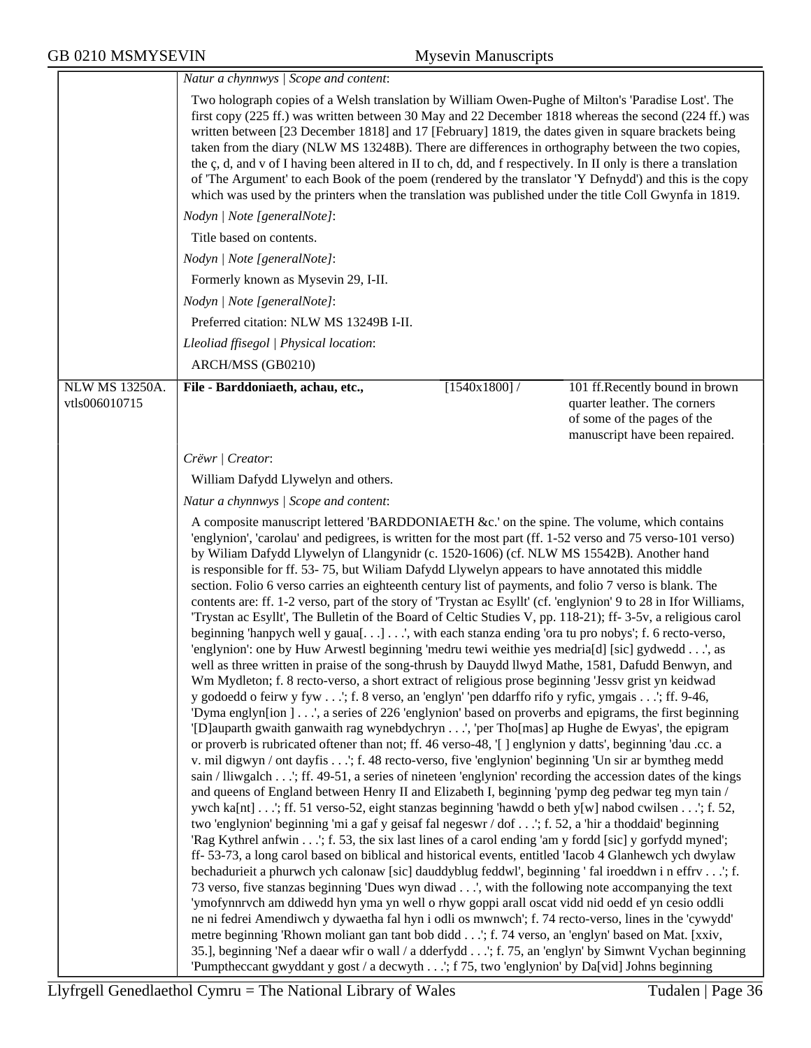*Natur a chynnwys | Scope and content*:

Two holograph copies of a Welsh translation by William Owen-Pughe of Milton's 'Paradise Lost'. The first copy (225 ff.) was written between 30 May and 22 December 1818 whereas the second (224 ff.) was written between [23 December 1818] and 17 [February] 1819, the dates given in square brackets being taken from the diary (NLW MS 13248B). There are differences in orthography between the two copies, the ç, d, and v of I having been altered in II to ch, dd, and f respectively. In II only is there a translation of 'The Argument' to each Book of the poem (rendered by the translator 'Y Defnydd') and this is the copy which was used by the printers when the translation was published under the title Coll Gwynfa in 1819.

*Nodyn | Note [generalNote]*:

Title based on contents.

*Nodyn | Note [generalNote]*:

Formerly known as Mysevin 29, I-II.

*Nodyn | Note [generalNote]*:

Preferred citation: NLW MS 13249B I-II.

*Lleoliad ffisegol | Physical location*:

ARCH/MSS (GB0210)

| NLW MS 13250A. vtls006010715 | **File - Barddoniaeth, achau, etc.,** | [1540x1800] / | 101 ff.Recently bound in brown quarter leather. The corners of some of the pages of the manuscript have been repaired. |
|---|---|---|---|

*Crëwr | Creator*:

William Dafydd Llywelyn and others.

*Natur a chynnwys | Scope and content*:

A composite manuscript lettered 'BARDDONIAETH &c.' on the spine. The volume, which contains 'englynion', 'carolau' and pedigrees, is written for the most part (ff. 1-52 verso and 75 verso-101 verso) by Wiliam Dafydd Llywelyn of Llangynidr (c. 1520-1606) (cf. NLW MS 15542B). Another hand is responsible for ff. 53- 75, but Wiliam Dafydd Llywelyn appears to have annotated this middle section. Folio 6 verso carries an eighteenth century list of payments, and folio 7 verso is blank. The contents are: ff. 1-2 verso, part of the story of 'Trystan ac Esyllt' (cf. 'englynion' 9 to 28 in Ifor Williams, 'Trystan ac Esyllt', The Bulletin of the Board of Celtic Studies V, pp. 118-21); ff- 3-5v, a religious carol beginning 'hanpych well y gaua[. . .] . . .', with each stanza ending 'ora tu pro nobys'; f. 6 recto-verso, 'englynion': one by Huw Arwestl beginning 'medru tewi weithie yes medria[d] [sic] gydwedd . . .', as well as three written in praise of the song-thrush by Dauydd llwyd Mathe, 1581, Dafudd Benwyn, and Wm Mydleton; f. 8 recto-verso, a short extract of religious prose beginning 'Jessv grist yn keidwad y godoedd o feirw y fyw . . .'; f. 8 verso, an 'englyn' 'pen ddarffo rifo y ryfic, ymgais . . .'; ff. 9-46, 'Dyma englyn[ion ] . . .', a series of 226 'englynion' based on proverbs and epigrams, the first beginning '[D]auparth gwaith ganwaith rag wynebdychryn . . .', 'per Tho[mas] ap Hughe de Ewyas', the epigram or proverb is rubricated oftener than not; ff. 46 verso-48, '[ ] englynion y datts', beginning 'dau .cc. a v. mil digwyn / ont dayfis . . .'; f. 48 recto-verso, five 'englynion' beginning 'Un sir ar bymtheg medd sain / lliwgalch . . .'; ff. 49-51, a series of nineteen 'englynion' recording the accession dates of the kings and queens of England between Henry II and Elizabeth I, beginning 'pymp deg pedwar teg myn tain / ywch ka[nt] . . .'; ff. 51 verso-52, eight stanzas beginning 'hawdd o beth y[w] nabod cwilsen . . .'; f. 52, two 'englynion' beginning 'mi a gaf y geisaf fal negeswr / dof . . .'; f. 52, a 'hir a thoddaid' beginning 'Rag Kythrel anfwin . . .'; f. 53, the six last lines of a carol ending 'am y fordd [sic] y gorfydd myned'; ff- 53-73, a long carol based on biblical and historical events, entitled 'Iacob 4 Glanhewch ych dwylaw bechadurieit a phurwch ych calonaw [sic] dauddyblug feddwl', beginning ' fal iroeddwn i n effrv . . .'; f. 73 verso, five stanzas beginning 'Dues wyn diwad . . .', with the following note accompanying the text 'ymofynnrvch am ddiwedd hyn yma yn well o rhyw goppi arall oscat vidd nid oedd ef yn cesio oddli ne ni fedrei Amendiwch y dywaetha fal hyn i odli os mwnwch'; f. 74 recto-verso, lines in the 'cywydd' metre beginning 'Rhown moliant gan tant bob didd . . .'; f. 74 verso, an 'englyn' based on Mat. [xxiv, 35.], beginning 'Nef a daear wfir o wall / a dderfydd . . .'; f. 75, an 'englyn' by Simwnt Vychan beginning 'Pumptheccant gwyddant y gost / a decwyth . . .'; f 75, two 'englynion' by Da[vid] Johns beginning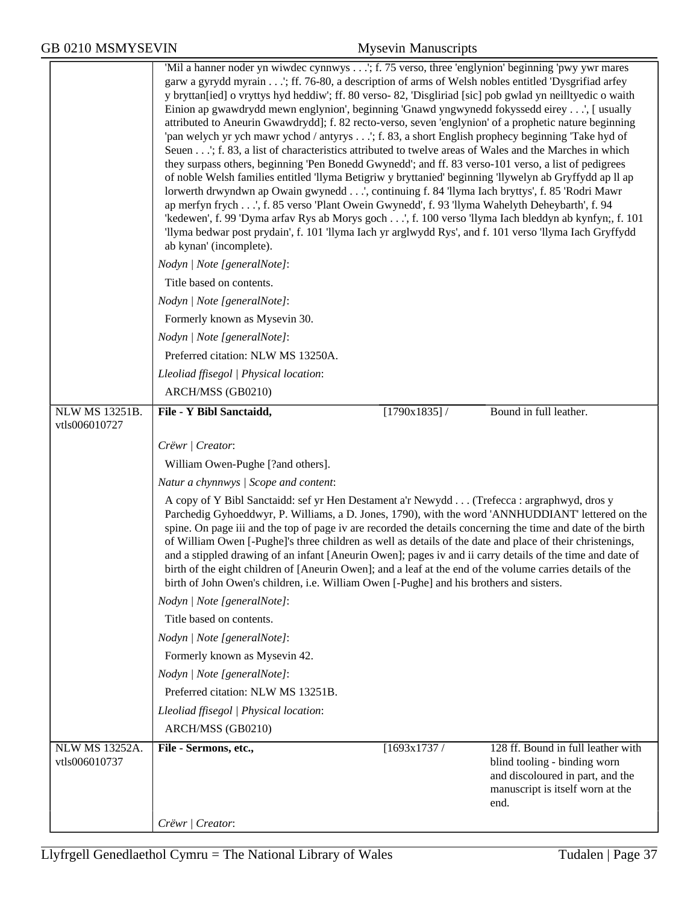'Mil a hanner noder yn wiwdec cynnwys . . .'; f. 75 verso, three 'englynion' beginning 'pwy ywr mares garw a gyrydd myrain . . .'; ff. 76-80, a description of arms of Welsh nobles entitled 'Dysgrifiad arfey y bryttan[ied] o vryttys hyd heddiw'; ff. 80 verso- 82, 'Disgliriad [sic] pob gwlad yn neilltyedic o waith Einion ap gwawdrydd mewn englynion', beginning 'Gnawd yngwynedd fokyssedd eirey . . .', [ usually attributed to Aneurin Gwawdrydd]; f. 82 recto-verso, seven 'englynion' of a prophetic nature beginning 'pan welych yr ych mawr ychod / antyrys . . .'; f. 83, a short English prophecy beginning 'Take hyd of Seuen . . .'; f. 83, a list of characteristics attributed to twelve areas of Wales and the Marches in which they surpass others, beginning 'Pen Bonedd Gwynedd'; and ff. 83 verso-101 verso, a list of pedigrees of noble Welsh families entitled 'llyma Betigriw y bryttanied' beginning 'llywelyn ab Gryffydd ap ll ap lorwerth drwyndwn ap Owain gwynedd . . .', continuing f. 84 'llyma Iach bryttys', f. 85 'Rodri Mawr ap merfyn frych . . .', f. 85 verso 'Plant Owein Gwynedd', f. 93 'llyma Wahelyth Deheybarth', f. 94 'kedewen', f. 99 'Dyma arfav Rys ab Morys goch . . .', f. 100 verso 'llyma Iach bleddyn ab kynfyn;, f. 101 'llyma bedwar post prydain', f. 101 'llyma Iach yr arglwydd Rys', and f. 101 verso 'llyma Iach Gryffydd ab kynan' (incomplete).

*Nodyn | Note [generalNote]*:

Title based on contents.

*Nodyn | Note [generalNote]*:

Formerly known as Mysevin 30.

*Nodyn | Note [generalNote]*:

Preferred citation: NLW MS 13250A.

*Lleoliad ffisegol | Physical location*:

ARCH/MSS (GB0210)

---

NLW MS 13251B. vtls006010727

**File - Y Bibl Sanctaidd,** | [1790x1835] / | Bound in full leather.

*Crëwr | Creator*:

William Owen-Pughe [?and others].

*Natur a chynnwys | Scope and content*:

A copy of Y Bibl Sanctaidd: sef yr Hen Destament a'r Newydd . . . (Trefecca : argraphwyd, dros y Parchedig Gyhoeddwyr, P. Williams, a D. Jones, 1790), with the word 'ANNHUDDIANT' lettered on the spine. On page iii and the top of page iv are recorded the details concerning the time and date of the birth of William Owen [-Pughe]'s three children as well as details of the date and place of their christenings, and a stippled drawing of an infant [Aneurin Owen]; pages iv and ii carry details of the time and date of birth of the eight children of [Aneurin Owen]; and a leaf at the end of the volume carries details of the birth of John Owen's children, i.e. William Owen [-Pughe] and his brothers and sisters.

*Nodyn | Note [generalNote]*:

Title based on contents.

*Nodyn | Note [generalNote]*:

Formerly known as Mysevin 42.

*Nodyn | Note [generalNote]*:

Preferred citation: NLW MS 13251B.

*Lleoliad ffisegol | Physical location*:

ARCH/MSS (GB0210)

---

NLW MS 13252A. vtls006010737

**File - Sermons, etc.,** | [1693x1737 / | 128 ff. Bound in full leather with blind tooling - binding worn and discoloured in part, and the manuscript is itself worn at the end.

*Crëwr | Creator*: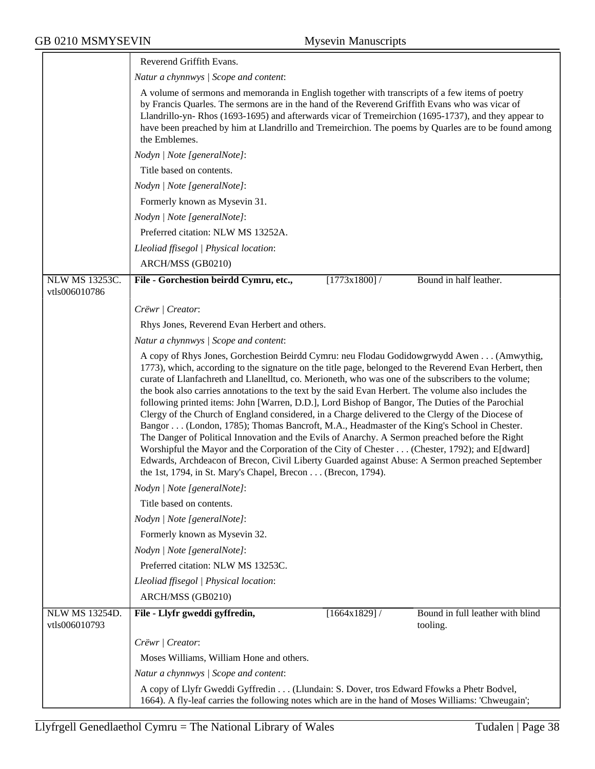Reverend Griffith Evans.

*Natur a chynnwys | Scope and content*:

A volume of sermons and memoranda in English together with transcripts of a few items of poetry by Francis Quarles. The sermons are in the hand of the Reverend Griffith Evans who was vicar of Llandrillo-yn- Rhos (1693-1695) and afterwards vicar of Tremeirchion (1695-1737), and they appear to have been preached by him at Llandrillo and Tremeirchion. The poems by Quarles are to be found among the Emblemes.

*Nodyn | Note [generalNote]*:

Title based on contents.

*Nodyn | Note [generalNote]*:

Formerly known as Mysevin 31.

*Nodyn | Note [generalNote]*:

Preferred citation: NLW MS 13252A.

*Lleoliad ffisegol | Physical location*:

ARCH/MSS (GB0210)

| NLW MS 13253C. vtls006010786 | **File - Gorchestion beirdd Cymru, etc.,** | [1773x1800] / | Bound in half leather. |
|---|---|---|---|

*Crëwr | Creator*:

Rhys Jones, Reverend Evan Herbert and others.

*Natur a chynnwys | Scope and content*:

A copy of Rhys Jones, Gorchestion Beirdd Cymru: neu Flodau Godidowgrwydd Awen . . . (Amwythig, 1773), which, according to the signature on the title page, belonged to the Reverend Evan Herbert, then curate of Llanfachreth and Llanelltud, co. Merioneth, who was one of the subscribers to the volume; the book also carries annotations to the text by the said Evan Herbert. The volume also includes the following printed items: John [Warren, D.D.], Lord Bishop of Bangor, The Duties of the Parochial Clergy of the Church of England considered, in a Charge delivered to the Clergy of the Diocese of Bangor . . . (London, 1785); Thomas Bancroft, M.A., Headmaster of the King's School in Chester. The Danger of Political Innovation and the Evils of Anarchy. A Sermon preached before the Right Worshipful the Mayor and the Corporation of the City of Chester . . . (Chester, 1792); and E[dward] Edwards, Archdeacon of Brecon, Civil Liberty Guarded against Abuse: A Sermon preached September the 1st, 1794, in St. Mary's Chapel, Brecon . . . (Brecon, 1794).

*Nodyn | Note [generalNote]*:

Title based on contents.

*Nodyn | Note [generalNote]*:

Formerly known as Mysevin 32.

*Nodyn | Note [generalNote]*:

Preferred citation: NLW MS 13253C.

*Lleoliad ffisegol | Physical location*:

ARCH/MSS (GB0210)

| NLW MS 13254D. vtls006010793 | **File - Llyfr gweddi gyffredin,** | [1664x1829] / | Bound in full leather with blind tooling. |
|---|---|---|---|

*Crëwr | Creator*:

Moses Williams, William Hone and others.

*Natur a chynnwys | Scope and content*:

A copy of Llyfr Gweddi Gyffredin . . . (Llundain: S. Dover, tros Edward Ffowks a Phetr Bodvel, 1664). A fly-leaf carries the following notes which are in the hand of Moses Williams: 'Chweugain';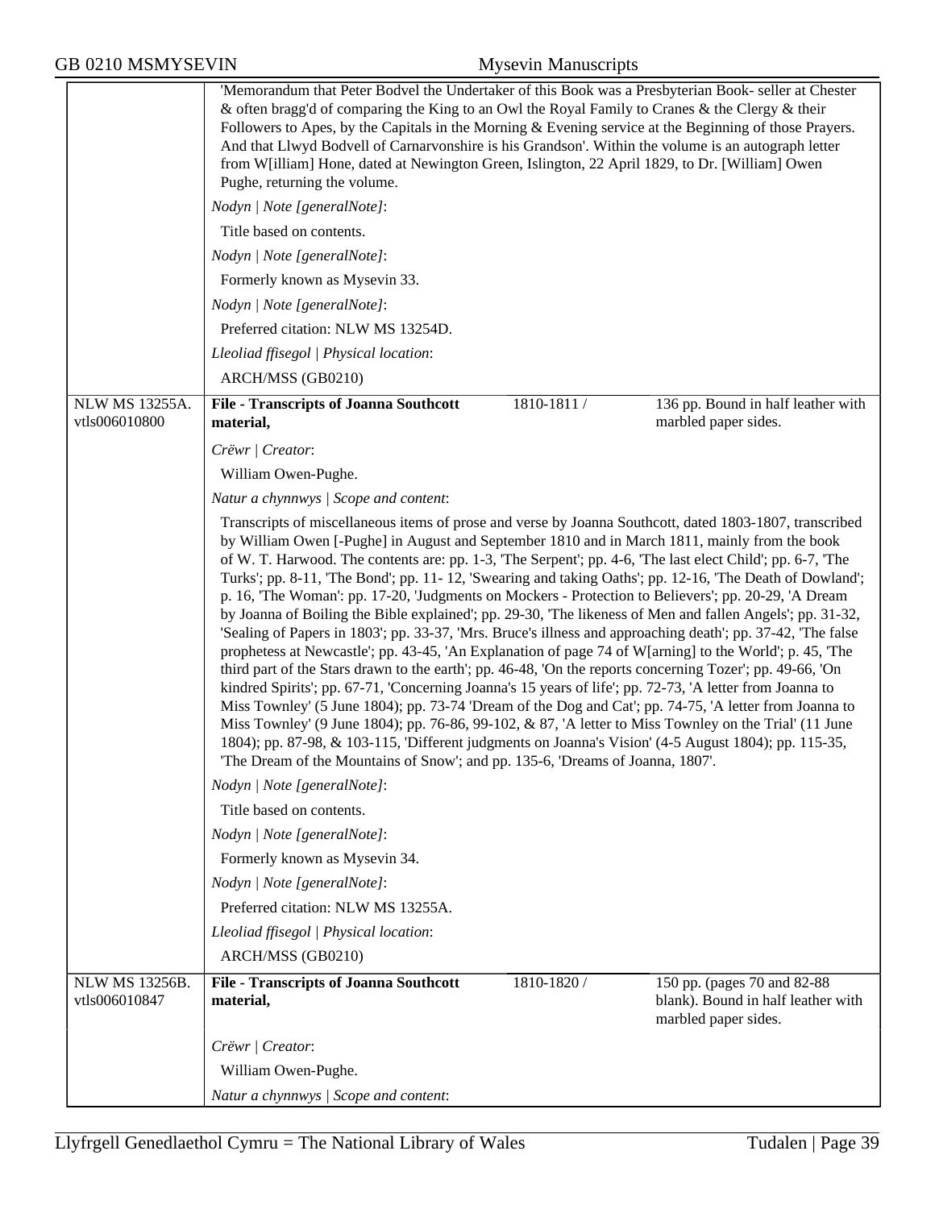'Memorandum that Peter Bodvel the Undertaker of this Book was a Presbyterian Book- seller at Chester & often bragg'd of comparing the King to an Owl the Royal Family to Cranes & the Clergy & their Followers to Apes, by the Capitals in the Morning & Evening service at the Beginning of those Prayers. And that Llwyd Bodvell of Carnarvonshire is his Grandson'. Within the volume is an autograph letter from W[illiam] Hone, dated at Newington Green, Islington, 22 April 1829, to Dr. [William] Owen Pughe, returning the volume.

*Nodyn | Note [generalNote]*:

Title based on contents.

*Nodyn | Note [generalNote]*:

Formerly known as Mysevin 33.

*Nodyn | Note [generalNote]*:

Preferred citation: NLW MS 13254D.

*Lleoliad ffisegol | Physical location*:

ARCH/MSS (GB0210)

| NLW MS 13255A. vtls006010800 | **File - Transcripts of Joanna Southcott material,** | 1810-1811 / | 136 pp. Bound in half leather with marbled paper sides. |
|---|---|---|---|

*Crëwr | Creator*:

William Owen-Pughe.

*Natur a chynnwys | Scope and content*:

Transcripts of miscellaneous items of prose and verse by Joanna Southcott, dated 1803-1807, transcribed by William Owen [-Pughe] in August and September 1810 and in March 1811, mainly from the book of W. T. Harwood. The contents are: pp. 1-3, 'The Serpent'; pp. 4-6, 'The last elect Child'; pp. 6-7, 'The Turks'; pp. 8-11, 'The Bond'; pp. 11- 12, 'Swearing and taking Oaths'; pp. 12-16, 'The Death of Dowland'; p. 16, 'The Woman': pp. 17-20, 'Judgments on Mockers - Protection to Believers'; pp. 20-29, 'A Dream by Joanna of Boiling the Bible explained'; pp. 29-30, 'The likeness of Men and fallen Angels'; pp. 31-32, 'Sealing of Papers in 1803'; pp. 33-37, 'Mrs. Bruce's illness and approaching death'; pp. 37-42, 'The false prophetess at Newcastle'; pp. 43-45, 'An Explanation of page 74 of W[arning] to the World'; p. 45, 'The third part of the Stars drawn to the earth'; pp. 46-48, 'On the reports concerning Tozer'; pp. 49-66, 'On kindred Spirits'; pp. 67-71, 'Concerning Joanna's 15 years of life'; pp. 72-73, 'A letter from Joanna to Miss Townley' (5 June 1804); pp. 73-74 'Dream of the Dog and Cat'; pp. 74-75, 'A letter from Joanna to Miss Townley' (9 June 1804); pp. 76-86, 99-102, & 87, 'A letter to Miss Townley on the Trial' (11 June 1804); pp. 87-98, & 103-115, 'Different judgments on Joanna's Vision' (4-5 August 1804); pp. 115-35, 'The Dream of the Mountains of Snow'; and pp. 135-6, 'Dreams of Joanna, 1807'.

*Nodyn | Note [generalNote]*:

Title based on contents.

*Nodyn | Note [generalNote]*:

Formerly known as Mysevin 34.

*Nodyn | Note [generalNote]*:

Preferred citation: NLW MS 13255A.

*Lleoliad ffisegol | Physical location*:

ARCH/MSS (GB0210)

| NLW MS 13256B. vtls006010847 | **File - Transcripts of Joanna Southcott material,** | 1810-1820 / | 150 pp. (pages 70 and 82-88 blank). Bound in half leather with marbled paper sides. |
|---|---|---|---|

*Crëwr | Creator*:

William Owen-Pughe.

*Natur a chynnwys | Scope and content*: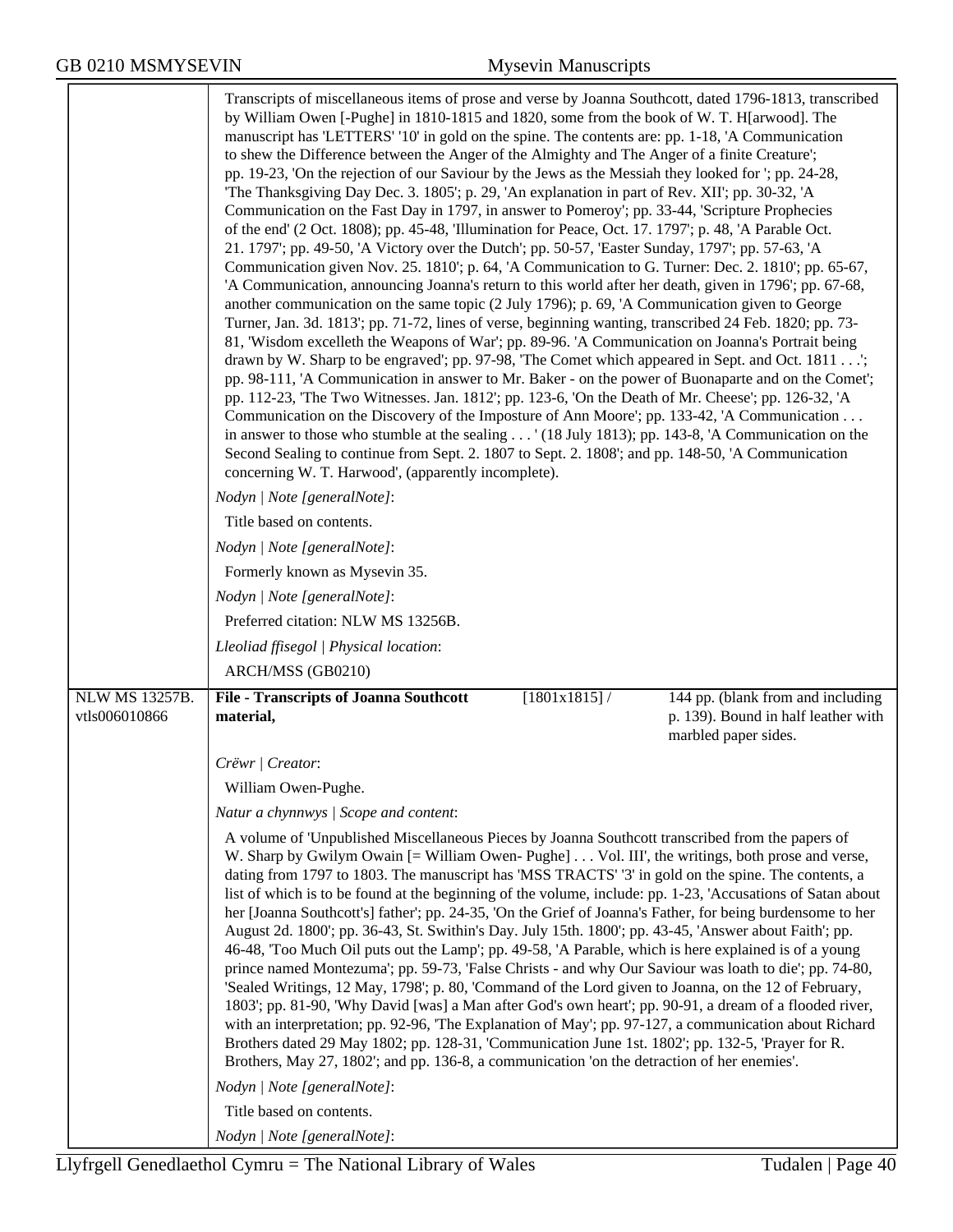Transcripts of miscellaneous items of prose and verse by Joanna Southcott, dated 1796-1813, transcribed by William Owen [-Pughe] in 1810-1815 and 1820, some from the book of W. T. H[arwood]. The manuscript has 'LETTERS' '10' in gold on the spine. The contents are: pp. 1-18, 'A Communication to shew the Difference between the Anger of the Almighty and The Anger of a finite Creature'; pp. 19-23, 'On the rejection of our Saviour by the Jews as the Messiah they looked for '; pp. 24-28, 'The Thanksgiving Day Dec. 3. 1805'; p. 29, 'An explanation in part of Rev. XII'; pp. 30-32, 'A Communication on the Fast Day in 1797, in answer to Pomeroy'; pp. 33-44, 'Scripture Prophecies of the end' (2 Oct. 1808); pp. 45-48, 'Illumination for Peace, Oct. 17. 1797'; p. 48, 'A Parable Oct. 21. 1797'; pp. 49-50, 'A Victory over the Dutch'; pp. 50-57, 'Easter Sunday, 1797'; pp. 57-63, 'A Communication given Nov. 25. 1810'; p. 64, 'A Communication to G. Turner: Dec. 2. 1810'; pp. 65-67, 'A Communication, announcing Joanna's return to this world after her death, given in 1796'; pp. 67-68, another communication on the same topic (2 July 1796); p. 69, 'A Communication given to George Turner, Jan. 3d. 1813'; pp. 71-72, lines of verse, beginning wanting, transcribed 24 Feb. 1820; pp. 73-81, 'Wisdom excelleth the Weapons of War'; pp. 89-96. 'A Communication on Joanna's Portrait being drawn by W. Sharp to be engraved'; pp. 97-98, 'The Comet which appeared in Sept. and Oct. 1811 . . .'; pp. 98-111, 'A Communication in answer to Mr. Baker - on the power of Buonaparte and on the Comet'; pp. 112-23, 'The Two Witnesses. Jan. 1812'; pp. 123-6, 'On the Death of Mr. Cheese'; pp. 126-32, 'A Communication on the Discovery of the Imposture of Ann Moore'; pp. 133-42, 'A Communication . . . in answer to those who stumble at the sealing . . . ' (18 July 1813); pp. 143-8, 'A Communication on the Second Sealing to continue from Sept. 2. 1807 to Sept. 2. 1808'; and pp. 148-50, 'A Communication concerning W. T. Harwood', (apparently incomplete).

*Nodyn | Note [generalNote]*:

Title based on contents.

*Nodyn | Note [generalNote]*:

Formerly known as Mysevin 35.

*Nodyn | Note [generalNote]*:

Preferred citation: NLW MS 13256B.

*Lleoliad ffisegol | Physical location*:

ARCH/MSS (GB0210)

| NLW MS 13257B. vtls006010866 | **File - Transcripts of Joanna Southcott material,** | [1801x1815] / | 144 pp. (blank from and including p. 139). Bound in half leather with marbled paper sides. |
|---|---|---|---|

*Crëwr | Creator*:

William Owen-Pughe.

*Natur a chynnwys | Scope and content*:

A volume of 'Unpublished Miscellaneous Pieces by Joanna Southcott transcribed from the papers of W. Sharp by Gwilym Owain [= William Owen- Pughe] . . . Vol. III', the writings, both prose and verse, dating from 1797 to 1803. The manuscript has 'MSS TRACTS' '3' in gold on the spine. The contents, a list of which is to be found at the beginning of the volume, include: pp. 1-23, 'Accusations of Satan about her [Joanna Southcott's] father'; pp. 24-35, 'On the Grief of Joanna's Father, for being burdensome to her August 2d. 1800'; pp. 36-43, St. Swithin's Day. July 15th. 1800'; pp. 43-45, 'Answer about Faith'; pp. 46-48, 'Too Much Oil puts out the Lamp'; pp. 49-58, 'A Parable, which is here explained is of a young prince named Montezuma'; pp. 59-73, 'False Christs - and why Our Saviour was loath to die'; pp. 74-80, 'Sealed Writings, 12 May, 1798'; p. 80, 'Command of the Lord given to Joanna, on the 12 of February, 1803'; pp. 81-90, 'Why David [was] a Man after God's own heart'; pp. 90-91, a dream of a flooded river, with an interpretation; pp. 92-96, 'The Explanation of May'; pp. 97-127, a communication about Richard Brothers dated 29 May 1802; pp. 128-31, 'Communication June 1st. 1802'; pp. 132-5, 'Prayer for R. Brothers, May 27, 1802'; and pp. 136-8, a communication 'on the detraction of her enemies'.

*Nodyn | Note [generalNote]*:

Title based on contents.

*Nodyn | Note [generalNote]*: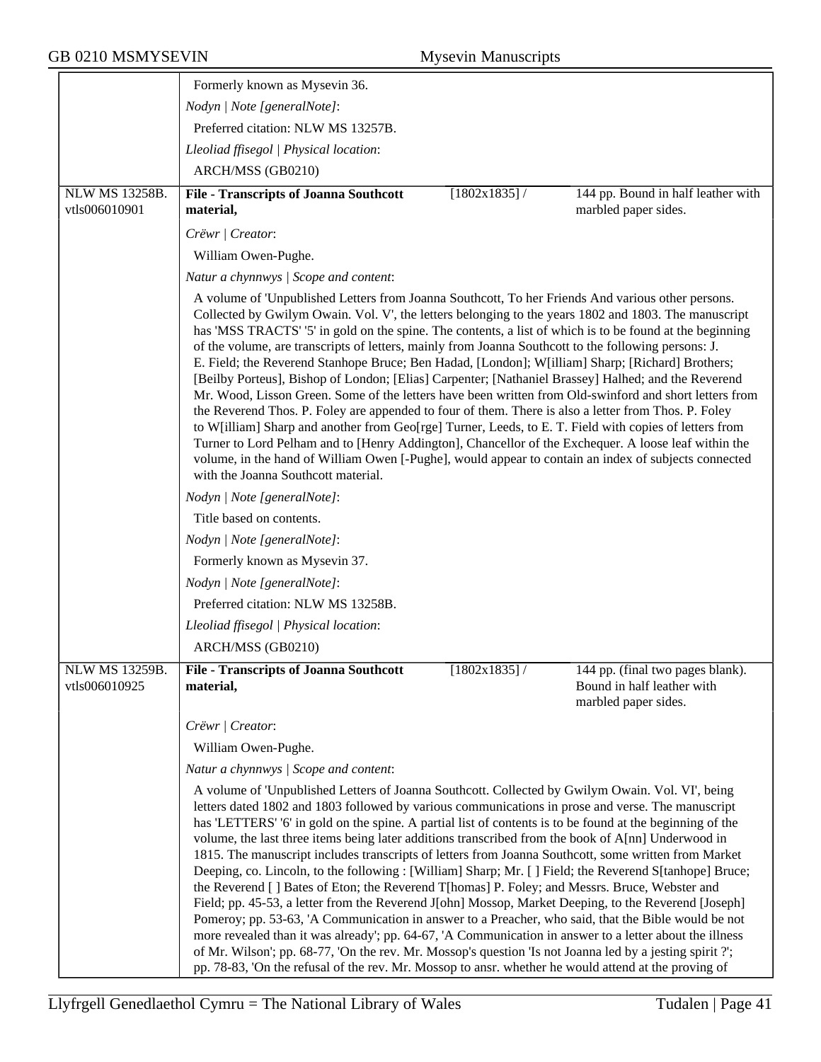Formerly known as Mysevin 36.

*Nodyn | Note [generalNote]*:

Preferred citation: NLW MS 13257B.

*Lleoliad ffisegol | Physical location*:

ARCH/MSS (GB0210)

| NLW MS 13258B. vtls006010901 | **File - Transcripts of Joanna Southcott material,** | [1802x1835] / | 144 pp. Bound in half leather with marbled paper sides. |
|---|---|---|---|

*Crëwr | Creator*:

William Owen-Pughe.

*Natur a chynnwys | Scope and content*:

A volume of 'Unpublished Letters from Joanna Southcott, To her Friends And various other persons. Collected by Gwilym Owain. Vol. V', the letters belonging to the years 1802 and 1803. The manuscript has 'MSS TRACTS' '5' in gold on the spine. The contents, a list of which is to be found at the beginning of the volume, are transcripts of letters, mainly from Joanna Southcott to the following persons: J. E. Field; the Reverend Stanhope Bruce; Ben Hadad, [London]; W[illiam] Sharp; [Richard] Brothers; [Beilby Porteus], Bishop of London; [Elias] Carpenter; [Nathaniel Brassey] Halhed; and the Reverend Mr. Wood, Lisson Green. Some of the letters have been written from Old-swinford and short letters from the Reverend Thos. P. Foley are appended to four of them. There is also a letter from Thos. P. Foley to W[illiam] Sharp and another from Geo[rge] Turner, Leeds, to E. T. Field with copies of letters from Turner to Lord Pelham and to [Henry Addington], Chancellor of the Exchequer. A loose leaf within the volume, in the hand of William Owen [-Pughe], would appear to contain an index of subjects connected with the Joanna Southcott material.

*Nodyn | Note [generalNote]*:

Title based on contents.

*Nodyn | Note [generalNote]*:

Formerly known as Mysevin 37.

*Nodyn | Note [generalNote]*:

Preferred citation: NLW MS 13258B.

*Lleoliad ffisegol | Physical location*:

ARCH/MSS (GB0210)

| NLW MS 13259B. vtls006010925 | **File - Transcripts of Joanna Southcott material,** | [1802x1835] / | 144 pp. (final two pages blank). Bound in half leather with marbled paper sides. |
|---|---|---|---|

*Crëwr | Creator*:

William Owen-Pughe.

*Natur a chynnwys | Scope and content*:

A volume of 'Unpublished Letters of Joanna Southcott. Collected by Gwilym Owain. Vol. VI', being letters dated 1802 and 1803 followed by various communications in prose and verse. The manuscript has 'LETTERS' '6' in gold on the spine. A partial list of contents is to be found at the beginning of the volume, the last three items being later additions transcribed from the book of A[nn] Underwood in 1815. The manuscript includes transcripts of letters from Joanna Southcott, some written from Market Deeping, co. Lincoln, to the following : [William] Sharp; Mr. [ ] Field; the Reverend S[tanhope] Bruce; the Reverend [ ] Bates of Eton; the Reverend T[homas] P. Foley; and Messrs. Bruce, Webster and Field; pp. 45-53, a letter from the Reverend J[ohn] Mossop, Market Deeping, to the Reverend [Joseph] Pomeroy; pp. 53-63, 'A Communication in answer to a Preacher, who said, that the Bible would be not more revealed than it was already'; pp. 64-67, 'A Communication in answer to a letter about the illness of Mr. Wilson'; pp. 68-77, 'On the rev. Mr. Mossop's question 'Is not Joanna led by a jesting spirit ?'; pp. 78-83, 'On the refusal of the rev. Mr. Mossop to ansr. whether he would attend at the proving of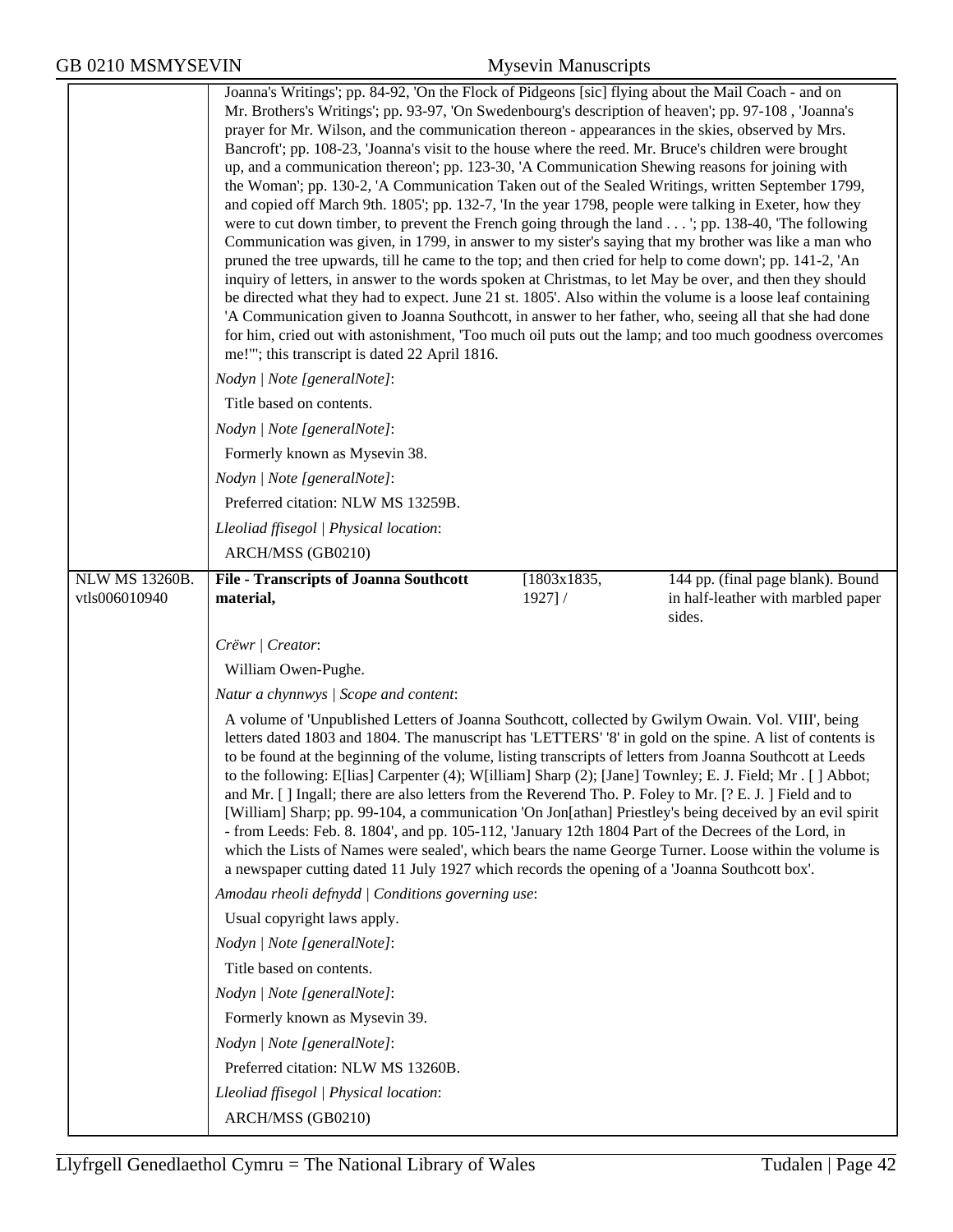Joanna's Writings'; pp. 84-92, 'On the Flock of Pidgeons [sic] flying about the Mail Coach - and on Mr. Brothers's Writings'; pp. 93-97, 'On Swedenbourg's description of heaven'; pp. 97-108 , 'Joanna's prayer for Mr. Wilson, and the communication thereon - appearances in the skies, observed by Mrs. Bancroft'; pp. 108-23, 'Joanna's visit to the house where the reed. Mr. Bruce's children were brought up, and a communication thereon'; pp. 123-30, 'A Communication Shewing reasons for joining with the Woman'; pp. 130-2, 'A Communication Taken out of the Sealed Writings, written September 1799, and copied off March 9th. 1805'; pp. 132-7, 'In the year 1798, people were talking in Exeter, how they were to cut down timber, to prevent the French going through the land . . . '; pp. 138-40, 'The following Communication was given, in 1799, in answer to my sister's saying that my brother was like a man who pruned the tree upwards, till he came to the top; and then cried for help to come down'; pp. 141-2, 'An inquiry of letters, in answer to the words spoken at Christmas, to let May be over, and then they should be directed what they had to expect. June 21 st. 1805'. Also within the volume is a loose leaf containing 'A Communication given to Joanna Southcott, in answer to her father, who, seeing all that she had done for him, cried out with astonishment, 'Too much oil puts out the lamp; and too much goodness overcomes me!''; this transcript is dated 22 April 1816.

*Nodyn | Note [generalNote]*:

Title based on contents.

*Nodyn | Note [generalNote]*:

Formerly known as Mysevin 38.

*Nodyn | Note [generalNote]*:

Preferred citation: NLW MS 13259B.

*Lleoliad ffisegol | Physical location*:

ARCH/MSS (GB0210)

| NLW MS 13260B. vtls006010940 | **File - Transcripts of Joanna Southcott material,** | [1803x1835, 1927] / | 144 pp. (final page blank). Bound in half-leather with marbled paper sides. |
|---|---|---|---|

*Crëwr | Creator*:

William Owen-Pughe.

*Natur a chynnwys | Scope and content*:

A volume of 'Unpublished Letters of Joanna Southcott, collected by Gwilym Owain. Vol. VIII', being letters dated 1803 and 1804. The manuscript has 'LETTERS' '8' in gold on the spine. A list of contents is to be found at the beginning of the volume, listing transcripts of letters from Joanna Southcott at Leeds to the following: E[lias] Carpenter (4); W[illiam] Sharp (2); [Jane] Townley; E. J. Field; Mr . [ ] Abbot; and Mr. [ ] Ingall; there are also letters from the Reverend Tho. P. Foley to Mr. [? E. J. ] Field and to [William] Sharp; pp. 99-104, a communication 'On Jon[athan] Priestley's being deceived by an evil spirit - from Leeds: Feb. 8. 1804', and pp. 105-112, 'January 12th 1804 Part of the Decrees of the Lord, in which the Lists of Names were sealed', which bears the name George Turner. Loose within the volume is a newspaper cutting dated 11 July 1927 which records the opening of a 'Joanna Southcott box'.

*Amodau rheoli defnydd | Conditions governing use*:

Usual copyright laws apply.

*Nodyn | Note [generalNote]*:

Title based on contents.

*Nodyn | Note [generalNote]*:

Formerly known as Mysevin 39.

*Nodyn | Note [generalNote]*:

Preferred citation: NLW MS 13260B.

*Lleoliad ffisegol | Physical location*:

ARCH/MSS (GB0210)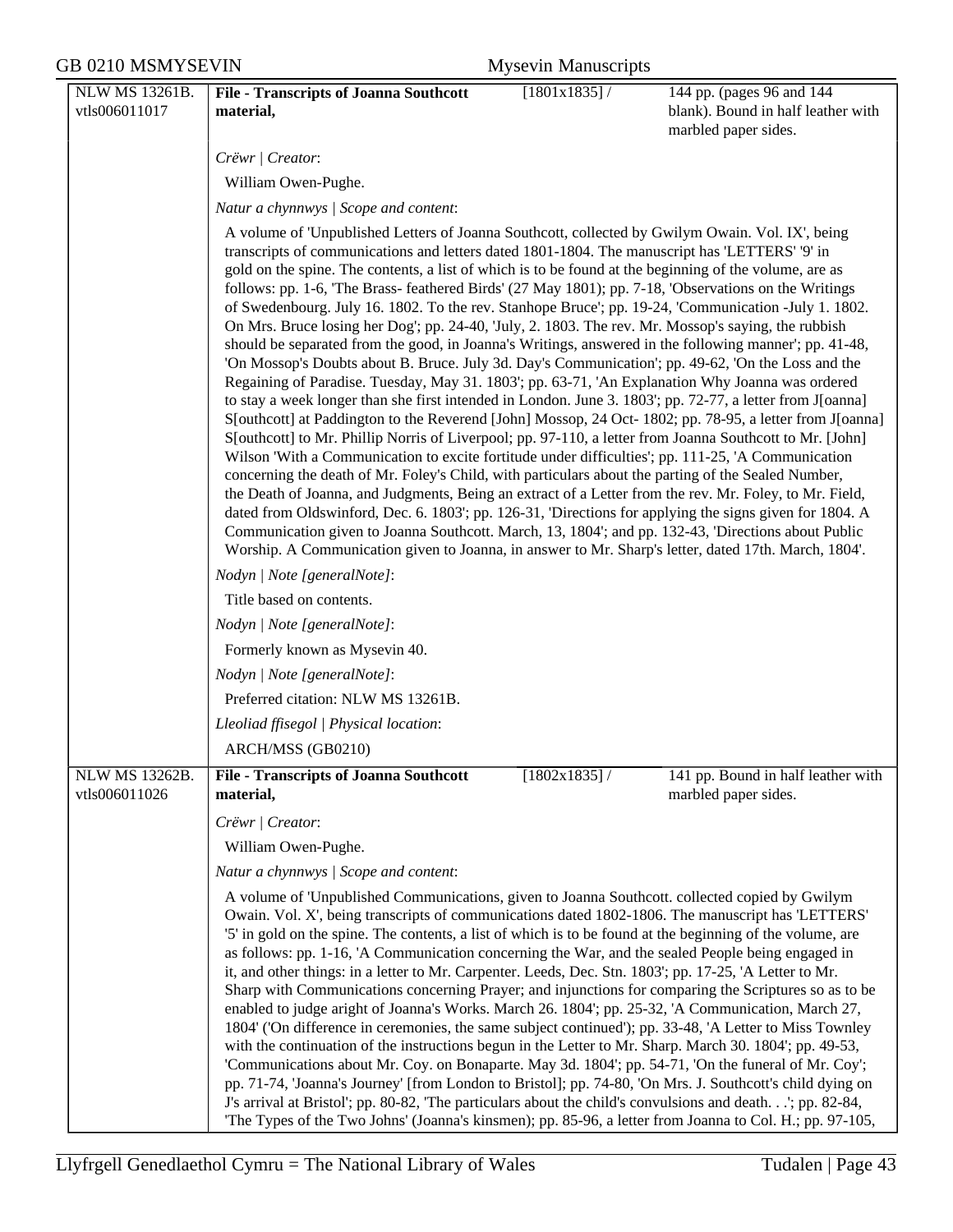**NLW MS 13261B.** vtls006011017 — **File - Transcripts of Joanna Southcott material,** [1801x1835] / 144 pp. (pages 96 and 144 blank). Bound in half leather with marbled paper sides.

*Crëwr | Creator*:

William Owen-Pughe.

*Natur a chynnwys | Scope and content*:

A volume of 'Unpublished Letters of Joanna Southcott, collected by Gwilym Owain. Vol. IX', being transcripts of communications and letters dated 1801-1804. The manuscript has 'LETTERS' '9' in gold on the spine. The contents, a list of which is to be found at the beginning of the volume, are as follows: pp. 1-6, 'The Brass- feathered Birds' (27 May 1801); pp. 7-18, 'Observations on the Writings of Swedenbourg. July 16. 1802. To the rev. Stanhope Bruce'; pp. 19-24, 'Communication -July 1. 1802. On Mrs. Bruce losing her Dog'; pp. 24-40, 'July, 2. 1803. The rev. Mr. Mossop's saying, the rubbish should be separated from the good, in Joanna's Writings, answered in the following manner'; pp. 41-48, 'On Mossop's Doubts about B. Bruce. July 3d. Day's Communication'; pp. 49-62, 'On the Loss and the Regaining of Paradise. Tuesday, May 31. 1803'; pp. 63-71, 'An Explanation Why Joanna was ordered to stay a week longer than she first intended in London. June 3. 1803'; pp. 72-77, a letter from J[oanna] S[outhcott] at Paddington to the Reverend [John] Mossop, 24 Oct- 1802; pp. 78-95, a letter from J[oanna] S[outhcott] to Mr. Phillip Norris of Liverpool; pp. 97-110, a letter from Joanna Southcott to Mr. [John] Wilson 'With a Communication to excite fortitude under difficulties'; pp. 111-25, 'A Communication concerning the death of Mr. Foley's Child, with particulars about the parting of the Sealed Number, the Death of Joanna, and Judgments, Being an extract of a Letter from the rev. Mr. Foley, to Mr. Field, dated from Oldswinford, Dec. 6. 1803'; pp. 126-31, 'Directions for applying the signs given for 1804. A Communication given to Joanna Southcott. March, 13, 1804'; and pp. 132-43, 'Directions about Public Worship. A Communication given to Joanna, in answer to Mr. Sharp's letter, dated 17th. March, 1804'.

*Nodyn | Note [generalNote]*:

Title based on contents.

*Nodyn | Note [generalNote]*:

Formerly known as Mysevin 40.

*Nodyn | Note [generalNote]*:

Preferred citation: NLW MS 13261B.

*Lleoliad ffisegol | Physical location*:

ARCH/MSS (GB0210)

---

**NLW MS 13262B.** vtls006011026 — **File - Transcripts of Joanna Southcott material,** [1802x1835] / 141 pp. Bound in half leather with marbled paper sides.

*Crëwr | Creator*:

William Owen-Pughe.

*Natur a chynnwys | Scope and content*:

A volume of 'Unpublished Communications, given to Joanna Southcott. collected copied by Gwilym Owain. Vol. X', being transcripts of communications dated 1802-1806. The manuscript has 'LETTERS' '5' in gold on the spine. The contents, a list of which is to be found at the beginning of the volume, are as follows: pp. 1-16, 'A Communication concerning the War, and the sealed People being engaged in it, and other things: in a letter to Mr. Carpenter. Leeds, Dec. Stn. 1803'; pp. 17-25, 'A Letter to Mr. Sharp with Communications concerning Prayer; and injunctions for comparing the Scriptures so as to be enabled to judge aright of Joanna's Works. March 26. 1804'; pp. 25-32, 'A Communication, March 27, 1804' ('On difference in ceremonies, the same subject continued'); pp. 33-48, 'A Letter to Miss Townley with the continuation of the instructions begun in the Letter to Mr. Sharp. March 30. 1804'; pp. 49-53, 'Communications about Mr. Coy. on Bonaparte. May 3d. 1804'; pp. 54-71, 'On the funeral of Mr. Coy'; pp. 71-74, 'Joanna's Journey' [from London to Bristol]; pp. 74-80, 'On Mrs. J. Southcott's child dying on J's arrival at Bristol'; pp. 80-82, 'The particulars about the child's convulsions and death. . .'; pp. 82-84, 'The Types of the Two Johns' (Joanna's kinsmen); pp. 85-96, a letter from Joanna to Col. H.; pp. 97-105,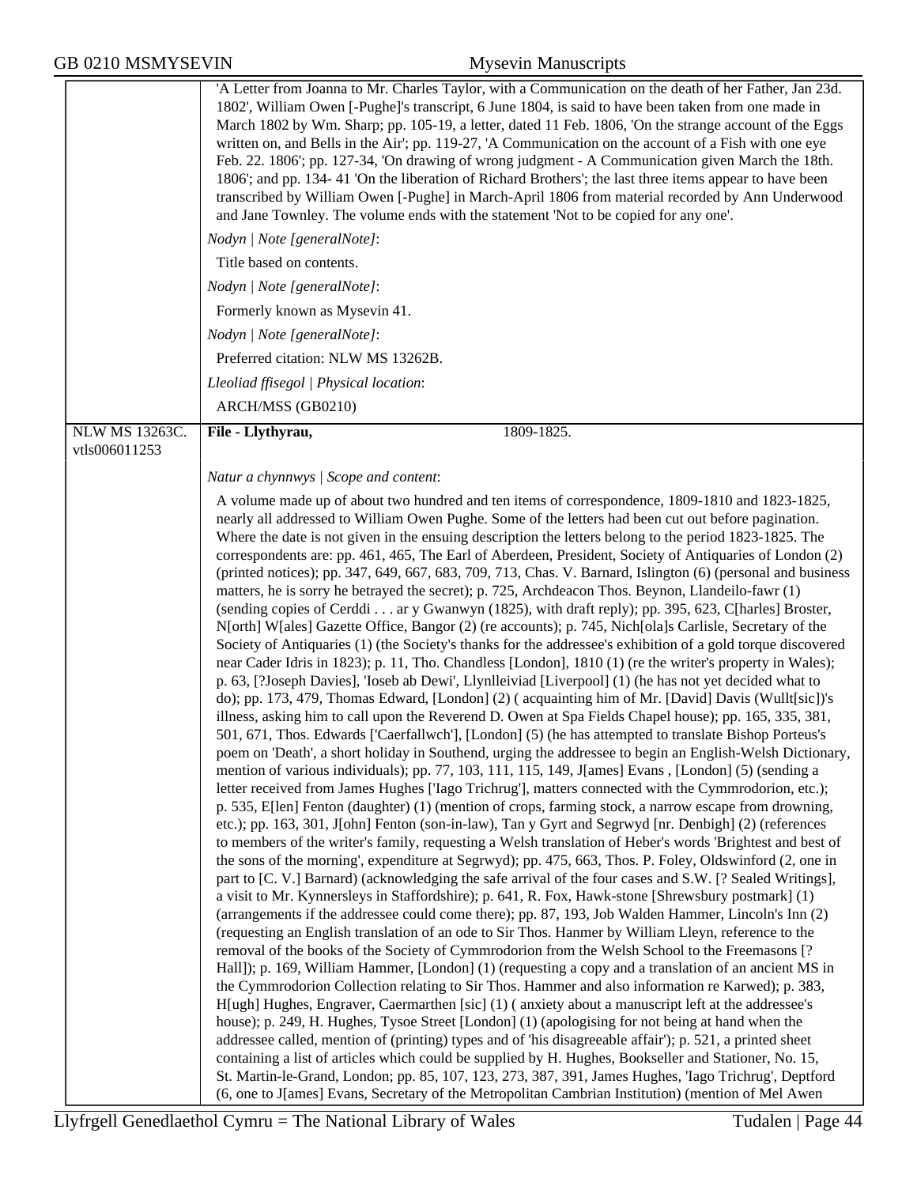'A Letter from Joanna to Mr. Charles Taylor, with a Communication on the death of her Father, Jan 23d. 1802', William Owen [-Pughe]'s transcript, 6 June 1804, is said to have been taken from one made in March 1802 by Wm. Sharp; pp. 105-19, a letter, dated 11 Feb. 1806, 'On the strange account of the Eggs written on, and Bells in the Air'; pp. 119-27, 'A Communication on the account of a Fish with one eye Feb. 22. 1806'; pp. 127-34, 'On drawing of wrong judgment - A Communication given March the 18th. 1806'; and pp. 134- 41 'On the liberation of Richard Brothers'; the last three items appear to have been transcribed by William Owen [-Pughe] in March-April 1806 from material recorded by Ann Underwood and Jane Townley. The volume ends with the statement 'Not to be copied for any one'.

*Nodyn | Note [generalNote]*:

Title based on contents.

*Nodyn | Note [generalNote]*:

Formerly known as Mysevin 41.

*Nodyn | Note [generalNote]*:

Preferred citation: NLW MS 13262B.

*Lleoliad ffisegol | Physical location*:

ARCH/MSS (GB0210)

---

NLW MS 13263C. vtls006011253

**File - Llythyrau,** 1809-1825.

*Natur a chynnwys | Scope and content*:

A volume made up of about two hundred and ten items of correspondence, 1809-1810 and 1823-1825, nearly all addressed to William Owen Pughe. Some of the letters had been cut out before pagination. Where the date is not given in the ensuing description the letters belong to the period 1823-1825. The correspondents are: pp. 461, 465, The Earl of Aberdeen, President, Society of Antiquaries of London (2) (printed notices); pp. 347, 649, 667, 683, 709, 713, Chas. V. Barnard, Islington (6) (personal and business matters, he is sorry he betrayed the secret); p. 725, Archdeacon Thos. Beynon, Llandeilo-fawr (1) (sending copies of Cerddi . . . ar y Gwanwyn (1825), with draft reply); pp. 395, 623, C[harles] Broster, N[orth] W[ales] Gazette Office, Bangor (2) (re accounts); p. 745, Nich[ola]s Carlisle, Secretary of the Society of Antiquaries (1) (the Society's thanks for the addressee's exhibition of a gold torque discovered near Cader Idris in 1823); p. 11, Tho. Chandless [London], 1810 (1) (re the writer's property in Wales); p. 63, [?Joseph Davies], 'Ioseb ab Dewi', Llynlleiviad [Liverpool] (1) (he has not yet decided what to do); pp. 173, 479, Thomas Edward, [London] (2) ( acquainting him of Mr. [David] Davis (Wullt[sic])'s illness, asking him to call upon the Reverend D. Owen at Spa Fields Chapel house); pp. 165, 335, 381, 501, 671, Thos. Edwards ['Caerfallwch'], [London] (5) (he has attempted to translate Bishop Porteus's poem on 'Death', a short holiday in Southend, urging the addressee to begin an English-Welsh Dictionary, mention of various individuals); pp. 77, 103, 111, 115, 149, J[ames] Evans , [London] (5) (sending a letter received from James Hughes ['Iago Trichrug'], matters connected with the Cymmrodorion, etc.); p. 535, E[len] Fenton (daughter) (1) (mention of crops, farming stock, a narrow escape from drowning, etc.); pp. 163, 301, J[ohn] Fenton (son-in-law), Tan y Gyrt and Segrwyd [nr. Denbigh] (2) (references to members of the writer's family, requesting a Welsh translation of Heber's words 'Brightest and best of the sons of the morning', expenditure at Segrwyd); pp. 475, 663, Thos. P. Foley, Oldswinford (2, one in part to [C. V.] Barnard) (acknowledging the safe arrival of the four cases and S.W. [? Sealed Writings], a visit to Mr. Kynnersleys in Staffordshire); p. 641, R. Fox, Hawk-stone [Shrewsbury postmark] (1) (arrangements if the addressee could come there); pp. 87, 193, Job Walden Hammer, Lincoln's Inn (2) (requesting an English translation of an ode to Sir Thos. Hanmer by William Lleyn, reference to the removal of the books of the Society of Cymmrodorion from the Welsh School to the Freemasons [? Hall]); p. 169, William Hammer, [London] (1) (requesting a copy and a translation of an ancient MS in the Cymmrodorion Collection relating to Sir Thos. Hammer and also information re Karwed); p. 383, H[ugh] Hughes, Engraver, Caermarthen [sic] (1) ( anxiety about a manuscript left at the addressee's house); p. 249, H. Hughes, Tysoe Street [London] (1) (apologising for not being at hand when the addressee called, mention of (printing) types and of 'his disagreeable affair'); p. 521, a printed sheet containing a list of articles which could be supplied by H. Hughes, Bookseller and Stationer, No. 15, St. Martin-le-Grand, London; pp. 85, 107, 123, 273, 387, 391, James Hughes, 'Iago Trichrug', Deptford (6, one to J[ames] Evans, Secretary of the Metropolitan Cambrian Institution) (mention of Mel Awen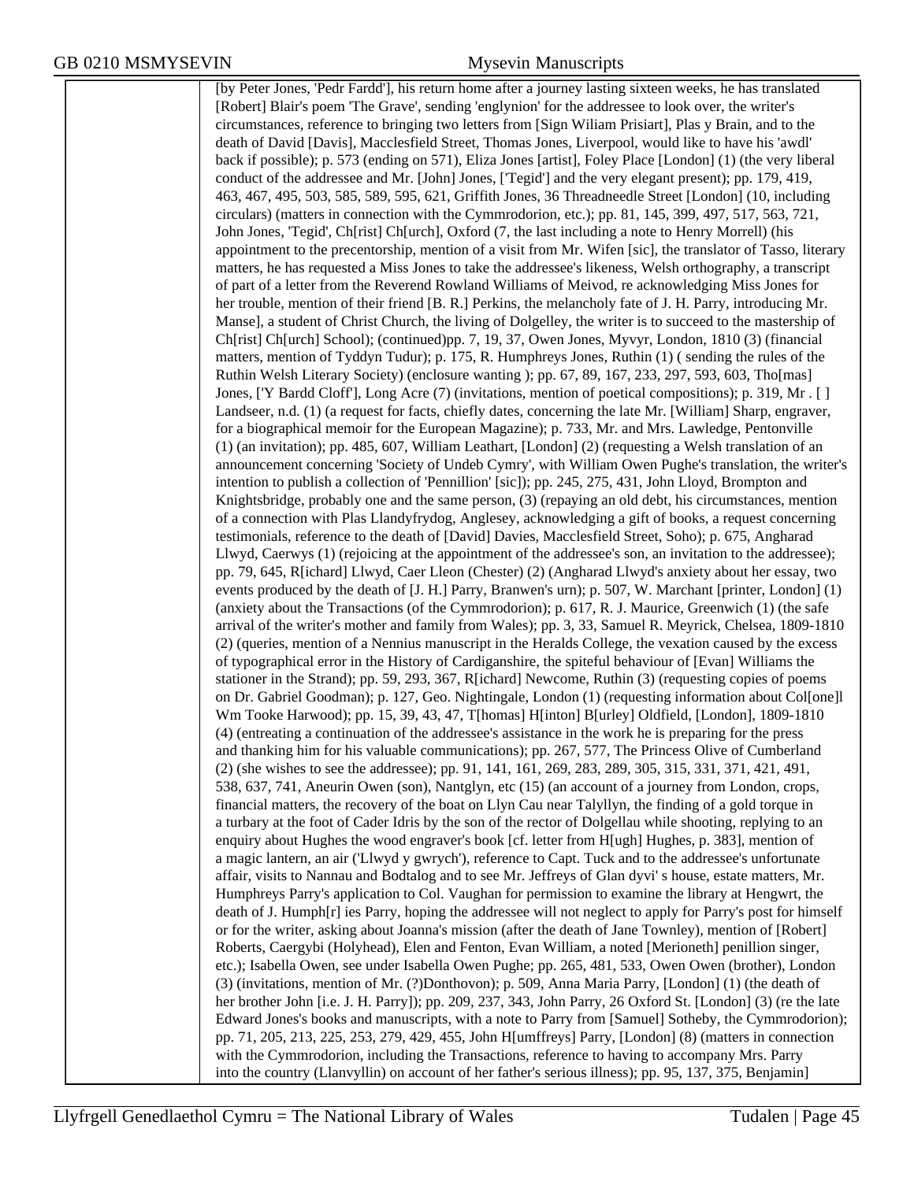[by Peter Jones, 'Pedr Fardd'], his return home after a journey lasting sixteen weeks, he has translated [Robert] Blair's poem 'The Grave', sending 'englynion' for the addressee to look over, the writer's circumstances, reference to bringing two letters from [Sign Wiliam Prisiart], Plas y Brain, and to the death of David [Davis], Macclesfield Street, Thomas Jones, Liverpool, would like to have his 'awdl' back if possible); p. 573 (ending on 571), Eliza Jones [artist], Foley Place [London] (1) (the very liberal conduct of the addressee and Mr. [John] Jones, ['Tegid'] and the very elegant present); pp. 179, 419, 463, 467, 495, 503, 585, 589, 595, 621, Griffith Jones, 36 Threadneedle Street [London] (10, including circulars) (matters in connection with the Cymmrodorion, etc.); pp. 81, 145, 399, 497, 517, 563, 721, John Jones, 'Tegid', Ch[rist] Ch[urch], Oxford (7, the last including a note to Henry Morrell) (his appointment to the precentorship, mention of a visit from Mr. Wifen [sic], the translator of Tasso, literary matters, he has requested a Miss Jones to take the addressee's likeness, Welsh orthography, a transcript of part of a letter from the Reverend Rowland Williams of Meivod, re acknowledging Miss Jones for her trouble, mention of their friend [B. R.] Perkins, the melancholy fate of J. H. Parry, introducing Mr. Manse], a student of Christ Church, the living of Dolgelley, the writer is to succeed to the mastership of Ch[rist] Ch[urch] School); (continued)pp. 7, 19, 37, Owen Jones, Myvyr, London, 1810 (3) (financial matters, mention of Tyddyn Tudur); p. 175, R. Humphreys Jones, Ruthin (1) ( sending the rules of the Ruthin Welsh Literary Society) (enclosure wanting ); pp. 67, 89, 167, 233, 297, 593, 603, Tho[mas] Jones, ['Y Bardd Cloff'], Long Acre (7) (invitations, mention of poetical compositions); p. 319, Mr . [ ] Landseer, n.d. (1) (a request for facts, chiefly dates, concerning the late Mr. [William] Sharp, engraver, for a biographical memoir for the European Magazine); p. 733, Mr. and Mrs. Lawledge, Pentonville (1) (an invitation); pp. 485, 607, William Leathart, [London] (2) (requesting a Welsh translation of an announcement concerning 'Society of Undeb Cymry', with William Owen Pughe's translation, the writer's intention to publish a collection of 'Pennillion' [sic]); pp. 245, 275, 431, John Lloyd, Brompton and Knightsbridge, probably one and the same person, (3) (repaying an old debt, his circumstances, mention of a connection with Plas Llandyfrydog, Anglesey, acknowledging a gift of books, a request concerning testimonials, reference to the death of [David] Davies, Macclesfield Street, Soho); p. 675, Angharad Llwyd, Caerwys (1) (rejoicing at the appointment of the addressee's son, an invitation to the addressee); pp. 79, 645, R[ichard] Llwyd, Caer Lleon (Chester) (2) (Angharad Llwyd's anxiety about her essay, two events produced by the death of [J. H.] Parry, Branwen's urn); p. 507, W. Marchant [printer, London] (1) (anxiety about the Transactions (of the Cymmrodorion); p. 617, R. J. Maurice, Greenwich (1) (the safe arrival of the writer's mother and family from Wales); pp. 3, 33, Samuel R. Meyrick, Chelsea, 1809-1810 (2) (queries, mention of a Nennius manuscript in the Heralds College, the vexation caused by the excess of typographical error in the History of Cardiganshire, the spiteful behaviour of [Evan] Williams the stationer in the Strand); pp. 59, 293, 367, R[ichard] Newcome, Ruthin (3) (requesting copies of poems on Dr. Gabriel Goodman); p. 127, Geo. Nightingale, London (1) (requesting information about Col[one]l Wm Tooke Harwood); pp. 15, 39, 43, 47, T[homas] H[inton] B[urley] Oldfield, [London], 1809-1810 (4) (entreating a continuation of the addressee's assistance in the work he is preparing for the press and thanking him for his valuable communications); pp. 267, 577, The Princess Olive of Cumberland (2) (she wishes to see the addressee); pp. 91, 141, 161, 269, 283, 289, 305, 315, 331, 371, 421, 491, 538, 637, 741, Aneurin Owen (son), Nantglyn, etc (15) (an account of a journey from London, crops, financial matters, the recovery of the boat on Llyn Cau near Talyllyn, the finding of a gold torque in a turbary at the foot of Cader Idris by the son of the rector of Dolgellau while shooting, replying to an enquiry about Hughes the wood engraver's book [cf. letter from H[ugh] Hughes, p. 383], mention of a magic lantern, an air ('Llwyd y gwrych'), reference to Capt. Tuck and to the addressee's unfortunate affair, visits to Nannau and Bodtalog and to see Mr. Jeffreys of Glan dyvi' s house, estate matters, Mr. Humphreys Parry's application to Col. Vaughan for permission to examine the library at Hengwrt, the death of J. Humph[r] ies Parry, hoping the addressee will not neglect to apply for Parry's post for himself or for the writer, asking about Joanna's mission (after the death of Jane Townley), mention of [Robert] Roberts, Caergybi (Holyhead), Elen and Fenton, Evan William, a noted [Merioneth] penillion singer, etc.); Isabella Owen, see under Isabella Owen Pughe; pp. 265, 481, 533, Owen Owen (brother), London (3) (invitations, mention of Mr. (?)Donthovon); p. 509, Anna Maria Parry, [London] (1) (the death of her brother John [i.e. J. H. Parry]); pp. 209, 237, 343, John Parry, 26 Oxford St. [London] (3) (re the late Edward Jones's books and manuscripts, with a note to Parry from [Samuel] Sotheby, the Cymmrodorion); pp. 71, 205, 213, 225, 253, 279, 429, 455, John H[umffreys] Parry, [London] (8) (matters in connection with the Cymmrodorion, including the Transactions, reference to having to accompany Mrs. Parry into the country (Llanvyllin) on account of her father's serious illness); pp. 95, 137, 375, Benjamin]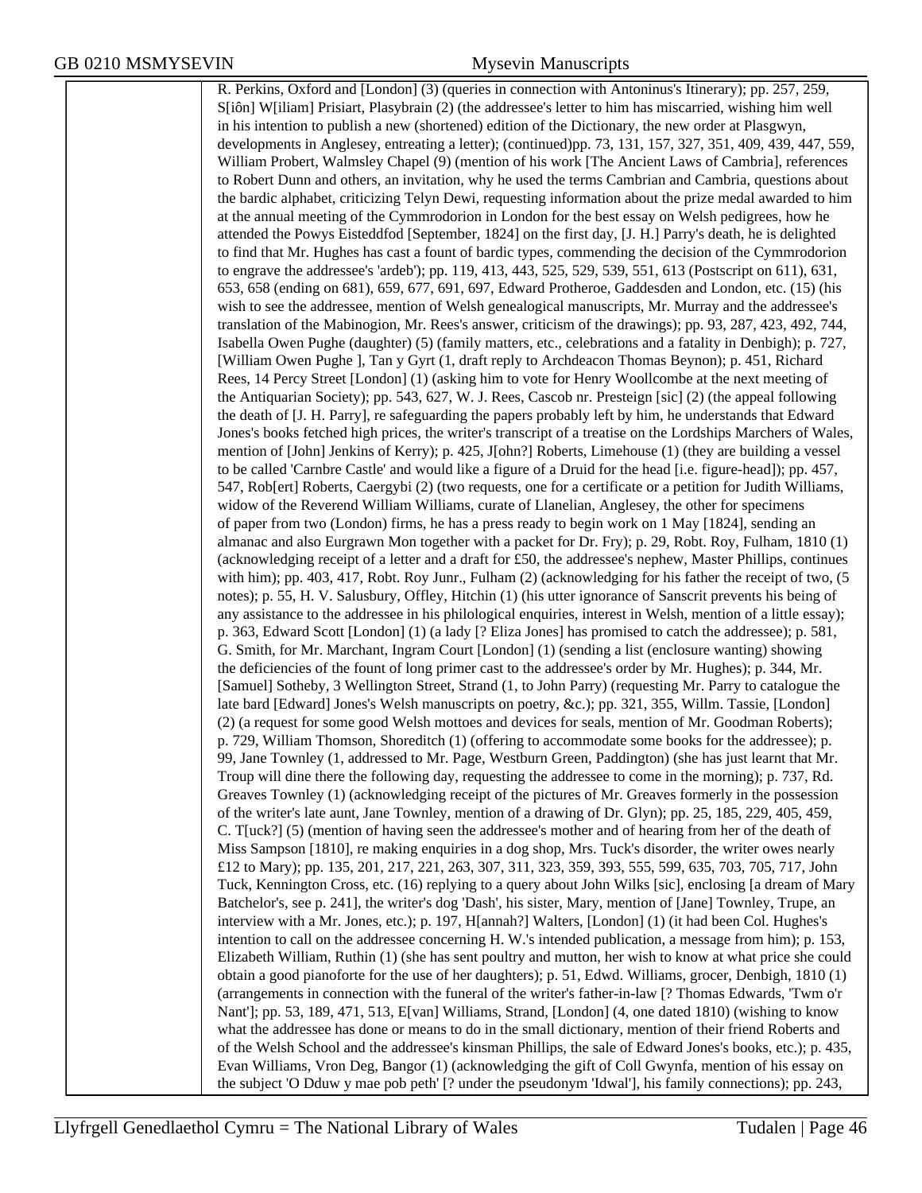R. Perkins, Oxford and [London] (3) (queries in connection with Antoninus's Itinerary); pp. 257, 259, S[iôn] W[iliam] Prisiart, Plasybrain (2) (the addressee's letter to him has miscarried, wishing him well in his intention to publish a new (shortened) edition of the Dictionary, the new order at Plasgwyn, developments in Anglesey, entreating a letter); (continued)pp. 73, 131, 157, 327, 351, 409, 439, 447, 559, William Probert, Walmsley Chapel (9) (mention of his work [The Ancient Laws of Cambria], references to Robert Dunn and others, an invitation, why he used the terms Cambrian and Cambria, questions about the bardic alphabet, criticizing Telyn Dewi, requesting information about the prize medal awarded to him at the annual meeting of the Cymmrodorion in London for the best essay on Welsh pedigrees, how he attended the Powys Eisteddfod [September, 1824] on the first day, [J. H.] Parry's death, he is delighted to find that Mr. Hughes has cast a fount of bardic types, commending the decision of the Cymmrodorion to engrave the addressee's 'ardeb'); pp. 119, 413, 443, 525, 529, 539, 551, 613 (Postscript on 611), 631, 653, 658 (ending on 681), 659, 677, 691, 697, Edward Protheroe, Gaddesden and London, etc. (15) (his wish to see the addressee, mention of Welsh genealogical manuscripts, Mr. Murray and the addressee's translation of the Mabinogion, Mr. Rees's answer, criticism of the drawings); pp. 93, 287, 423, 492, 744, Isabella Owen Pughe (daughter) (5) (family matters, etc., celebrations and a fatality in Denbigh); p. 727, [William Owen Pughe ], Tan y Gyrt (1, draft reply to Archdeacon Thomas Beynon); p. 451, Richard Rees, 14 Percy Street [London] (1) (asking him to vote for Henry Woollcombe at the next meeting of the Antiquarian Society); pp. 543, 627, W. J. Rees, Cascob nr. Presteign [sic] (2) (the appeal following the death of [J. H. Parry], re safeguarding the papers probably left by him, he understands that Edward Jones's books fetched high prices, the writer's transcript of a treatise on the Lordships Marchers of Wales, mention of [John] Jenkins of Kerry); p. 425, J[ohn?] Roberts, Limehouse (1) (they are building a vessel to be called 'Carnbre Castle' and would like a figure of a Druid for the head [i.e. figure-head]); pp. 457, 547, Rob[ert] Roberts, Caergybi (2) (two requests, one for a certificate or a petition for Judith Williams, widow of the Reverend William Williams, curate of Llanelian, Anglesey, the other for specimens of paper from two (London) firms, he has a press ready to begin work on 1 May [1824], sending an almanac and also Eurgrawn Mon together with a packet for Dr. Fry); p. 29, Robt. Roy, Fulham, 1810 (1) (acknowledging receipt of a letter and a draft for £50, the addressee's nephew, Master Phillips, continues with him); pp. 403, 417, Robt. Roy Junr., Fulham (2) (acknowledging for his father the receipt of two, (5 notes); p. 55, H. V. Salusbury, Offley, Hitchin (1) (his utter ignorance of Sanscrit prevents his being of any assistance to the addressee in his philological enquiries, interest in Welsh, mention of a little essay); p. 363, Edward Scott [London] (1) (a lady [? Eliza Jones] has promised to catch the addressee); p. 581, G. Smith, for Mr. Marchant, Ingram Court [London] (1) (sending a list (enclosure wanting) showing the deficiencies of the fount of long primer cast to the addressee's order by Mr. Hughes); p. 344, Mr. [Samuel] Sotheby, 3 Wellington Street, Strand (1, to John Parry) (requesting Mr. Parry to catalogue the late bard [Edward] Jones's Welsh manuscripts on poetry, &c.); pp. 321, 355, Willm. Tassie, [London] (2) (a request for some good Welsh mottoes and devices for seals, mention of Mr. Goodman Roberts); p. 729, William Thomson, Shoreditch (1) (offering to accommodate some books for the addressee); p. 99, Jane Townley (1, addressed to Mr. Page, Westburn Green, Paddington) (she has just learnt that Mr. Troup will dine there the following day, requesting the addressee to come in the morning); p. 737, Rd. Greaves Townley (1) (acknowledging receipt of the pictures of Mr. Greaves formerly in the possession of the writer's late aunt, Jane Townley, mention of a drawing of Dr. Glyn); pp. 25, 185, 229, 405, 459, C. T[uck?] (5) (mention of having seen the addressee's mother and of hearing from her of the death of Miss Sampson [1810], re making enquiries in a dog shop, Mrs. Tuck's disorder, the writer owes nearly £12 to Mary); pp. 135, 201, 217, 221, 263, 307, 311, 323, 359, 393, 555, 599, 635, 703, 705, 717, John Tuck, Kennington Cross, etc. (16) replying to a query about John Wilks [sic], enclosing [a dream of Mary Batchelor's, see p. 241], the writer's dog 'Dash', his sister, Mary, mention of [Jane] Townley, Trupe, an interview with a Mr. Jones, etc.); p. 197, H[annah?] Walters, [London] (1) (it had been Col. Hughes's intention to call on the addressee concerning H. W.'s intended publication, a message from him); p. 153, Elizabeth William, Ruthin (1) (she has sent poultry and mutton, her wish to know at what price she could obtain a good pianoforte for the use of her daughters); p. 51, Edwd. Williams, grocer, Denbigh, 1810 (1) (arrangements in connection with the funeral of the writer's father-in-law [? Thomas Edwards, 'Twm o'r Nant']; pp. 53, 189, 471, 513, E[van] Williams, Strand, [London] (4, one dated 1810) (wishing to know what the addressee has done or means to do in the small dictionary, mention of their friend Roberts and of the Welsh School and the addressee's kinsman Phillips, the sale of Edward Jones's books, etc.); p. 435, Evan Williams, Vron Deg, Bangor (1) (acknowledging the gift of Coll Gwynfa, mention of his essay on the subject 'O Dduw y mae pob peth' [? under the pseudonym 'Idwal'], his family connections); pp. 243,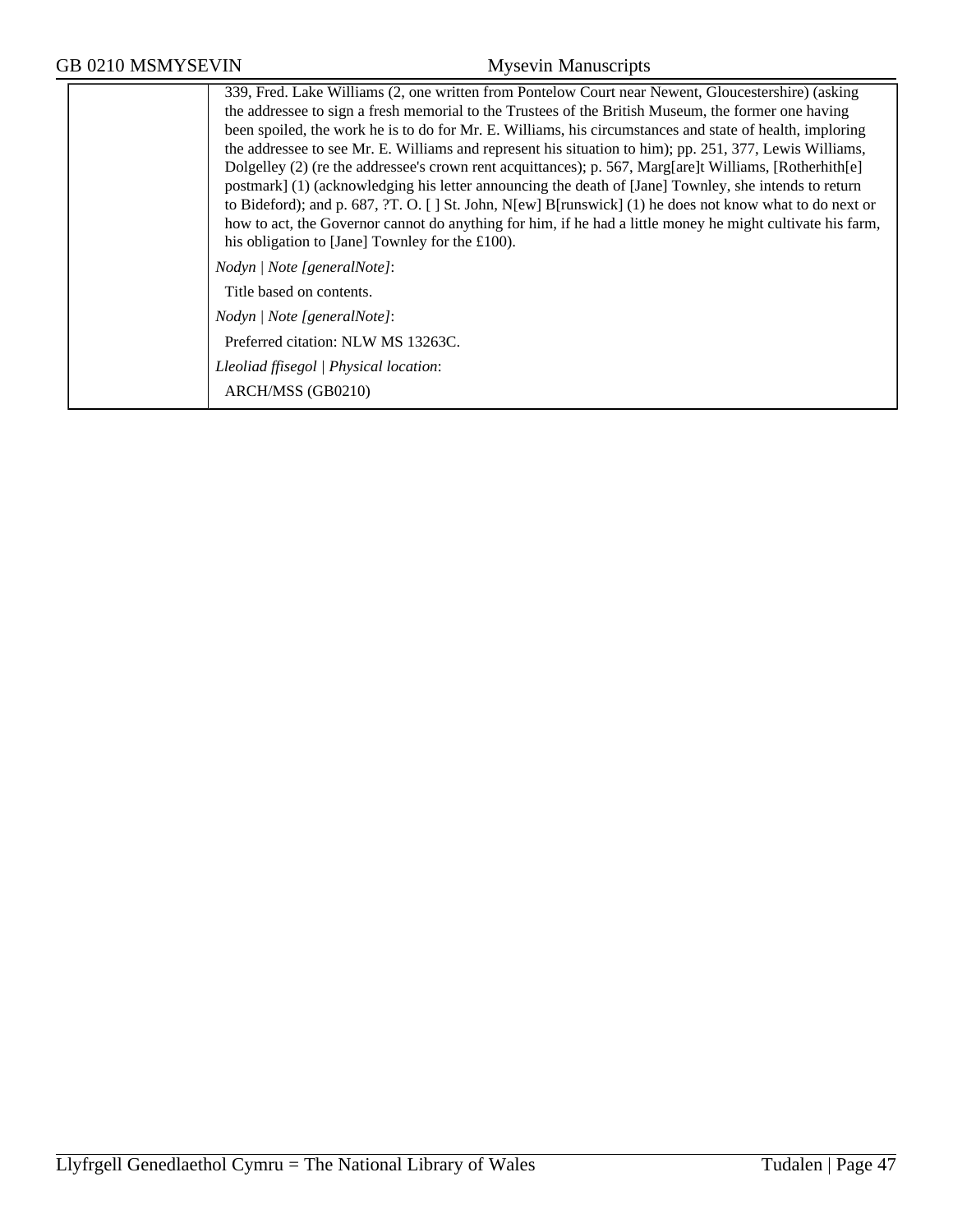339, Fred. Lake Williams (2, one written from Pontelow Court near Newent, Gloucestershire) (asking the addressee to sign a fresh memorial to the Trustees of the British Museum, the former one having been spoiled, the work he is to do for Mr. E. Williams, his circumstances and state of health, imploring the addressee to see Mr. E. Williams and represent his situation to him); pp. 251, 377, Lewis Williams, Dolgelley (2) (re the addressee's crown rent acquittances); p. 567, Marg[are]t Williams, [Rotherhith[e] postmark] (1) (acknowledging his letter announcing the death of [Jane] Townley, she intends to return to Bideford); and p. 687, ?T. O. [ ] St. John, N[ew] B[runswick] (1) he does not know what to do next or how to act, the Governor cannot do anything for him, if he had a little money he might cultivate his farm, his obligation to [Jane] Townley for the £100).

*Nodyn | Note [generalNote]*:

Title based on contents.

*Nodyn | Note [generalNote]*:

Preferred citation: NLW MS 13263C.

*Lleoliad ffisegol | Physical location*:

ARCH/MSS (GB0210)